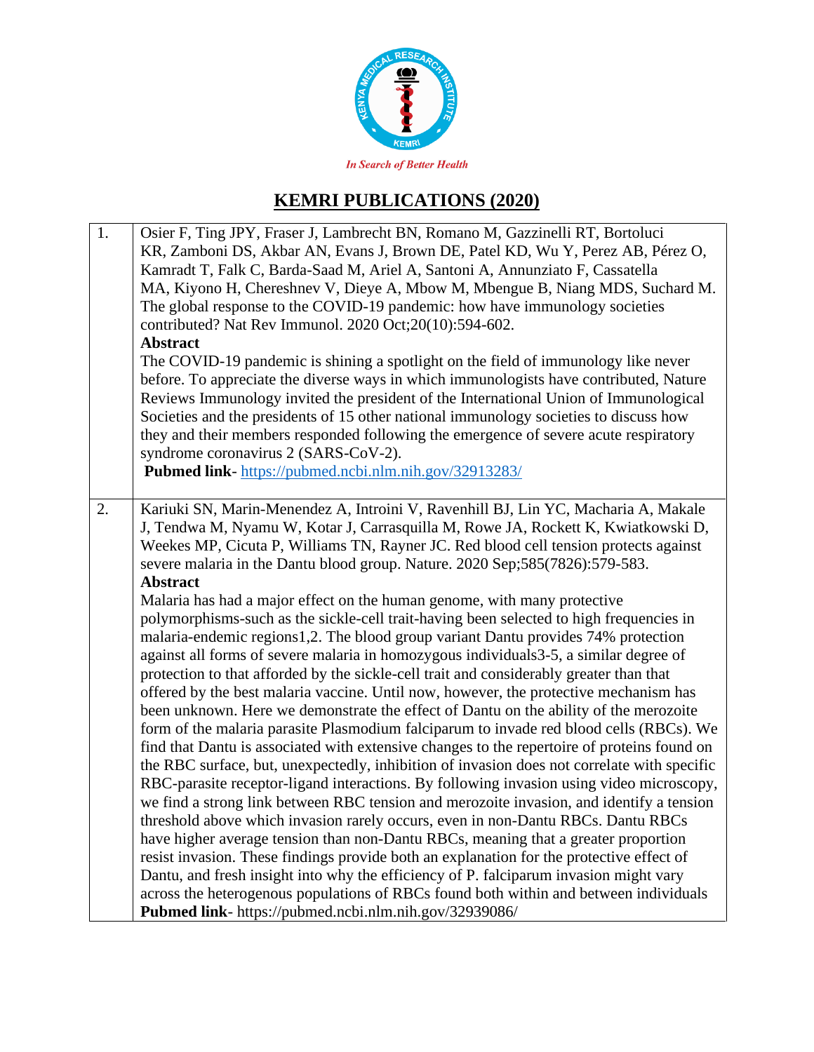In Search of Better Health

# KEMRI PUBLICATIONS (2020)

| | |
|---|---|
| 1. | Osier F, Ting JPY, Fraser J, Lambrecht BN, Romano M, Gazzinelli RT, Bortoluci KR, Zamboni DS, Akbar AN, Evans J, Brown DE, Patel KD, Wu Y, Perez AB, Pérez O, Kamradt T, Falk C, Barda-Saad M, Ariel A, Santoni A, Annunziato F, Cassatella MA, Kiyono H, Chereshnev V, Dieye A, Mbow M, Mbengue B, Niang MDS, Suchard M. The global response to the COVID-19 pandemic: how have immunology societies contributed? Nat Rev Immunol. 2020 Oct;20(10):594-602.<br>**Abstract**<br>The COVID-19 pandemic is shining a spotlight on the field of immunology like never before. To appreciate the diverse ways in which immunologists have contributed, Nature Reviews Immunology invited the president of the International Union of Immunological Societies and the presidents of 15 other national immunology societies to discuss how they and their members responded following the emergence of severe acute respiratory syndrome coronavirus 2 (SARS-CoV-2).<br>**Pubmed link**- https://pubmed.ncbi.nlm.nih.gov/32913283/ |
| 2. | Kariuki SN, Marin-Menendez A, Introini V, Ravenhill BJ, Lin YC, Macharia A, Makale J, Tendwa M, Nyamu W, Kotar J, Carrasquilla M, Rowe JA, Rockett K, Kwiatkowski D, Weekes MP, Cicuta P, Williams TN, Rayner JC. Red blood cell tension protects against severe malaria in the Dantu blood group. Nature. 2020 Sep;585(7826):579-583.<br>**Abstract**<br>Malaria has had a major effect on the human genome, with many protective polymorphisms-such as the sickle-cell trait-having been selected to high frequencies in malaria-endemic regions1,2. The blood group variant Dantu provides 74% protection against all forms of severe malaria in homozygous individuals3-5, a similar degree of protection to that afforded by the sickle-cell trait and considerably greater than that offered by the best malaria vaccine. Until now, however, the protective mechanism has been unknown. Here we demonstrate the effect of Dantu on the ability of the merozoite form of the malaria parasite Plasmodium falciparum to invade red blood cells (RBCs). We find that Dantu is associated with extensive changes to the repertoire of proteins found on the RBC surface, but, unexpectedly, inhibition of invasion does not correlate with specific RBC-parasite receptor-ligand interactions. By following invasion using video microscopy, we find a strong link between RBC tension and merozoite invasion, and identify a tension threshold above which invasion rarely occurs, even in non-Dantu RBCs. Dantu RBCs have higher average tension than non-Dantu RBCs, meaning that a greater proportion resist invasion. These findings provide both an explanation for the protective effect of Dantu, and fresh insight into why the efficiency of P. falciparum invasion might vary across the heterogenous populations of RBCs found both within and between individuals<br>**Pubmed link**- https://pubmed.ncbi.nlm.nih.gov/32939086/ |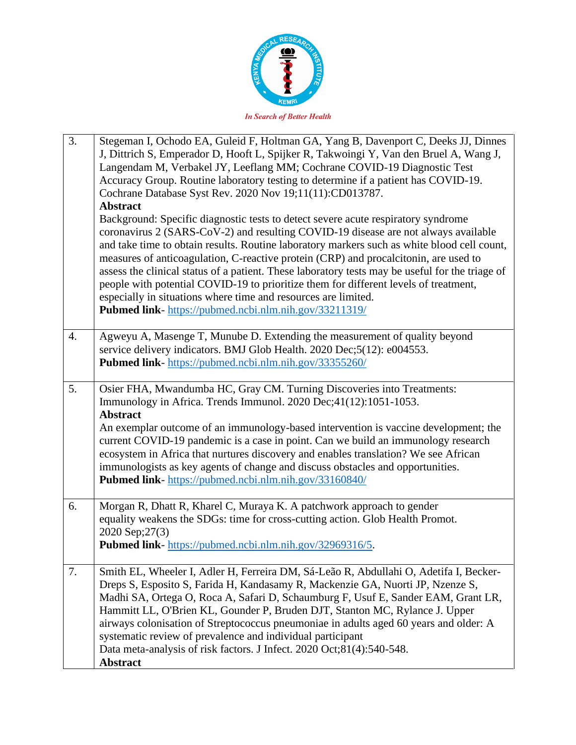| | |
|---|---|
| 3. | Stegeman I, Ochodo EA, Guleid F, Holtman GA, Yang B, Davenport C, Deeks JJ, Dinnes J, Dittrich S, Emperador D, Hooft L, Spijker R, Takwoingi Y, Van den Bruel A, Wang J, Langendam M, Verbakel JY, Leeflang MM; Cochrane COVID-19 Diagnostic Test Accuracy Group. Routine laboratory testing to determine if a patient has COVID-19. Cochrane Database Syst Rev. 2020 Nov 19;11(11):CD013787.<br>**Abstract**<br>Background: Specific diagnostic tests to detect severe acute respiratory syndrome coronavirus 2 (SARS-CoV-2) and resulting COVID-19 disease are not always available and take time to obtain results. Routine laboratory markers such as white blood cell count, measures of anticoagulation, C-reactive protein (CRP) and procalcitonin, are used to assess the clinical status of a patient. These laboratory tests may be useful for the triage of people with potential COVID-19 to prioritize them for different levels of treatment, especially in situations where time and resources are limited.<br>**Pubmed link**- https://pubmed.ncbi.nlm.nih.gov/33211319/ |
| 4. | Agweyu A, Masenge T, Munube D. Extending the measurement of quality beyond service delivery indicators. BMJ Glob Health. 2020 Dec;5(12): e004553.<br>**Pubmed link**- https://pubmed.ncbi.nlm.nih.gov/33355260/ |
| 5. | Osier FHA, Mwandumba HC, Gray CM. Turning Discoveries into Treatments: Immunology in Africa. Trends Immunol. 2020 Dec;41(12):1051-1053.<br>**Abstract**<br>An exemplar outcome of an immunology-based intervention is vaccine development; the current COVID-19 pandemic is a case in point. Can we build an immunology research ecosystem in Africa that nurtures discovery and enables translation? We see African immunologists as key agents of change and discuss obstacles and opportunities.<br>**Pubmed link**- https://pubmed.ncbi.nlm.nih.gov/33160840/ |
| 6. | Morgan R, Dhatt R, Kharel C, Muraya K. A patchwork approach to gender equality weakens the SDGs: time for cross-cutting action. Glob Health Promot. 2020 Sep;27(3)<br>**Pubmed link**- https://pubmed.ncbi.nlm.nih.gov/32969316/5. |
| 7. | Smith EL, Wheeler I, Adler H, Ferreira DM, Sá-Leão R, Abdullahi O, Adetifa I, Becker-Dreps S, Esposito S, Farida H, Kandasamy R, Mackenzie GA, Nuorti JP, Nzenze S, Madhi SA, Ortega O, Roca A, Safari D, Schaumburg F, Usuf E, Sander EAM, Grant LR, Hammitt LL, O'Brien KL, Gounder P, Bruden DJT, Stanton MC, Rylance J. Upper airways colonisation of Streptococcus pneumoniae in adults aged 60 years and older: A systematic review of prevalence and individual participant Data meta-analysis of risk factors. J Infect. 2020 Oct;81(4):540-548.<br>**Abstract** |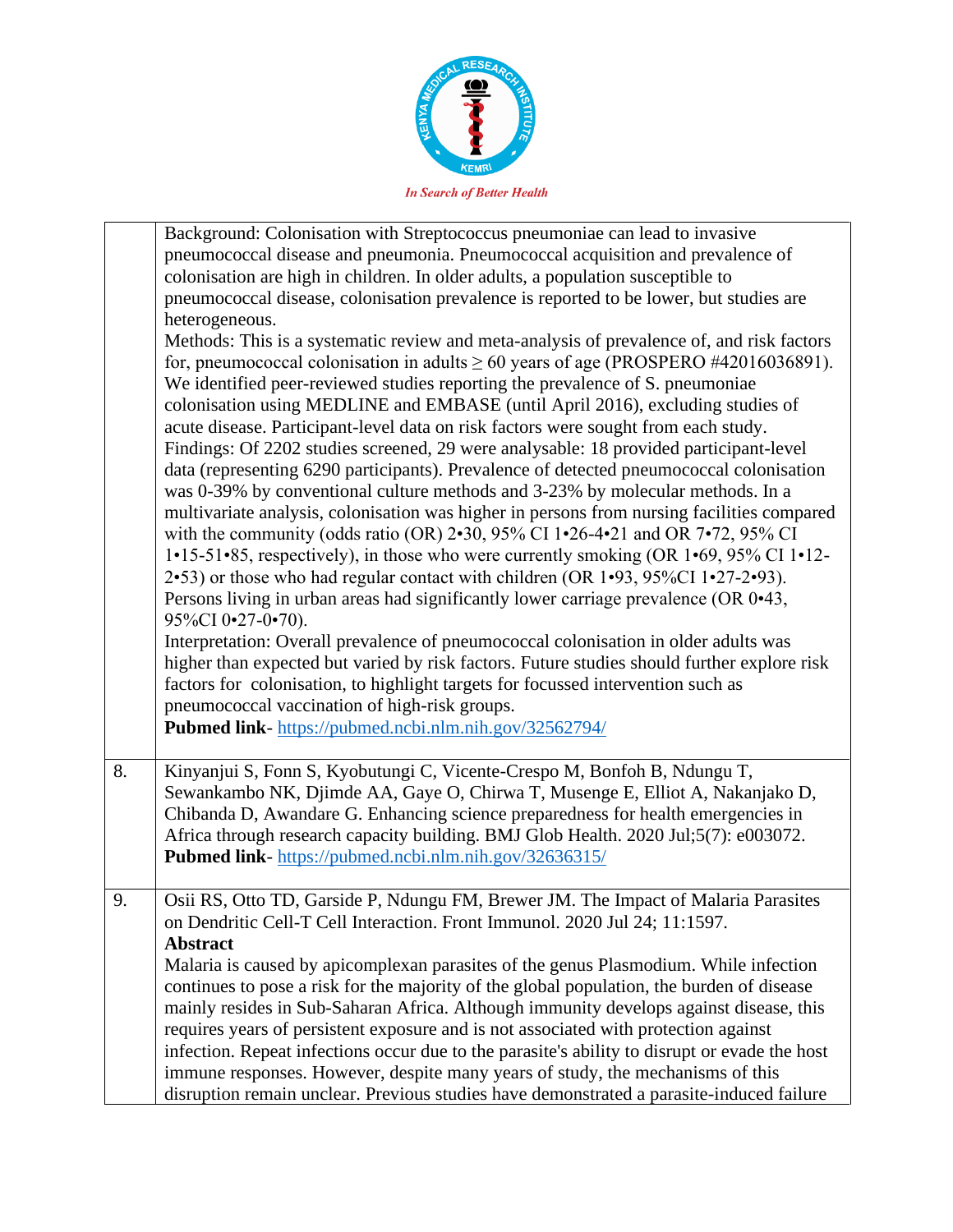| | |
|---|---|
| | Background: Colonisation with Streptococcus pneumoniae can lead to invasive pneumococcal disease and pneumonia. Pneumococcal acquisition and prevalence of colonisation are high in children. In older adults, a population susceptible to pneumococcal disease, colonisation prevalence is reported to be lower, but studies are heterogeneous. Methods: This is a systematic review and meta-analysis of prevalence of, and risk factors for, pneumococcal colonisation in adults ≥ 60 years of age (PROSPERO #42016036891). We identified peer-reviewed studies reporting the prevalence of S. pneumoniae colonisation using MEDLINE and EMBASE (until April 2016), excluding studies of acute disease. Participant-level data on risk factors were sought from each study. Findings: Of 2202 studies screened, 29 were analysable: 18 provided participant-level data (representing 6290 participants). Prevalence of detected pneumococcal colonisation was 0-39% by conventional culture methods and 3-23% by molecular methods. In a multivariate analysis, colonisation was higher in persons from nursing facilities compared with the community (odds ratio (OR) 2•30, 95% CI 1•26-4•21 and OR 7•72, 95% CI 1•15-51•85, respectively), in those who were currently smoking (OR 1•69, 95% CI 1•12-2•53) or those who had regular contact with children (OR 1•93, 95%CI 1•27-2•93). Persons living in urban areas had significantly lower carriage prevalence (OR 0•43, 95%CI 0•27-0•70). Interpretation: Overall prevalence of pneumococcal colonisation in older adults was higher than expected but varied by risk factors. Future studies should further explore risk factors for colonisation, to highlight targets for focussed intervention such as pneumococcal vaccination of high-risk groups. **Pubmed link**- https://pubmed.ncbi.nlm.nih.gov/32562794/ |
| 8. | Kinyanjui S, Fonn S, Kyobutungi C, Vicente-Crespo M, Bonfoh B, Ndungu T, Sewankambo NK, Djimde AA, Gaye O, Chirwa T, Musenge E, Elliot A, Nakanjako D, Chibanda D, Awandare G. Enhancing science preparedness for health emergencies in Africa through research capacity building. BMJ Glob Health. 2020 Jul;5(7): e003072. **Pubmed link**- https://pubmed.ncbi.nlm.nih.gov/32636315/ |
| 9. | Osii RS, Otto TD, Garside P, Ndungu FM, Brewer JM. The Impact of Malaria Parasites on Dendritic Cell-T Cell Interaction. Front Immunol. 2020 Jul 24; 11:1597. **Abstract** Malaria is caused by apicomplexan parasites of the genus Plasmodium. While infection continues to pose a risk for the majority of the global population, the burden of disease mainly resides in Sub-Saharan Africa. Although immunity develops against disease, this requires years of persistent exposure and is not associated with protection against infection. Repeat infections occur due to the parasite's ability to disrupt or evade the host immune responses. However, despite many years of study, the mechanisms of this disruption remain unclear. Previous studies have demonstrated a parasite-induced failure |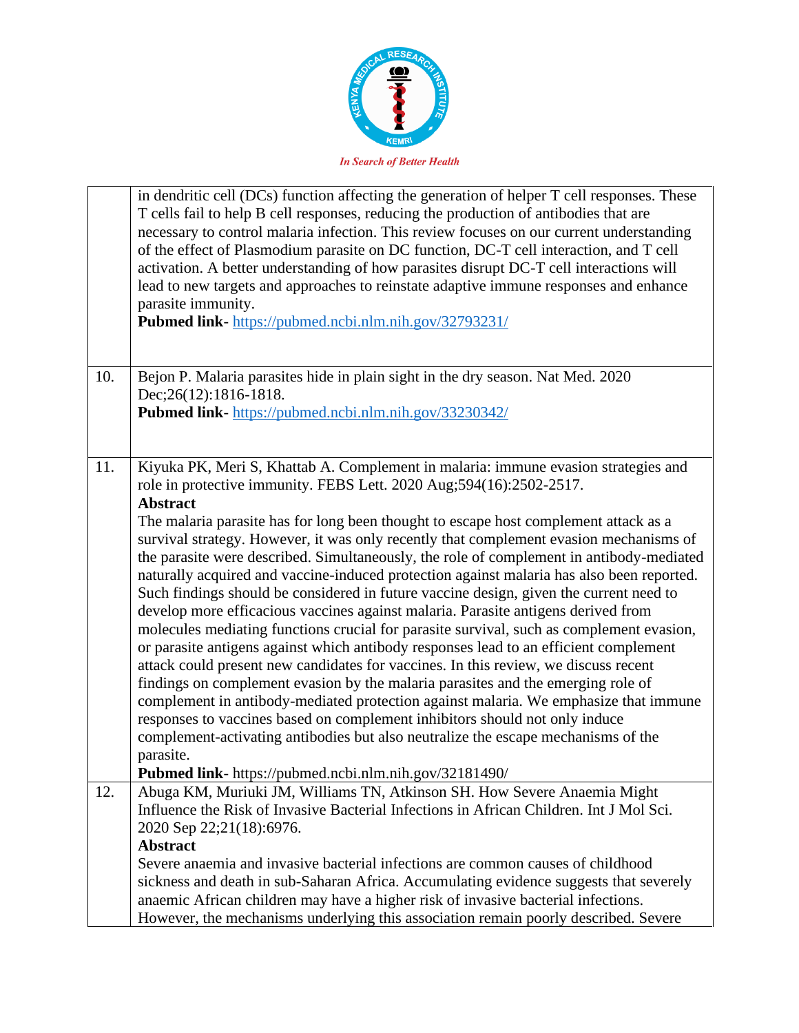| | |
|---|---|
| | in dendritic cell (DCs) function affecting the generation of helper T cell responses. These T cells fail to help B cell responses, reducing the production of antibodies that are necessary to control malaria infection. This review focuses on our current understanding of the effect of Plasmodium parasite on DC function, DC-T cell interaction, and T cell activation. A better understanding of how parasites disrupt DC-T cell interactions will lead to new targets and approaches to reinstate adaptive immune responses and enhance parasite immunity.<br>**Pubmed link**- https://pubmed.ncbi.nlm.nih.gov/32793231/ |
| 10. | Bejon P. Malaria parasites hide in plain sight in the dry season. Nat Med. 2020 Dec;26(12):1816-1818.<br>**Pubmed link**- https://pubmed.ncbi.nlm.nih.gov/33230342/ |
| 11. | Kiyuka PK, Meri S, Khattab A. Complement in malaria: immune evasion strategies and role in protective immunity. FEBS Lett. 2020 Aug;594(16):2502-2517.<br>**Abstract**<br>The malaria parasite has for long been thought to escape host complement attack as a survival strategy. However, it was only recently that complement evasion mechanisms of the parasite were described. Simultaneously, the role of complement in antibody-mediated naturally acquired and vaccine-induced protection against malaria has also been reported. Such findings should be considered in future vaccine design, given the current need to develop more efficacious vaccines against malaria. Parasite antigens derived from molecules mediating functions crucial for parasite survival, such as complement evasion, or parasite antigens against which antibody responses lead to an efficient complement attack could present new candidates for vaccines. In this review, we discuss recent findings on complement evasion by the malaria parasites and the emerging role of complement in antibody-mediated protection against malaria. We emphasize that immune responses to vaccines based on complement inhibitors should not only induce complement-activating antibodies but also neutralize the escape mechanisms of the parasite.<br>**Pubmed link**- https://pubmed.ncbi.nlm.nih.gov/32181490/ |
| 12. | Abuga KM, Muriuki JM, Williams TN, Atkinson SH. How Severe Anaemia Might Influence the Risk of Invasive Bacterial Infections in African Children. Int J Mol Sci. 2020 Sep 22;21(18):6976.<br>**Abstract**<br>Severe anaemia and invasive bacterial infections are common causes of childhood sickness and death in sub-Saharan Africa. Accumulating evidence suggests that severely anaemic African children may have a higher risk of invasive bacterial infections. However, the mechanisms underlying this association remain poorly described. Severe |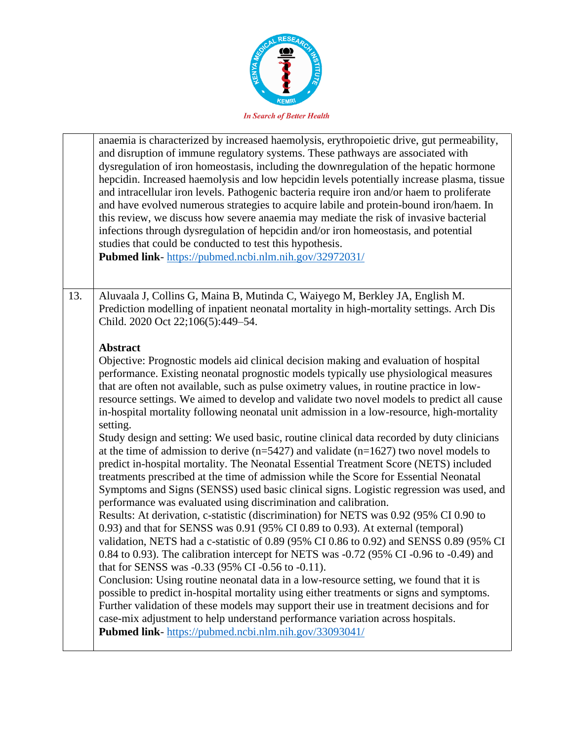| | |
|---|---|
| | anaemia is characterized by increased haemolysis, erythropoietic drive, gut permeability, and disruption of immune regulatory systems. These pathways are associated with dysregulation of iron homeostasis, including the downregulation of the hepatic hormone hepcidin. Increased haemolysis and low hepcidin levels potentially increase plasma, tissue and intracellular iron levels. Pathogenic bacteria require iron and/or haem to proliferate and have evolved numerous strategies to acquire labile and protein-bound iron/haem. In this review, we discuss how severe anaemia may mediate the risk of invasive bacterial infections through dysregulation of hepcidin and/or iron homeostasis, and potential studies that could be conducted to test this hypothesis.<br>**Pubmed link**- https://pubmed.ncbi.nlm.nih.gov/32972031/ |
| 13. | Aluvaala J, Collins G, Maina B, Mutinda C, Waiyego M, Berkley JA, English M. Prediction modelling of inpatient neonatal mortality in high-mortality settings. Arch Dis Child. 2020 Oct 22;106(5):449–54.<br><br>**Abstract**<br>Objective: Prognostic models aid clinical decision making and evaluation of hospital performance. Existing neonatal prognostic models typically use physiological measures that are often not available, such as pulse oximetry values, in routine practice in low-resource settings. We aimed to develop and validate two novel models to predict all cause in-hospital mortality following neonatal unit admission in a low-resource, high-mortality setting.<br>Study design and setting: We used basic, routine clinical data recorded by duty clinicians at the time of admission to derive (n=5427) and validate (n=1627) two novel models to predict in-hospital mortality. The Neonatal Essential Treatment Score (NETS) included treatments prescribed at the time of admission while the Score for Essential Neonatal Symptoms and Signs (SENSS) used basic clinical signs. Logistic regression was used, and performance was evaluated using discrimination and calibration.<br>Results: At derivation, c-statistic (discrimination) for NETS was 0.92 (95% CI 0.90 to 0.93) and that for SENSS was 0.91 (95% CI 0.89 to 0.93). At external (temporal) validation, NETS had a c-statistic of 0.89 (95% CI 0.86 to 0.92) and SENSS 0.89 (95% CI 0.84 to 0.93). The calibration intercept for NETS was -0.72 (95% CI -0.96 to -0.49) and that for SENSS was -0.33 (95% CI -0.56 to -0.11).<br>Conclusion: Using routine neonatal data in a low-resource setting, we found that it is possible to predict in-hospital mortality using either treatments or signs and symptoms. Further validation of these models may support their use in treatment decisions and for case-mix adjustment to help understand performance variation across hospitals.<br>**Pubmed link**- https://pubmed.ncbi.nlm.nih.gov/33093041/ |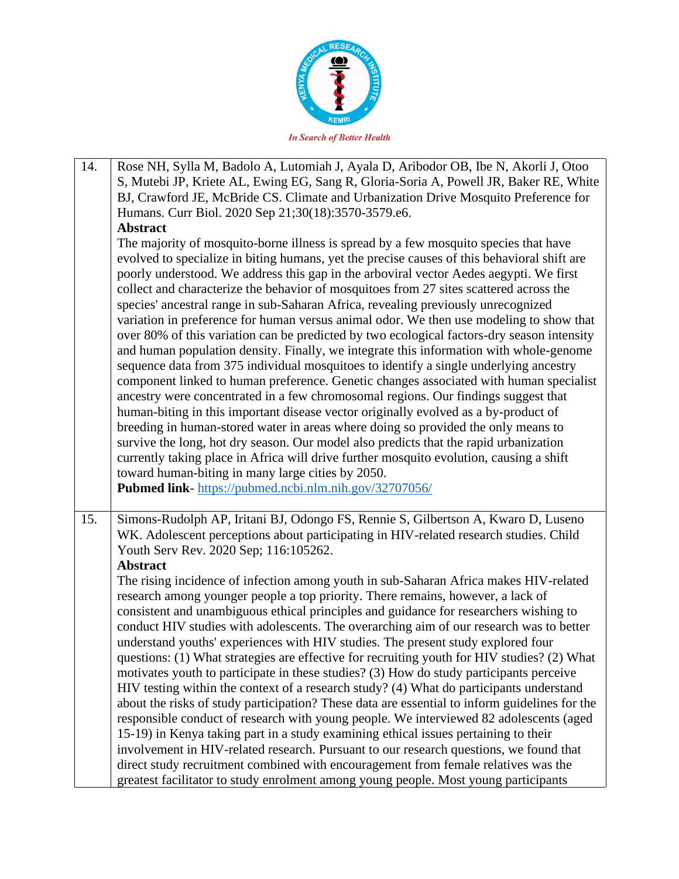| | |
|---|---|
| 14. | Rose NH, Sylla M, Badolo A, Lutomiah J, Ayala D, Aribodor OB, Ibe N, Akorli J, Otoo S, Mutebi JP, Kriete AL, Ewing EG, Sang R, Gloria-Soria A, Powell JR, Baker RE, White BJ, Crawford JE, McBride CS. Climate and Urbanization Drive Mosquito Preference for Humans. Curr Biol. 2020 Sep 21;30(18):3570-3579.e6.<br>**Abstract**<br>The majority of mosquito-borne illness is spread by a few mosquito species that have evolved to specialize in biting humans, yet the precise causes of this behavioral shift are poorly understood. We address this gap in the arboviral vector Aedes aegypti. We first collect and characterize the behavior of mosquitoes from 27 sites scattered across the species' ancestral range in sub-Saharan Africa, revealing previously unrecognized variation in preference for human versus animal odor. We then use modeling to show that over 80% of this variation can be predicted by two ecological factors-dry season intensity and human population density. Finally, we integrate this information with whole-genome sequence data from 375 individual mosquitoes to identify a single underlying ancestry component linked to human preference. Genetic changes associated with human specialist ancestry were concentrated in a few chromosomal regions. Our findings suggest that human-biting in this important disease vector originally evolved as a by-product of breeding in human-stored water in areas where doing so provided the only means to survive the long, hot dry season. Our model also predicts that the rapid urbanization currently taking place in Africa will drive further mosquito evolution, causing a shift toward human-biting in many large cities by 2050.<br>**Pubmed link**- https://pubmed.ncbi.nlm.nih.gov/32707056/ |
| 15. | Simons-Rudolph AP, Iritani BJ, Odongo FS, Rennie S, Gilbertson A, Kwaro D, Luseno WK. Adolescent perceptions about participating in HIV-related research studies. Child Youth Serv Rev. 2020 Sep; 116:105262.<br>**Abstract**<br>The rising incidence of infection among youth in sub-Saharan Africa makes HIV-related research among younger people a top priority. There remains, however, a lack of consistent and unambiguous ethical principles and guidance for researchers wishing to conduct HIV studies with adolescents. The overarching aim of our research was to better understand youths' experiences with HIV studies. The present study explored four questions: (1) What strategies are effective for recruiting youth for HIV studies? (2) What motivates youth to participate in these studies? (3) How do study participants perceive HIV testing within the context of a research study? (4) What do participants understand about the risks of study participation? These data are essential to inform guidelines for the responsible conduct of research with young people. We interviewed 82 adolescents (aged 15-19) in Kenya taking part in a study examining ethical issues pertaining to their involvement in HIV-related research. Pursuant to our research questions, we found that direct study recruitment combined with encouragement from female relatives was the greatest facilitator to study enrolment among young people. Most young participants |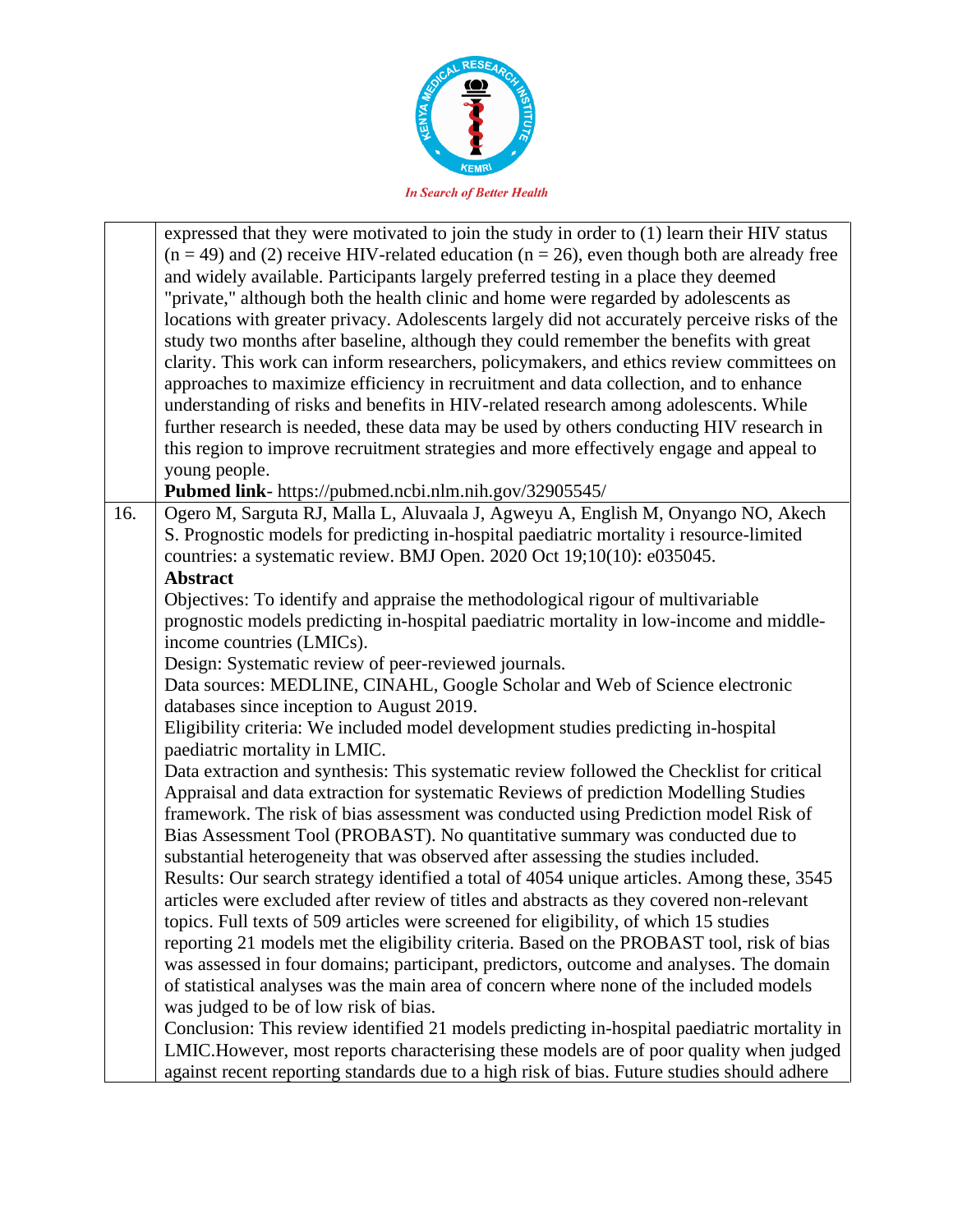| | |
|---|---|
| | expressed that they were motivated to join the study in order to (1) learn their HIV status (n = 49) and (2) receive HIV-related education (n = 26), even though both are already free and widely available. Participants largely preferred testing in a place they deemed "private," although both the health clinic and home were regarded by adolescents as locations with greater privacy. Adolescents largely did not accurately perceive risks of the study two months after baseline, although they could remember the benefits with great clarity. This work can inform researchers, policymakers, and ethics review committees on approaches to maximize efficiency in recruitment and data collection, and to enhance understanding of risks and benefits in HIV-related research among adolescents. While further research is needed, these data may be used by others conducting HIV research in this region to improve recruitment strategies and more effectively engage and appeal to young people.<br>**Pubmed link**- https://pubmed.ncbi.nlm.nih.gov/32905545/ |
| 16. | Ogero M, Sarguta RJ, Malla L, Aluvaala J, Agweyu A, English M, Onyango NO, Akech S. Prognostic models for predicting in-hospital paediatric mortality i resource-limited countries: a systematic review. BMJ Open. 2020 Oct 19;10(10): e035045.<br>**Abstract**<br>Objectives: To identify and appraise the methodological rigour of multivariable prognostic models predicting in-hospital paediatric mortality in low-income and middle-income countries (LMICs).<br>Design: Systematic review of peer-reviewed journals.<br>Data sources: MEDLINE, CINAHL, Google Scholar and Web of Science electronic databases since inception to August 2019.<br>Eligibility criteria: We included model development studies predicting in-hospital paediatric mortality in LMIC.<br>Data extraction and synthesis: This systematic review followed the Checklist for critical Appraisal and data extraction for systematic Reviews of prediction Modelling Studies framework. The risk of bias assessment was conducted using Prediction model Risk of Bias Assessment Tool (PROBAST). No quantitative summary was conducted due to substantial heterogeneity that was observed after assessing the studies included.<br>Results: Our search strategy identified a total of 4054 unique articles. Among these, 3545 articles were excluded after review of titles and abstracts as they covered non-relevant topics. Full texts of 509 articles were screened for eligibility, of which 15 studies reporting 21 models met the eligibility criteria. Based on the PROBAST tool, risk of bias was assessed in four domains; participant, predictors, outcome and analyses. The domain of statistical analyses was the main area of concern where none of the included models was judged to be of low risk of bias.<br>Conclusion: This review identified 21 models predicting in-hospital paediatric mortality in LMIC.However, most reports characterising these models are of poor quality when judged against recent reporting standards due to a high risk of bias. Future studies should adhere |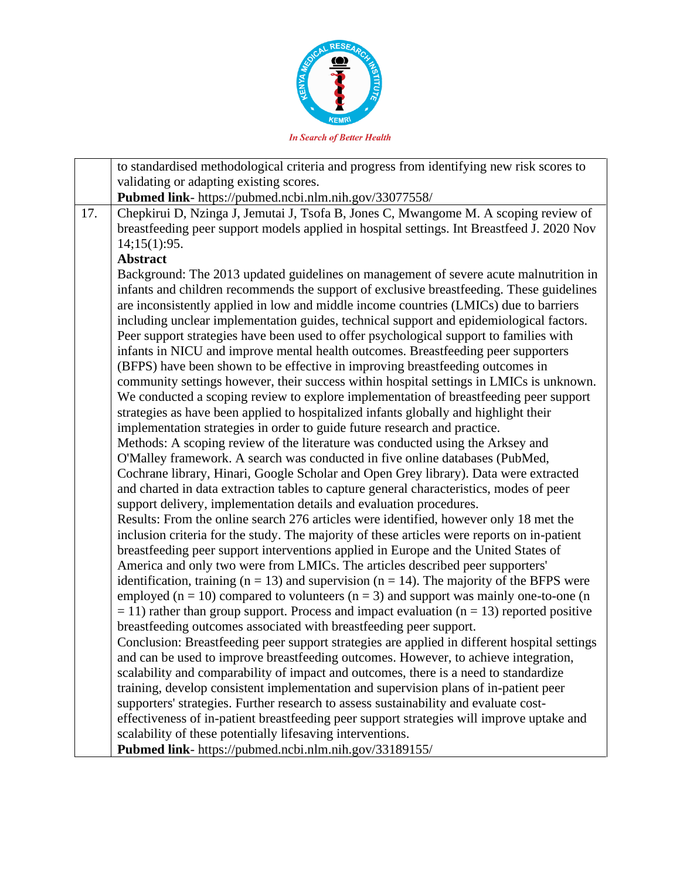| | |
|---|---|
| | to standardised methodological criteria and progress from identifying new risk scores to validating or adapting existing scores.<br>**Pubmed link**- https://pubmed.ncbi.nlm.nih.gov/33077558/ |
| 17. | Chepkirui D, Nzinga J, Jemutai J, Tsofa B, Jones C, Mwangome M. A scoping review of breastfeeding peer support models applied in hospital settings. Int Breastfeed J. 2020 Nov 14;15(1):95.<br>**Abstract**<br>Background: The 2013 updated guidelines on management of severe acute malnutrition in infants and children recommends the support of exclusive breastfeeding. These guidelines are inconsistently applied in low and middle income countries (LMICs) due to barriers including unclear implementation guides, technical support and epidemiological factors. Peer support strategies have been used to offer psychological support to families with infants in NICU and improve mental health outcomes. Breastfeeding peer supporters (BFPS) have been shown to be effective in improving breastfeeding outcomes in community settings however, their success within hospital settings in LMICs is unknown. We conducted a scoping review to explore implementation of breastfeeding peer support strategies as have been applied to hospitalized infants globally and highlight their implementation strategies in order to guide future research and practice.<br>Methods: A scoping review of the literature was conducted using the Arksey and O'Malley framework. A search was conducted in five online databases (PubMed, Cochrane library, Hinari, Google Scholar and Open Grey library). Data were extracted and charted in data extraction tables to capture general characteristics, modes of peer support delivery, implementation details and evaluation procedures.<br>Results: From the online search 276 articles were identified, however only 18 met the inclusion criteria for the study. The majority of these articles were reports on in-patient breastfeeding peer support interventions applied in Europe and the United States of America and only two were from LMICs. The articles described peer supporters' identification, training ($n = 13$) and supervision ($n = 14$). The majority of the BFPS were employed ($n = 10$) compared to volunteers ($n = 3$) and support was mainly one-to-one ($n = 11$) rather than group support. Process and impact evaluation ($n = 13$) reported positive breastfeeding outcomes associated with breastfeeding peer support.<br>Conclusion: Breastfeeding peer support strategies are applied in different hospital settings and can be used to improve breastfeeding outcomes. However, to achieve integration, scalability and comparability of impact and outcomes, there is a need to standardize training, develop consistent implementation and supervision plans of in-patient peer supporters' strategies. Further research to assess sustainability and evaluate cost-effectiveness of in-patient breastfeeding peer support strategies will improve uptake and scalability of these potentially lifesaving interventions.<br>**Pubmed link**- https://pubmed.ncbi.nlm.nih.gov/33189155/ |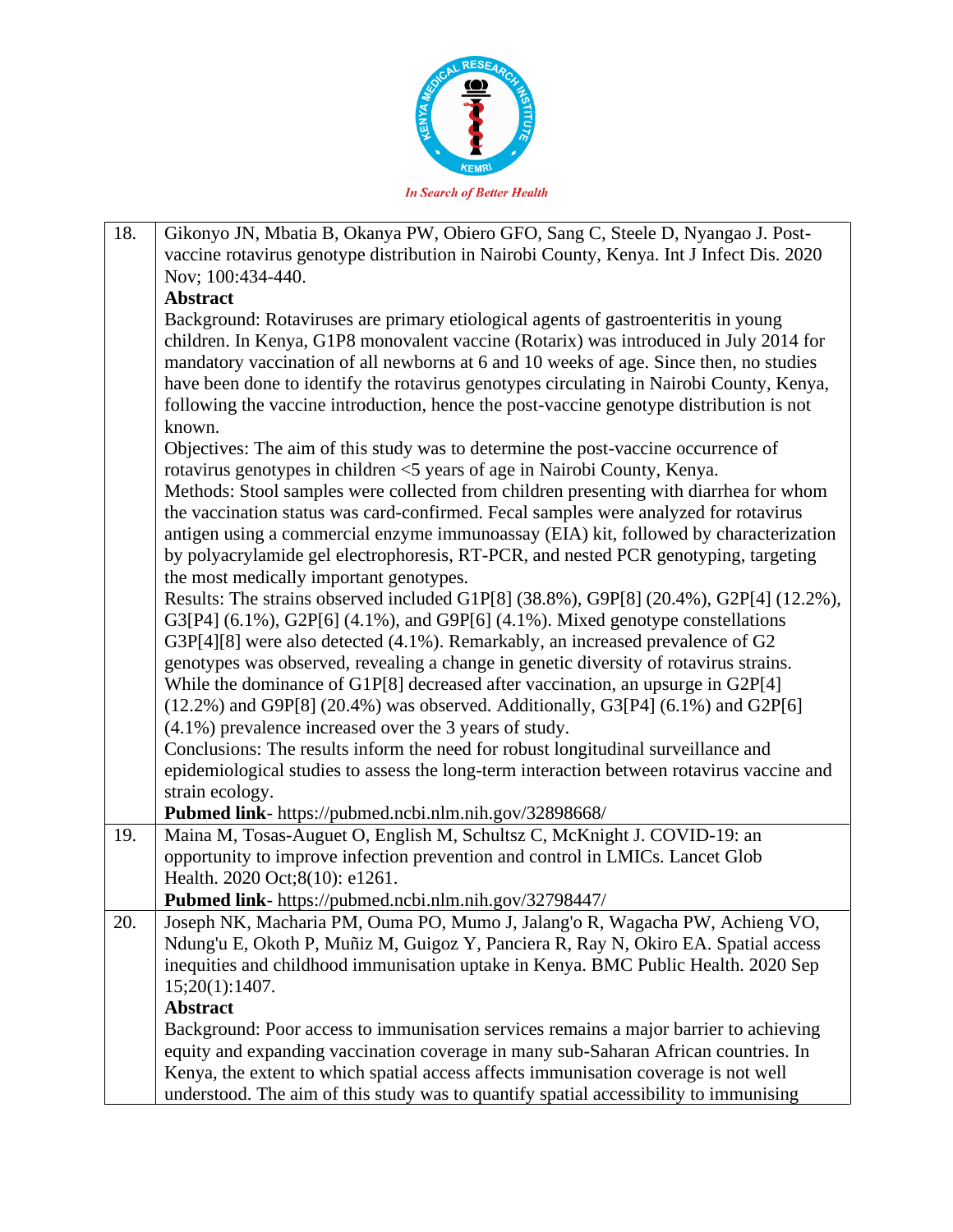| | |
|---|---|
| 18. | Gikonyo JN, Mbatia B, Okanya PW, Obiero GFO, Sang C, Steele D, Nyangao J. Post-vaccine rotavirus genotype distribution in Nairobi County, Kenya. Int J Infect Dis. 2020 Nov; 100:434-440.<br>**Abstract**<br>Background: Rotaviruses are primary etiological agents of gastroenteritis in young children. In Kenya, G1P8 monovalent vaccine (Rotarix) was introduced in July 2014 for mandatory vaccination of all newborns at 6 and 10 weeks of age. Since then, no studies have been done to identify the rotavirus genotypes circulating in Nairobi County, Kenya, following the vaccine introduction, hence the post-vaccine genotype distribution is not known.<br>Objectives: The aim of this study was to determine the post-vaccine occurrence of rotavirus genotypes in children <5 years of age in Nairobi County, Kenya.<br>Methods: Stool samples were collected from children presenting with diarrhea for whom the vaccination status was card-confirmed. Fecal samples were analyzed for rotavirus antigen using a commercial enzyme immunoassay (EIA) kit, followed by characterization by polyacrylamide gel electrophoresis, RT-PCR, and nested PCR genotyping, targeting the most medically important genotypes.<br>Results: The strains observed included G1P[8] (38.8%), G9P[8] (20.4%), G2P[4] (12.2%), G3[P4] (6.1%), G2P[6] (4.1%), and G9P[6] (4.1%). Mixed genotype constellations G3P[4][8] were also detected (4.1%). Remarkably, an increased prevalence of G2 genotypes was observed, revealing a change in genetic diversity of rotavirus strains. While the dominance of G1P[8] decreased after vaccination, an upsurge in G2P[4] (12.2%) and G9P[8] (20.4%) was observed. Additionally, G3[P4] (6.1%) and G2P[6] (4.1%) prevalence increased over the 3 years of study.<br>Conclusions: The results inform the need for robust longitudinal surveillance and epidemiological studies to assess the long-term interaction between rotavirus vaccine and strain ecology.<br>**Pubmed link**- https://pubmed.ncbi.nlm.nih.gov/32898668/ |
| 19. | Maina M, Tosas-Auguet O, English M, Schultsz C, McKnight J. COVID-19: an opportunity to improve infection prevention and control in LMICs. Lancet Glob Health. 2020 Oct;8(10): e1261.<br>**Pubmed link**- https://pubmed.ncbi.nlm.nih.gov/32798447/ |
| 20. | Joseph NK, Macharia PM, Ouma PO, Mumo J, Jalang'o R, Wagacha PW, Achieng VO, Ndung'u E, Okoth P, Muñiz M, Guigoz Y, Panciera R, Ray N, Okiro EA. Spatial access inequities and childhood immunisation uptake in Kenya. BMC Public Health. 2020 Sep 15;20(1):1407.<br>**Abstract**<br>Background: Poor access to immunisation services remains a major barrier to achieving equity and expanding vaccination coverage in many sub-Saharan African countries. In Kenya, the extent to which spatial access affects immunisation coverage is not well understood. The aim of this study was to quantify spatial accessibility to immunising |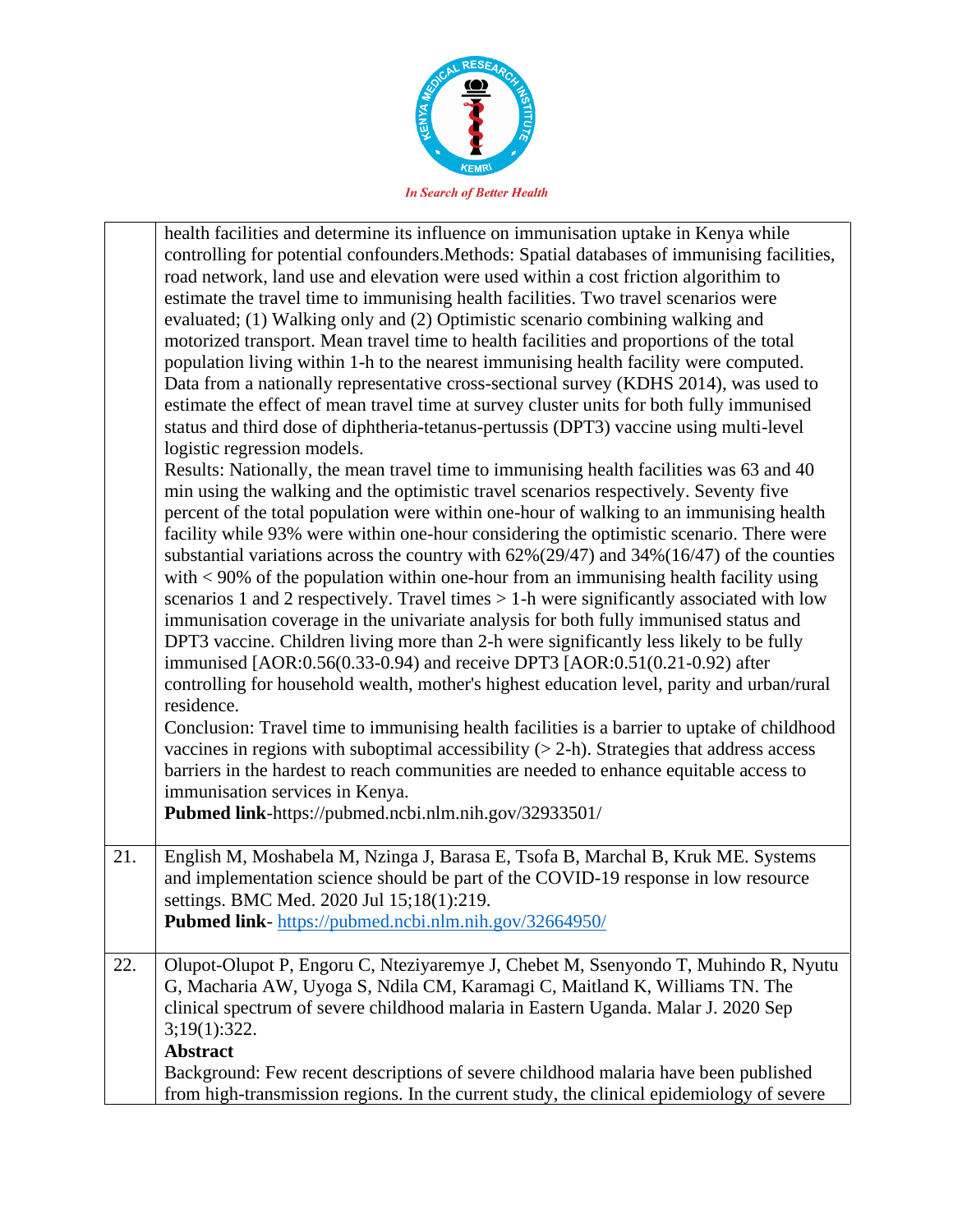| | |
|---|---|
| | health facilities and determine its influence on immunisation uptake in Kenya while controlling for potential confounders.Methods: Spatial databases of immunising facilities, road network, land use and elevation were used within a cost friction algorithim to estimate the travel time to immunising health facilities. Two travel scenarios were evaluated; (1) Walking only and (2) Optimistic scenario combining walking and motorized transport. Mean travel time to health facilities and proportions of the total population living within 1-h to the nearest immunising health facility were computed. Data from a nationally representative cross-sectional survey (KDHS 2014), was used to estimate the effect of mean travel time at survey cluster units for both fully immunised status and third dose of diphtheria-tetanus-pertussis (DPT3) vaccine using multi-level logistic regression models.<br>Results: Nationally, the mean travel time to immunising health facilities was 63 and 40 min using the walking and the optimistic travel scenarios respectively. Seventy five percent of the total population were within one-hour of walking to an immunising health facility while 93% were within one-hour considering the optimistic scenario. There were substantial variations across the country with 62%(29/47) and 34%(16/47) of the counties with < 90% of the population within one-hour from an immunising health facility using scenarios 1 and 2 respectively. Travel times > 1-h were significantly associated with low immunisation coverage in the univariate analysis for both fully immunised status and DPT3 vaccine. Children living more than 2-h were significantly less likely to be fully immunised [AOR:0.56(0.33-0.94) and receive DPT3 [AOR:0.51(0.21-0.92) after controlling for household wealth, mother's highest education level, parity and urban/rural residence.<br>Conclusion: Travel time to immunising health facilities is a barrier to uptake of childhood vaccines in regions with suboptimal accessibility (> 2-h). Strategies that address access barriers in the hardest to reach communities are needed to enhance equitable access to immunisation services in Kenya.<br>**Pubmed link**-https://pubmed.ncbi.nlm.nih.gov/32933501/ |
| 21. | English M, Moshabela M, Nzinga J, Barasa E, Tsofa B, Marchal B, Kruk ME. Systems and implementation science should be part of the COVID-19 response in low resource settings. BMC Med. 2020 Jul 15;18(1):219.<br>**Pubmed link**- https://pubmed.ncbi.nlm.nih.gov/32664950/ |
| 22. | Olupot-Olupot P, Engoru C, Nteziyaremye J, Chebet M, Ssenyondo T, Muhindo R, Nyutu G, Macharia AW, Uyoga S, Ndila CM, Karamagi C, Maitland K, Williams TN. The clinical spectrum of severe childhood malaria in Eastern Uganda. Malar J. 2020 Sep 3;19(1):322.<br>**Abstract**<br>Background: Few recent descriptions of severe childhood malaria have been published from high-transmission regions. In the current study, the clinical epidemiology of severe |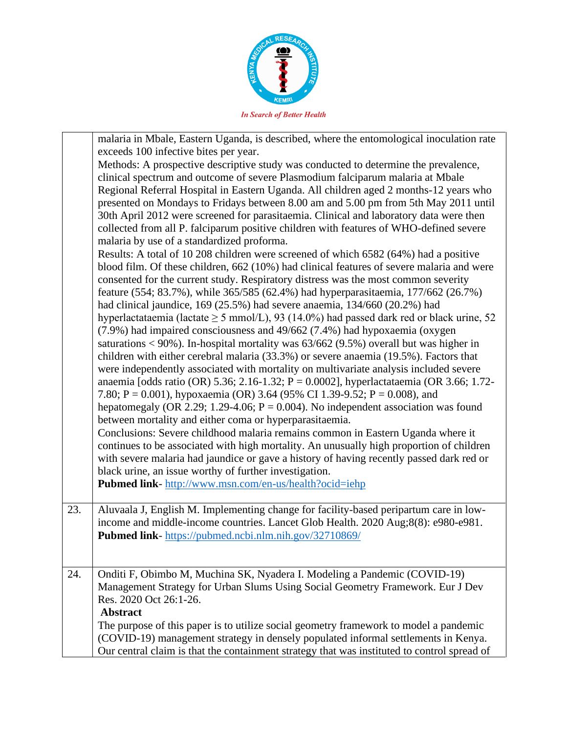| | |
|---|---|
| | malaria in Mbale, Eastern Uganda, is described, where the entomological inoculation rate exceeds 100 infective bites per year.<br>Methods: A prospective descriptive study was conducted to determine the prevalence, clinical spectrum and outcome of severe Plasmodium falciparum malaria at Mbale Regional Referral Hospital in Eastern Uganda. All children aged 2 months-12 years who presented on Mondays to Fridays between 8.00 am and 5.00 pm from 5th May 2011 until 30th April 2012 were screened for parasitaemia. Clinical and laboratory data were then collected from all P. falciparum positive children with features of WHO-defined severe malaria by use of a standardized proforma.<br>Results: A total of 10 208 children were screened of which 6582 (64%) had a positive blood film. Of these children, 662 (10%) had clinical features of severe malaria and were consented for the current study. Respiratory distress was the most common severity feature (554; 83.7%), while 365/585 (62.4%) had hyperparasitaemia, 177/662 (26.7%) had clinical jaundice, 169 (25.5%) had severe anaemia, 134/660 (20.2%) had hyperlactataemia (lactate ≥ 5 mmol/L), 93 (14.0%) had passed dark red or black urine, 52 (7.9%) had impaired consciousness and 49/662 (7.4%) had hypoxaemia (oxygen saturations < 90%). In-hospital mortality was 63/662 (9.5%) overall but was higher in children with either cerebral malaria (33.3%) or severe anaemia (19.5%). Factors that were independently associated with mortality on multivariate analysis included severe anaemia [odds ratio (OR) 5.36; 2.16-1.32; P = 0.0002], hyperlactataemia (OR 3.66; 1.72-7.80; P = 0.001), hypoxaemia (OR) 3.64 (95% CI 1.39-9.52; P = 0.008), and hepatomegaly (OR 2.29; 1.29-4.06; P = 0.004). No independent association was found between mortality and either coma or hyperparasitaemia.<br>Conclusions: Severe childhood malaria remains common in Eastern Uganda where it continues to be associated with high mortality. An unusually high proportion of children with severe malaria had jaundice or gave a history of having recently passed dark red or black urine, an issue worthy of further investigation.<br>**Pubmed link**- http://www.msn.com/en-us/health?ocid=iehp |
| 23. | Aluvaala J, English M. Implementing change for facility-based peripartum care in low-income and middle-income countries. Lancet Glob Health. 2020 Aug;8(8): e980-e981.<br>**Pubmed link**- https://pubmed.ncbi.nlm.nih.gov/32710869/ |
| 24. | Onditi F, Obimbo M, Muchina SK, Nyadera I. Modeling a Pandemic (COVID-19) Management Strategy for Urban Slums Using Social Geometry Framework. Eur J Dev Res. 2020 Oct 26:1-26.<br>**Abstract**<br>The purpose of this paper is to utilize social geometry framework to model a pandemic (COVID-19) management strategy in densely populated informal settlements in Kenya. Our central claim is that the containment strategy that was instituted to control spread of |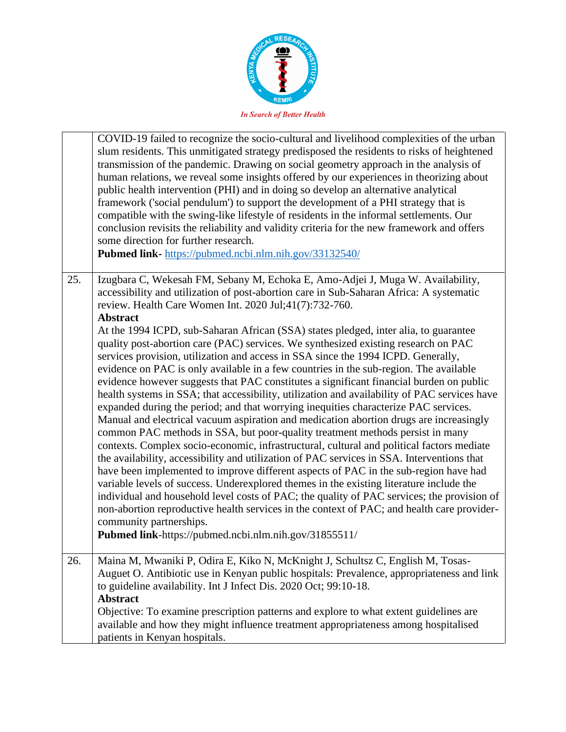| | |
|---|---|
| | COVID-19 failed to recognize the socio-cultural and livelihood complexities of the urban slum residents. This unmitigated strategy predisposed the residents to risks of heightened transmission of the pandemic. Drawing on social geometry approach in the analysis of human relations, we reveal some insights offered by our experiences in theorizing about public health intervention (PHI) and in doing so develop an alternative analytical framework ('social pendulum') to support the development of a PHI strategy that is compatible with the swing-like lifestyle of residents in the informal settlements. Our conclusion revisits the reliability and validity criteria for the new framework and offers some direction for further research.<br>**Pubmed link-** https://pubmed.ncbi.nlm.nih.gov/33132540/ |
| 25. | Izugbara C, Wekesah FM, Sebany M, Echoka E, Amo-Adjei J, Muga W. Availability, accessibility and utilization of post-abortion care in Sub-Saharan Africa: A systematic review. Health Care Women Int. 2020 Jul;41(7):732-760.<br>**Abstract**<br>At the 1994 ICPD, sub-Saharan African (SSA) states pledged, inter alia, to guarantee quality post-abortion care (PAC) services. We synthesized existing research on PAC services provision, utilization and access in SSA since the 1994 ICPD. Generally, evidence on PAC is only available in a few countries in the sub-region. The available evidence however suggests that PAC constitutes a significant financial burden on public health systems in SSA; that accessibility, utilization and availability of PAC services have expanded during the period; and that worrying inequities characterize PAC services. Manual and electrical vacuum aspiration and medication abortion drugs are increasingly common PAC methods in SSA, but poor-quality treatment methods persist in many contexts. Complex socio-economic, infrastructural, cultural and political factors mediate the availability, accessibility and utilization of PAC services in SSA. Interventions that have been implemented to improve different aspects of PAC in the sub-region have had variable levels of success. Underexplored themes in the existing literature include the individual and household level costs of PAC; the quality of PAC services; the provision of non-abortion reproductive health services in the context of PAC; and health care provider-community partnerships.<br>**Pubmed link**-https://pubmed.ncbi.nlm.nih.gov/31855511/ |
| 26. | Maina M, Mwaniki P, Odira E, Kiko N, McKnight J, Schultsz C, English M, Tosas-Auguet O. Antibiotic use in Kenyan public hospitals: Prevalence, appropriateness and link to guideline availability. Int J Infect Dis. 2020 Oct; 99:10-18.<br>**Abstract**<br>Objective: To examine prescription patterns and explore to what extent guidelines are available and how they might influence treatment appropriateness among hospitalised patients in Kenyan hospitals. |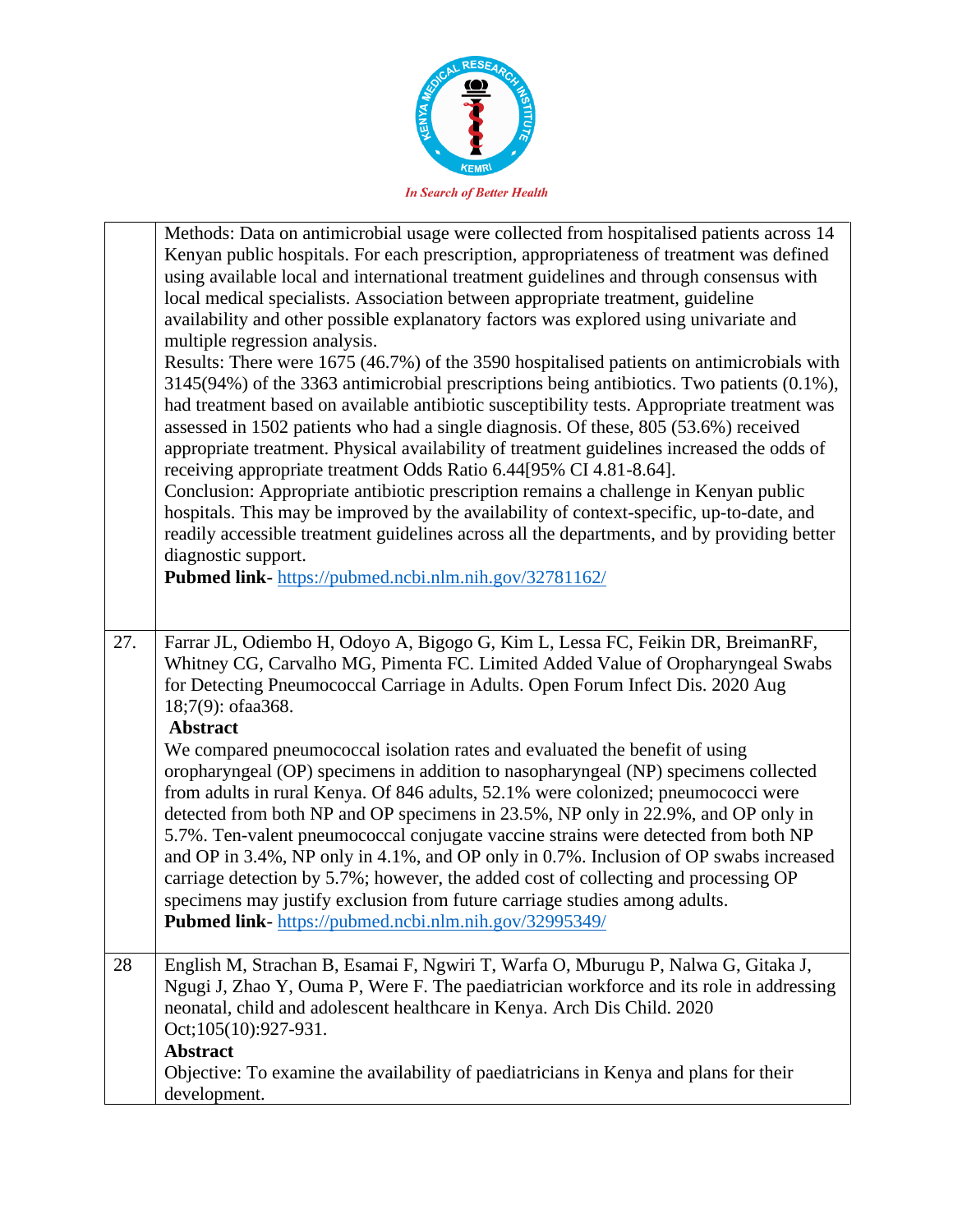| | |
|---|---|
| | Methods: Data on antimicrobial usage were collected from hospitalised patients across 14 Kenyan public hospitals. For each prescription, appropriateness of treatment was defined using available local and international treatment guidelines and through consensus with local medical specialists. Association between appropriate treatment, guideline availability and other possible explanatory factors was explored using univariate and multiple regression analysis.<br>Results: There were 1675 (46.7%) of the 3590 hospitalised patients on antimicrobials with 3145(94%) of the 3363 antimicrobial prescriptions being antibiotics. Two patients (0.1%), had treatment based on available antibiotic susceptibility tests. Appropriate treatment was assessed in 1502 patients who had a single diagnosis. Of these, 805 (53.6%) received appropriate treatment. Physical availability of treatment guidelines increased the odds of receiving appropriate treatment Odds Ratio 6.44[95% CI 4.81-8.64].<br>Conclusion: Appropriate antibiotic prescription remains a challenge in Kenyan public hospitals. This may be improved by the availability of context-specific, up-to-date, and readily accessible treatment guidelines across all the departments, and by providing better diagnostic support.<br>**Pubmed link**- https://pubmed.ncbi.nlm.nih.gov/32781162/ |
| 27. | Farrar JL, Odiembo H, Odoyo A, Bigogo G, Kim L, Lessa FC, Feikin DR, BreimanRF, Whitney CG, Carvalho MG, Pimenta FC. Limited Added Value of Oropharyngeal Swabs for Detecting Pneumococcal Carriage in Adults. Open Forum Infect Dis. 2020 Aug 18;7(9): ofaa368.<br>**Abstract**<br>We compared pneumococcal isolation rates and evaluated the benefit of using oropharyngeal (OP) specimens in addition to nasopharyngeal (NP) specimens collected from adults in rural Kenya. Of 846 adults, 52.1% were colonized; pneumococci were detected from both NP and OP specimens in 23.5%, NP only in 22.9%, and OP only in 5.7%. Ten-valent pneumococcal conjugate vaccine strains were detected from both NP and OP in 3.4%, NP only in 4.1%, and OP only in 0.7%. Inclusion of OP swabs increased carriage detection by 5.7%; however, the added cost of collecting and processing OP specimens may justify exclusion from future carriage studies among adults.<br>**Pubmed link**- https://pubmed.ncbi.nlm.nih.gov/32995349/ |
| 28 | English M, Strachan B, Esamai F, Ngwiri T, Warfa O, Mburugu P, Nalwa G, Gitaka J, Ngugi J, Zhao Y, Ouma P, Were F. The paediatrician workforce and its role in addressing neonatal, child and adolescent healthcare in Kenya. Arch Dis Child. 2020 Oct;105(10):927-931.<br>**Abstract**<br>Objective: To examine the availability of paediatricians in Kenya and plans for their development. |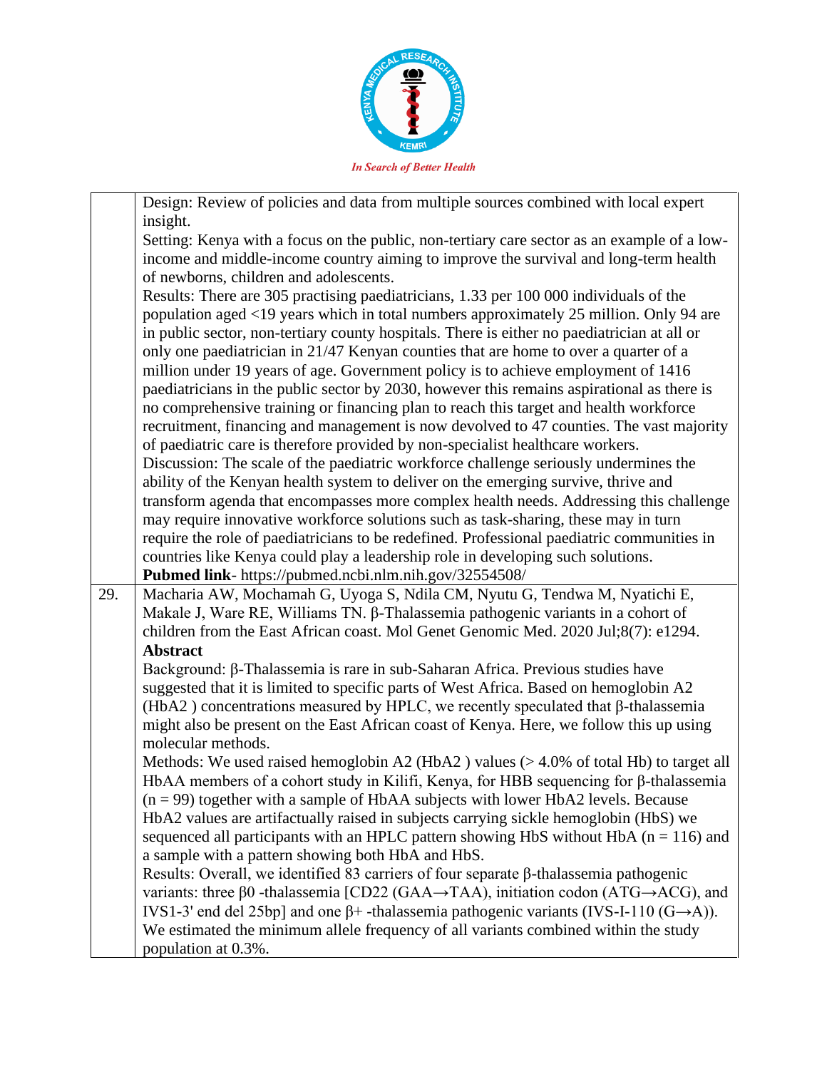| | |
|---|---|
| | Design: Review of policies and data from multiple sources combined with local expert insight.<br>Setting: Kenya with a focus on the public, non-tertiary care sector as an example of a low-income and middle-income country aiming to improve the survival and long-term health of newborns, children and adolescents.<br>Results: There are 305 practising paediatricians, 1.33 per 100 000 individuals of the population aged <19 years which in total numbers approximately 25 million. Only 94 are in public sector, non-tertiary county hospitals. There is either no paediatrician at all or only one paediatrician in 21/47 Kenyan counties that are home to over a quarter of a million under 19 years of age. Government policy is to achieve employment of 1416 paediatricians in the public sector by 2030, however this remains aspirational as there is no comprehensive training or financing plan to reach this target and health workforce recruitment, financing and management is now devolved to 47 counties. The vast majority of paediatric care is therefore provided by non-specialist healthcare workers.<br>Discussion: The scale of the paediatric workforce challenge seriously undermines the ability of the Kenyan health system to deliver on the emerging survive, thrive and transform agenda that encompasses more complex health needs. Addressing this challenge may require innovative workforce solutions such as task-sharing, these may in turn require the role of paediatricians to be redefined. Professional paediatric communities in countries like Kenya could play a leadership role in developing such solutions.<br>**Pubmed link**- https://pubmed.ncbi.nlm.nih.gov/32554508/ |
| 29. | Macharia AW, Mochamah G, Uyoga S, Ndila CM, Nyutu G, Tendwa M, Nyatichi E, Makale J, Ware RE, Williams TN. β-Thalassemia pathogenic variants in a cohort of children from the East African coast. Mol Genet Genomic Med. 2020 Jul;8(7): e1294.<br>**Abstract**<br>Background: β-Thalassemia is rare in sub-Saharan Africa. Previous studies have suggested that it is limited to specific parts of West Africa. Based on hemoglobin A2 (HbA2 ) concentrations measured by HPLC, we recently speculated that β-thalassemia might also be present on the East African coast of Kenya. Here, we follow this up using molecular methods.<br>Methods: We used raised hemoglobin A2 (HbA2 ) values (> 4.0% of total Hb) to target all HbAA members of a cohort study in Kilifi, Kenya, for HBB sequencing for β-thalassemia (n = 99) together with a sample of HbAA subjects with lower HbA2 levels. Because HbA2 values are artifactually raised in subjects carrying sickle hemoglobin (HbS) we sequenced all participants with an HPLC pattern showing HbS without HbA (n = 116) and a sample with a pattern showing both HbA and HbS.<br>Results: Overall, we identified 83 carriers of four separate β-thalassemia pathogenic variants: three β0 -thalassemia [CD22 (GAA→TAA), initiation codon (ATG→ACG), and IVS1-3' end del 25bp] and one β+ -thalassemia pathogenic variants (IVS-I-110 (G→A)). We estimated the minimum allele frequency of all variants combined within the study population at 0.3%. |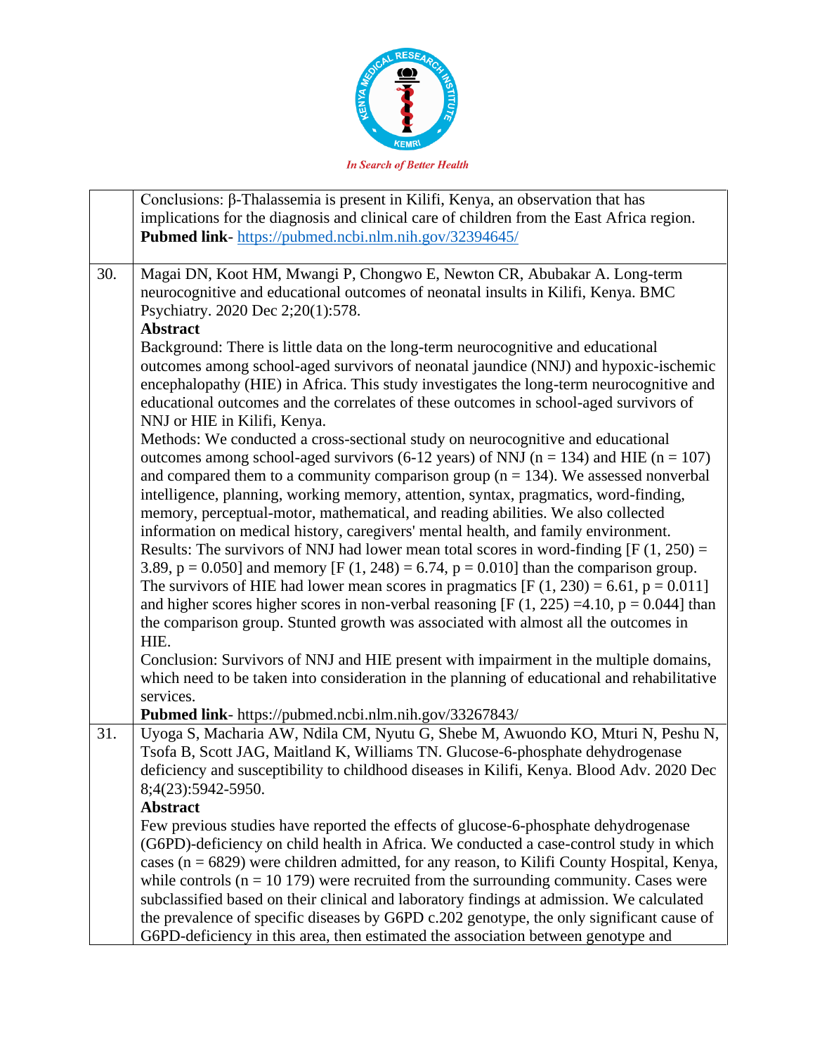|  |  |
|---|---|
|  | Conclusions: β-Thalassemia is present in Kilifi, Kenya, an observation that has implications for the diagnosis and clinical care of children from the East Africa region. **Pubmed link**- https://pubmed.ncbi.nlm.nih.gov/32394645/ |
| 30. | Magai DN, Koot HM, Mwangi P, Chongwo E, Newton CR, Abubakar A. Long-term neurocognitive and educational outcomes of neonatal insults in Kilifi, Kenya. BMC Psychiatry. 2020 Dec 2;20(1):578. **Abstract** Background: There is little data on the long-term neurocognitive and educational outcomes among school-aged survivors of neonatal jaundice (NNJ) and hypoxic-ischemic encephalopathy (HIE) in Africa. This study investigates the long-term neurocognitive and educational outcomes and the correlates of these outcomes in school-aged survivors of NNJ or HIE in Kilifi, Kenya. Methods: We conducted a cross-sectional study on neurocognitive and educational outcomes among school-aged survivors (6-12 years) of NNJ ($n = 134$) and HIE ($n = 107$) and compared them to a community comparison group ($n = 134$). We assessed nonverbal intelligence, planning, working memory, attention, syntax, pragmatics, word-finding, memory, perceptual-motor, mathematical, and reading abilities. We also collected information on medical history, caregivers' mental health, and family environment. Results: The survivors of NNJ had lower mean total scores in word-finding [$F (1, 250) = 3.89$, $p = 0.050$] and memory [$F (1, 248) = 6.74$, $p = 0.010$] than the comparison group. The survivors of HIE had lower mean scores in pragmatics [$F (1, 230) = 6.61$, $p = 0.011$] and higher scores higher scores in non-verbal reasoning [$F (1, 225) = 4.10$, $p = 0.044$] than the comparison group. Stunted growth was associated with almost all the outcomes in HIE. Conclusion: Survivors of NNJ and HIE present with impairment in the multiple domains, which need to be taken into consideration in the planning of educational and rehabilitative services. **Pubmed link**- https://pubmed.ncbi.nlm.nih.gov/33267843/ |
| 31. | Uyoga S, Macharia AW, Ndila CM, Nyutu G, Shebe M, Awuondo KO, Mturi N, Peshu N, Tsofa B, Scott JAG, Maitland K, Williams TN. Glucose-6-phosphate dehydrogenase deficiency and susceptibility to childhood diseases in Kilifi, Kenya. Blood Adv. 2020 Dec 8;4(23):5942-5950. **Abstract** Few previous studies have reported the effects of glucose-6-phosphate dehydrogenase (G6PD)-deficiency on child health in Africa. We conducted a case-control study in which cases ($n = 6829$) were children admitted, for any reason, to Kilifi County Hospital, Kenya, while controls ($n = 10\,179$) were recruited from the surrounding community. Cases were subclassified based on their clinical and laboratory findings at admission. We calculated the prevalence of specific diseases by G6PD c.202 genotype, the only significant cause of G6PD-deficiency in this area, then estimated the association between genotype and |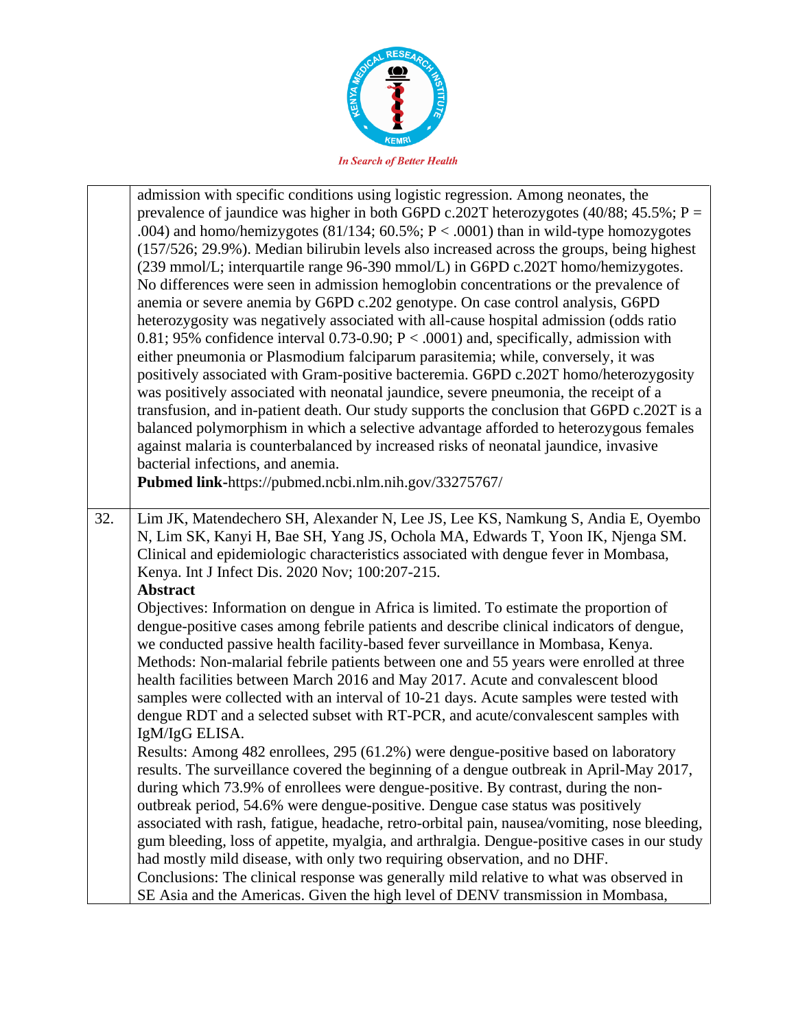| | |
|---|---|
| | admission with specific conditions using logistic regression. Among neonates, the prevalence of jaundice was higher in both G6PD c.202T heterozygotes (40/88; 45.5%; P = .004) and homo/hemizygotes (81/134; 60.5%; P < .0001) than in wild-type homozygotes (157/526; 29.9%). Median bilirubin levels also increased across the groups, being highest (239 mmol/L; interquartile range 96-390 mmol/L) in G6PD c.202T homo/hemizygotes. No differences were seen in admission hemoglobin concentrations or the prevalence of anemia or severe anemia by G6PD c.202 genotype. On case control analysis, G6PD heterozygosity was negatively associated with all-cause hospital admission (odds ratio 0.81; 95% confidence interval 0.73-0.90; P < .0001) and, specifically, admission with either pneumonia or Plasmodium falciparum parasitemia; while, conversely, it was positively associated with Gram-positive bacteremia. G6PD c.202T homo/heterozygosity was positively associated with neonatal jaundice, severe pneumonia, the receipt of a transfusion, and in-patient death. Our study supports the conclusion that G6PD c.202T is a balanced polymorphism in which a selective advantage afforded to heterozygous females against malaria is counterbalanced by increased risks of neonatal jaundice, invasive bacterial infections, and anemia.<br>**Pubmed link**-https://pubmed.ncbi.nlm.nih.gov/33275767/ |
| 32. | Lim JK, Matendechero SH, Alexander N, Lee JS, Lee KS, Namkung S, Andia E, Oyembo N, Lim SK, Kanyi H, Bae SH, Yang JS, Ochola MA, Edwards T, Yoon IK, Njenga SM. Clinical and epidemiologic characteristics associated with dengue fever in Mombasa, Kenya. Int J Infect Dis. 2020 Nov; 100:207-215.<br>**Abstract**<br>Objectives: Information on dengue in Africa is limited. To estimate the proportion of dengue-positive cases among febrile patients and describe clinical indicators of dengue, we conducted passive health facility-based fever surveillance in Mombasa, Kenya.<br>Methods: Non-malarial febrile patients between one and 55 years were enrolled at three health facilities between March 2016 and May 2017. Acute and convalescent blood samples were collected with an interval of 10-21 days. Acute samples were tested with dengue RDT and a selected subset with RT-PCR, and acute/convalescent samples with IgM/IgG ELISA.<br>Results: Among 482 enrollees, 295 (61.2%) were dengue-positive based on laboratory results. The surveillance covered the beginning of a dengue outbreak in April-May 2017, during which 73.9% of enrollees were dengue-positive. By contrast, during the non-outbreak period, 54.6% were dengue-positive. Dengue case status was positively associated with rash, fatigue, headache, retro-orbital pain, nausea/vomiting, nose bleeding, gum bleeding, loss of appetite, myalgia, and arthralgia. Dengue-positive cases in our study had mostly mild disease, with only two requiring observation, and no DHF.<br>Conclusions: The clinical response was generally mild relative to what was observed in SE Asia and the Americas. Given the high level of DENV transmission in Mombasa, |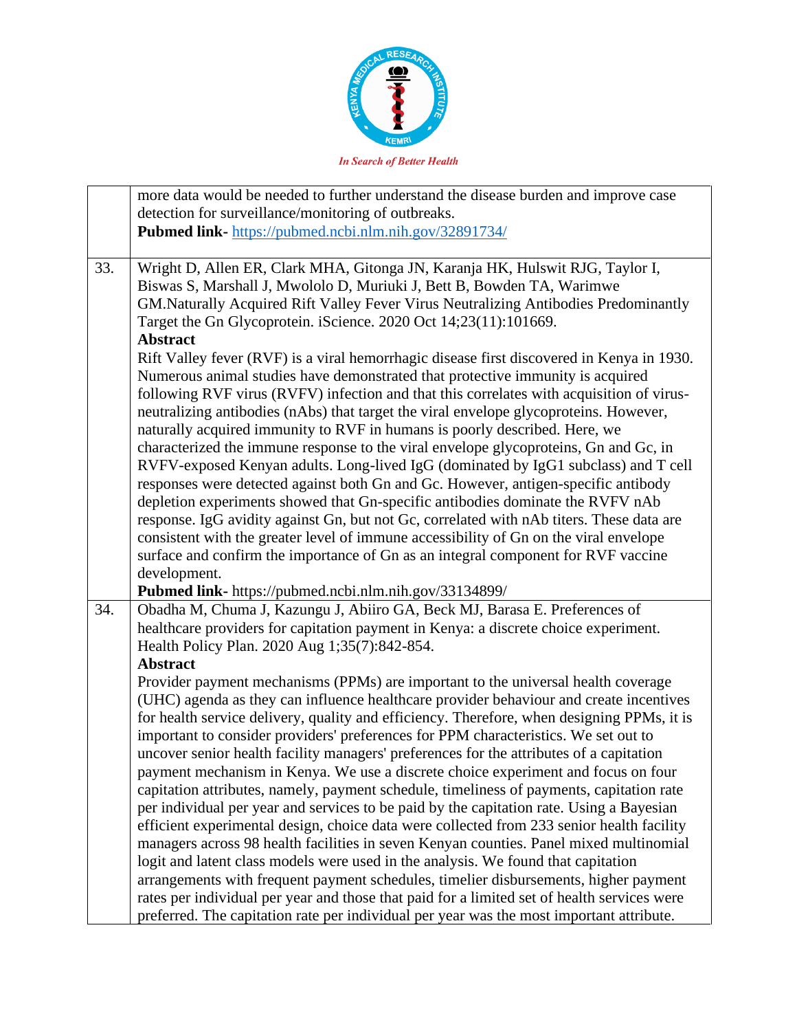| | |
|---|---|
| | more data would be needed to further understand the disease burden and improve case detection for surveillance/monitoring of outbreaks. **Pubmed link-** https://pubmed.ncbi.nlm.nih.gov/32891734/ |
| 33. | Wright D, Allen ER, Clark MHA, Gitonga JN, Karanja HK, Hulswit RJG, Taylor I, Biswas S, Marshall J, Mwololo D, Muriuki J, Bett B, Bowden TA, Warimwe GM.Naturally Acquired Rift Valley Fever Virus Neutralizing Antibodies Predominantly Target the Gn Glycoprotein. iScience. 2020 Oct 14;23(11):101669. **Abstract** Rift Valley fever (RVF) is a viral hemorrhagic disease first discovered in Kenya in 1930. Numerous animal studies have demonstrated that protective immunity is acquired following RVF virus (RVFV) infection and that this correlates with acquisition of virus-neutralizing antibodies (nAbs) that target the viral envelope glycoproteins. However, naturally acquired immunity to RVF in humans is poorly described. Here, we characterized the immune response to the viral envelope glycoproteins, Gn and Gc, in RVFV-exposed Kenyan adults. Long-lived IgG (dominated by IgG1 subclass) and T cell responses were detected against both Gn and Gc. However, antigen-specific antibody depletion experiments showed that Gn-specific antibodies dominate the RVFV nAb response. IgG avidity against Gn, but not Gc, correlated with nAb titers. These data are consistent with the greater level of immune accessibility of Gn on the viral envelope surface and confirm the importance of Gn as an integral component for RVF vaccine development. **Pubmed link-** https://pubmed.ncbi.nlm.nih.gov/33134899/ |
| 34. | Obadha M, Chuma J, Kazungu J, Abiiro GA, Beck MJ, Barasa E. Preferences of healthcare providers for capitation payment in Kenya: a discrete choice experiment. Health Policy Plan. 2020 Aug 1;35(7):842-854. **Abstract** Provider payment mechanisms (PPMs) are important to the universal health coverage (UHC) agenda as they can influence healthcare provider behaviour and create incentives for health service delivery, quality and efficiency. Therefore, when designing PPMs, it is important to consider providers' preferences for PPM characteristics. We set out to uncover senior health facility managers' preferences for the attributes of a capitation payment mechanism in Kenya. We use a discrete choice experiment and focus on four capitation attributes, namely, payment schedule, timeliness of payments, capitation rate per individual per year and services to be paid by the capitation rate. Using a Bayesian efficient experimental design, choice data were collected from 233 senior health facility managers across 98 health facilities in seven Kenyan counties. Panel mixed multinomial logit and latent class models were used in the analysis. We found that capitation arrangements with frequent payment schedules, timelier disbursements, higher payment rates per individual per year and those that paid for a limited set of health services were preferred. The capitation rate per individual per year was the most important attribute. |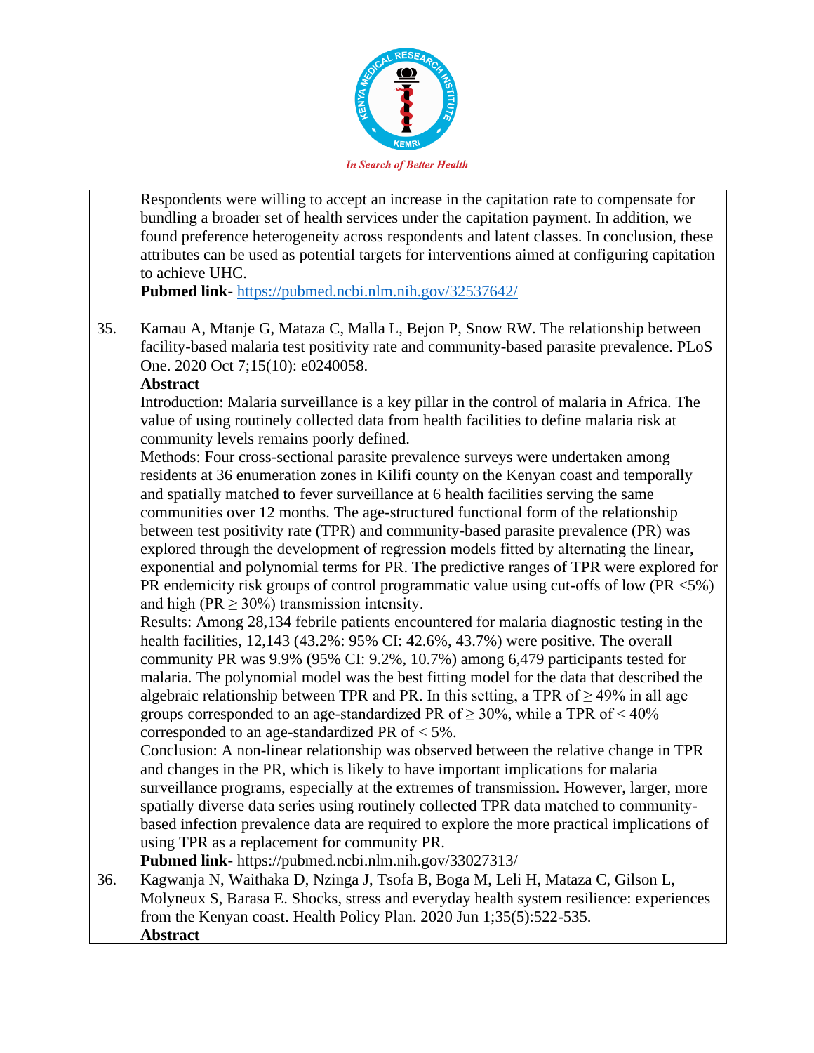|  |  |
|---|---|
|  | Respondents were willing to accept an increase in the capitation rate to compensate for bundling a broader set of health services under the capitation payment. In addition, we found preference heterogeneity across respondents and latent classes. In conclusion, these attributes can be used as potential targets for interventions aimed at configuring capitation to achieve UHC.<br>**Pubmed link**- https://pubmed.ncbi.nlm.nih.gov/32537642/ |
| 35. | Kamau A, Mtanje G, Mataza C, Malla L, Bejon P, Snow RW. The relationship between facility-based malaria test positivity rate and community-based parasite prevalence. PLoS One. 2020 Oct 7;15(10): e0240058.<br>**Abstract**<br>Introduction: Malaria surveillance is a key pillar in the control of malaria in Africa. The value of using routinely collected data from health facilities to define malaria risk at community levels remains poorly defined.<br>Methods: Four cross-sectional parasite prevalence surveys were undertaken among residents at 36 enumeration zones in Kilifi county on the Kenyan coast and temporally and spatially matched to fever surveillance at 6 health facilities serving the same communities over 12 months. The age-structured functional form of the relationship between test positivity rate (TPR) and community-based parasite prevalence (PR) was explored through the development of regression models fitted by alternating the linear, exponential and polynomial terms for PR. The predictive ranges of TPR were explored for PR endemicity risk groups of control programmatic value using cut-offs of low (PR <5%) and high (PR ≥ 30%) transmission intensity.<br>Results: Among 28,134 febrile patients encountered for malaria diagnostic testing in the health facilities, 12,143 (43.2%: 95% CI: 42.6%, 43.7%) were positive. The overall community PR was 9.9% (95% CI: 9.2%, 10.7%) among 6,479 participants tested for malaria. The polynomial model was the best fitting model for the data that described the algebraic relationship between TPR and PR. In this setting, a TPR of ≥ 49% in all age groups corresponded to an age-standardized PR of ≥ 30%, while a TPR of < 40% corresponded to an age-standardized PR of < 5%.<br>Conclusion: A non-linear relationship was observed between the relative change in TPR and changes in the PR, which is likely to have important implications for malaria surveillance programs, especially at the extremes of transmission. However, larger, more spatially diverse data series using routinely collected TPR data matched to community-based infection prevalence data are required to explore the more practical implications of using TPR as a replacement for community PR.<br>**Pubmed link**- https://pubmed.ncbi.nlm.nih.gov/33027313/ |
| 36. | Kagwanja N, Waithaka D, Nzinga J, Tsofa B, Boga M, Leli H, Mataza C, Gilson L, Molyneux S, Barasa E. Shocks, stress and everyday health system resilience: experiences from the Kenyan coast. Health Policy Plan. 2020 Jun 1;35(5):522-535.<br>**Abstract** |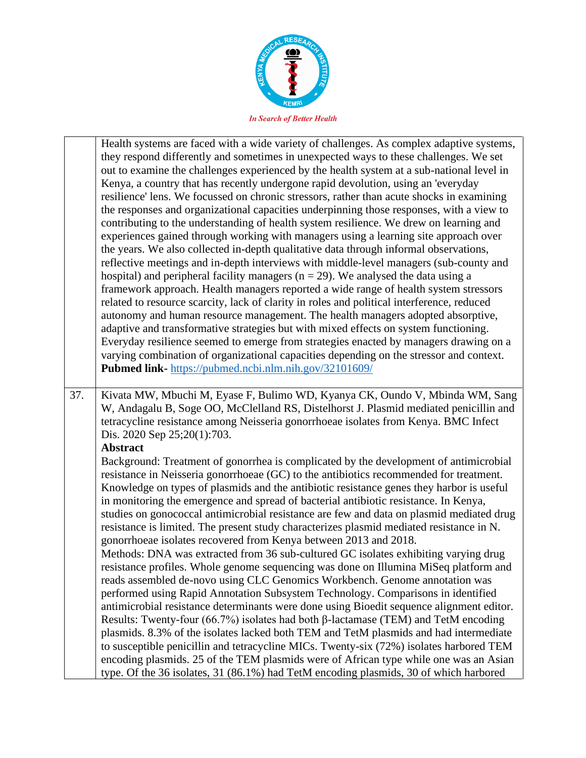| | |
|---|---|
| | Health systems are faced with a wide variety of challenges. As complex adaptive systems, they respond differently and sometimes in unexpected ways to these challenges. We set out to examine the challenges experienced by the health system at a sub-national level in Kenya, a country that has recently undergone rapid devolution, using an 'everyday resilience' lens. We focussed on chronic stressors, rather than acute shocks in examining the responses and organizational capacities underpinning those responses, with a view to contributing to the understanding of health system resilience. We drew on learning and experiences gained through working with managers using a learning site approach over the years. We also collected in-depth qualitative data through informal observations, reflective meetings and in-depth interviews with middle-level managers (sub-county and hospital) and peripheral facility managers (n = 29). We analysed the data using a framework approach. Health managers reported a wide range of health system stressors related to resource scarcity, lack of clarity in roles and political interference, reduced autonomy and human resource management. The health managers adopted absorptive, adaptive and transformative strategies but with mixed effects on system functioning. Everyday resilience seemed to emerge from strategies enacted by managers drawing on a varying combination of organizational capacities depending on the stressor and context.<br>**Pubmed link-** https://pubmed.ncbi.nlm.nih.gov/32101609/ |
| 37. | Kivata MW, Mbuchi M, Eyase F, Bulimo WD, Kyanya CK, Oundo V, Mbinda WM, Sang W, Andagalu B, Soge OO, McClelland RS, Distelhorst J. Plasmid mediated penicillin and tetracycline resistance among Neisseria gonorrhoeae isolates from Kenya. BMC Infect Dis. 2020 Sep 25;20(1):703.<br>**Abstract**<br>Background: Treatment of gonorrhea is complicated by the development of antimicrobial resistance in Neisseria gonorrhoeae (GC) to the antibiotics recommended for treatment. Knowledge on types of plasmids and the antibiotic resistance genes they harbor is useful in monitoring the emergence and spread of bacterial antibiotic resistance. In Kenya, studies on gonococcal antimicrobial resistance are few and data on plasmid mediated drug resistance is limited. The present study characterizes plasmid mediated resistance in N. gonorrhoeae isolates recovered from Kenya between 2013 and 2018.<br>Methods: DNA was extracted from 36 sub-cultured GC isolates exhibiting varying drug resistance profiles. Whole genome sequencing was done on Illumina MiSeq platform and reads assembled de-novo using CLC Genomics Workbench. Genome annotation was performed using Rapid Annotation Subsystem Technology. Comparisons in identified antimicrobial resistance determinants were done using Bioedit sequence alignment editor.<br>Results: Twenty-four (66.7%) isolates had both β-lactamase (TEM) and TetM encoding plasmids. 8.3% of the isolates lacked both TEM and TetM plasmids and had intermediate to susceptible penicillin and tetracycline MICs. Twenty-six (72%) isolates harbored TEM encoding plasmids. 25 of the TEM plasmids were of African type while one was an Asian type. Of the 36 isolates, 31 (86.1%) had TetM encoding plasmids, 30 of which harbored |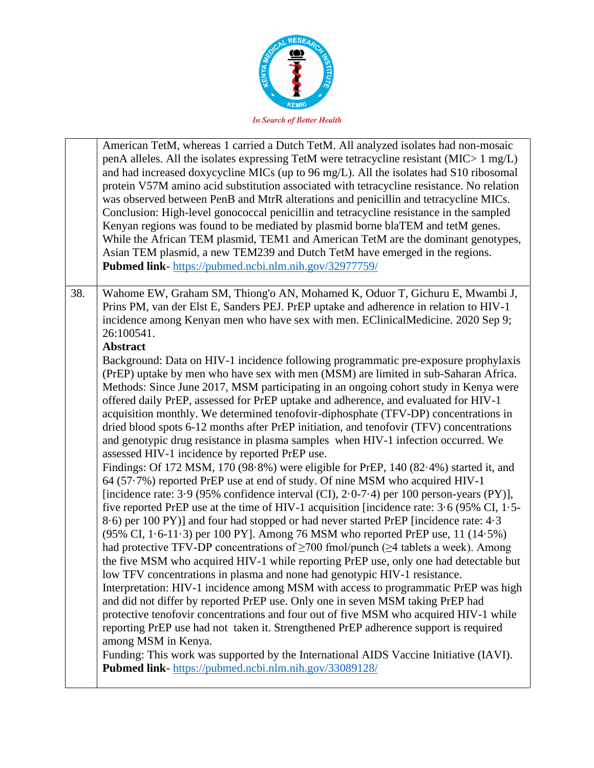| | |
|---|---|
| | American TetM, whereas 1 carried a Dutch TetM. All analyzed isolates had non-mosaic penA alleles. All the isolates expressing TetM were tetracycline resistant (MIC> 1 mg/L) and had increased doxycycline MICs (up to 96 mg/L). All the isolates had S10 ribosomal protein V57M amino acid substitution associated with tetracycline resistance. No relation was observed between PenB and MtrR alterations and penicillin and tetracycline MICs. Conclusion: High-level gonococcal penicillin and tetracycline resistance in the sampled Kenyan regions was found to be mediated by plasmid borne blaTEM and tetM genes. While the African TEM plasmid, TEM1 and American TetM are the dominant genotypes, Asian TEM plasmid, a new TEM239 and Dutch TetM have emerged in the regions. <br> **Pubmed link**- https://pubmed.ncbi.nlm.nih.gov/32977759/ |
| 38. | Wahome EW, Graham SM, Thiong'o AN, Mohamed K, Oduor T, Gichuru E, Mwambi J, Prins PM, van der Elst E, Sanders PEJ. PrEP uptake and adherence in relation to HIV-1 incidence among Kenyan men who have sex with men. EClinicalMedicine. 2020 Sep 9; 26:100541. <br> **Abstract** <br> Background: Data on HIV-1 incidence following programmatic pre-exposure prophylaxis (PrEP) uptake by men who have sex with men (MSM) are limited in sub-Saharan Africa. Methods: Since June 2017, MSM participating in an ongoing cohort study in Kenya were offered daily PrEP, assessed for PrEP uptake and adherence, and evaluated for HIV-1 acquisition monthly. We determined tenofovir-diphosphate (TFV-DP) concentrations in dried blood spots 6-12 months after PrEP initiation, and tenofovir (TFV) concentrations and genotypic drug resistance in plasma samples when HIV-1 infection occurred. We assessed HIV-1 incidence by reported PrEP use. <br> Findings: Of 172 MSM, 170 (98·8%) were eligible for PrEP, 140 (82·4%) started it, and 64 (57·7%) reported PrEP use at end of study. Of nine MSM who acquired HIV-1 [incidence rate: 3·9 (95% confidence interval (CI), 2·0-7·4) per 100 person-years (PY)], five reported PrEP use at the time of HIV-1 acquisition [incidence rate: 3·6 (95% CI, 1·5-8·6) per 100 PY)] and four had stopped or had never started PrEP [incidence rate: 4·3 (95% CI, 1·6-11·3) per 100 PY]. Among 76 MSM who reported PrEP use, 11 (14·5%) had protective TFV-DP concentrations of ≥700 fmol/punch (≥4 tablets a week). Among the five MSM who acquired HIV-1 while reporting PrEP use, only one had detectable but low TFV concentrations in plasma and none had genotypic HIV-1 resistance. <br> Interpretation: HIV-1 incidence among MSM with access to programmatic PrEP was high and did not differ by reported PrEP use. Only one in seven MSM taking PrEP had protective tenofovir concentrations and four out of five MSM who acquired HIV-1 while reporting PrEP use had not taken it. Strengthened PrEP adherence support is required among MSM in Kenya. <br> Funding: This work was supported by the International AIDS Vaccine Initiative (IAVI). <br> **Pubmed link**- https://pubmed.ncbi.nlm.nih.gov/33089128/ |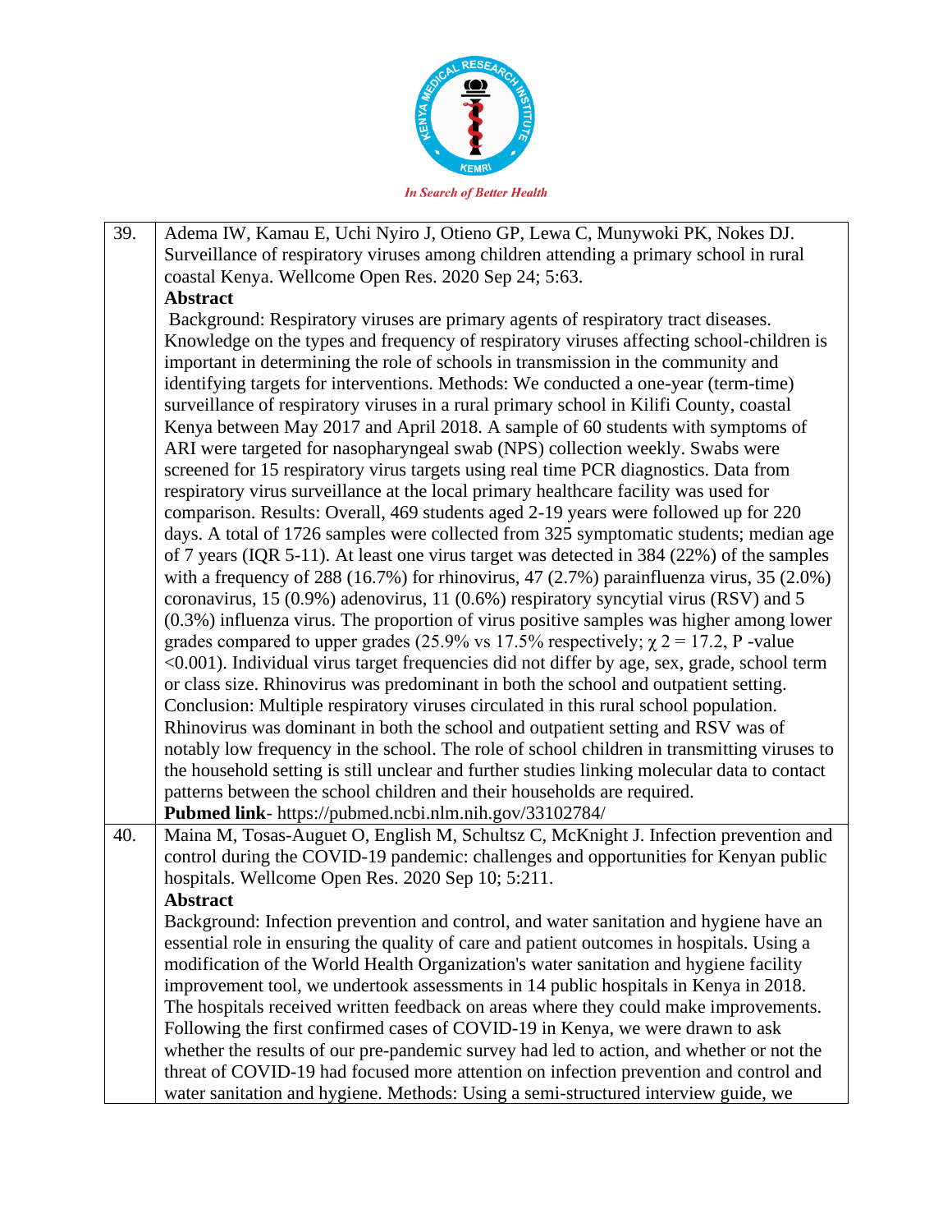| | |
|---|---|
| 39. | Adema IW, Kamau E, Uchi Nyiro J, Otieno GP, Lewa C, Munywoki PK, Nokes DJ. Surveillance of respiratory viruses among children attending a primary school in rural coastal Kenya. Wellcome Open Res. 2020 Sep 24; 5:63. **Abstract** Background: Respiratory viruses are primary agents of respiratory tract diseases. Knowledge on the types and frequency of respiratory viruses affecting school-children is important in determining the role of schools in transmission in the community and identifying targets for interventions. Methods: We conducted a one-year (term-time) surveillance of respiratory viruses in a rural primary school in Kilifi County, coastal Kenya between May 2017 and April 2018. A sample of 60 students with symptoms of ARI were targeted for nasopharyngeal swab (NPS) collection weekly. Swabs were screened for 15 respiratory virus targets using real time PCR diagnostics. Data from respiratory virus surveillance at the local primary healthcare facility was used for comparison. Results: Overall, 469 students aged 2-19 years were followed up for 220 days. A total of 1726 samples were collected from 325 symptomatic students; median age of 7 years (IQR 5-11). At least one virus target was detected in 384 (22%) of the samples with a frequency of 288 (16.7%) for rhinovirus, 47 (2.7%) parainfluenza virus, 35 (2.0%) coronavirus, 15 (0.9%) adenovirus, 11 (0.6%) respiratory syncytial virus (RSV) and 5 (0.3%) influenza virus. The proportion of virus positive samples was higher among lower grades compared to upper grades (25.9% vs 17.5% respectively; $\chi^2 = 17.2$, P -value <0.001). Individual virus target frequencies did not differ by age, sex, grade, school term or class size. Rhinovirus was predominant in both the school and outpatient setting. Conclusion: Multiple respiratory viruses circulated in this rural school population. Rhinovirus was dominant in both the school and outpatient setting and RSV was of notably low frequency in the school. The role of school children in transmitting viruses to the household setting is still unclear and further studies linking molecular data to contact patterns between the school children and their households are required. **Pubmed link**- https://pubmed.ncbi.nlm.nih.gov/33102784/ |
| 40. | Maina M, Tosas-Auguet O, English M, Schultsz C, McKnight J. Infection prevention and control during the COVID-19 pandemic: challenges and opportunities for Kenyan public hospitals. Wellcome Open Res. 2020 Sep 10; 5:211. **Abstract** Background: Infection prevention and control, and water sanitation and hygiene have an essential role in ensuring the quality of care and patient outcomes in hospitals. Using a modification of the World Health Organization's water sanitation and hygiene facility improvement tool, we undertook assessments in 14 public hospitals in Kenya in 2018. The hospitals received written feedback on areas where they could make improvements. Following the first confirmed cases of COVID-19 in Kenya, we were drawn to ask whether the results of our pre-pandemic survey had led to action, and whether or not the threat of COVID-19 had focused more attention on infection prevention and control and water sanitation and hygiene. Methods: Using a semi-structured interview guide, we |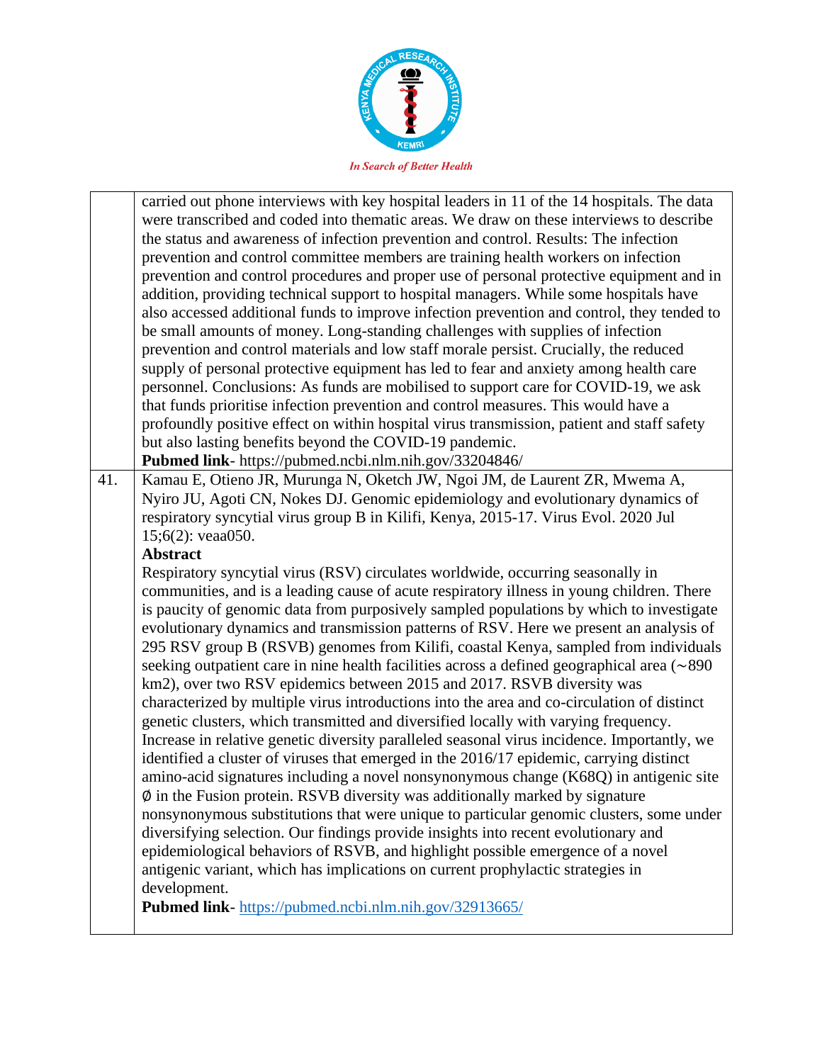| | |
|---|---|
| | carried out phone interviews with key hospital leaders in 11 of the 14 hospitals. The data were transcribed and coded into thematic areas. We draw on these interviews to describe the status and awareness of infection prevention and control. Results: The infection prevention and control committee members are training health workers on infection prevention and control procedures and proper use of personal protective equipment and in addition, providing technical support to hospital managers. While some hospitals have also accessed additional funds to improve infection prevention and control, they tended to be small amounts of money. Long-standing challenges with supplies of infection prevention and control materials and low staff morale persist. Crucially, the reduced supply of personal protective equipment has led to fear and anxiety among health care personnel. Conclusions: As funds are mobilised to support care for COVID-19, we ask that funds prioritise infection prevention and control measures. This would have a profoundly positive effect on within hospital virus transmission, patient and staff safety but also lasting benefits beyond the COVID-19 pandemic.<br>**Pubmed link**- https://pubmed.ncbi.nlm.nih.gov/33204846/ |
| 41. | Kamau E, Otieno JR, Murunga N, Oketch JW, Ngoi JM, de Laurent ZR, Mwema A, Nyiro JU, Agoti CN, Nokes DJ. Genomic epidemiology and evolutionary dynamics of respiratory syncytial virus group B in Kilifi, Kenya, 2015-17. Virus Evol. 2020 Jul 15;6(2): veaa050.<br>**Abstract**<br>Respiratory syncytial virus (RSV) circulates worldwide, occurring seasonally in communities, and is a leading cause of acute respiratory illness in young children. There is paucity of genomic data from purposively sampled populations by which to investigate evolutionary dynamics and transmission patterns of RSV. Here we present an analysis of 295 RSV group B (RSVB) genomes from Kilifi, coastal Kenya, sampled from individuals seeking outpatient care in nine health facilities across a defined geographical area (~890 km2), over two RSV epidemics between 2015 and 2017. RSVB diversity was characterized by multiple virus introductions into the area and co-circulation of distinct genetic clusters, which transmitted and diversified locally with varying frequency. Increase in relative genetic diversity paralleled seasonal virus incidence. Importantly, we identified a cluster of viruses that emerged in the 2016/17 epidemic, carrying distinct amino-acid signatures including a novel nonsynonymous change (K68Q) in antigenic site Ø in the Fusion protein. RSVB diversity was additionally marked by signature nonsynonymous substitutions that were unique to particular genomic clusters, some under diversifying selection. Our findings provide insights into recent evolutionary and epidemiological behaviors of RSVB, and highlight possible emergence of a novel antigenic variant, which has implications on current prophylactic strategies in development.<br>**Pubmed link**- https://pubmed.ncbi.nlm.nih.gov/32913665/ |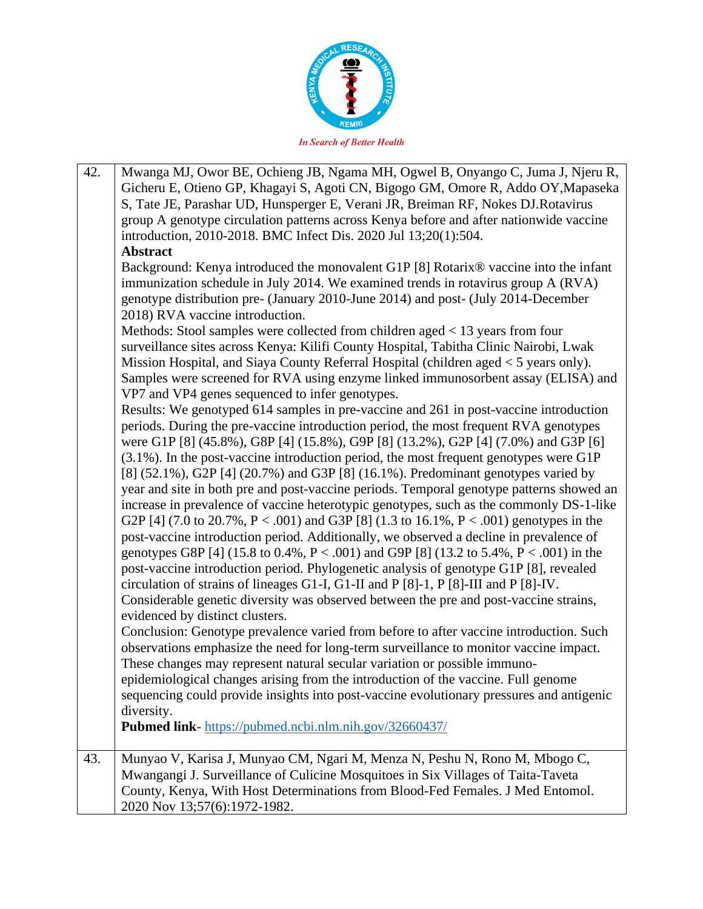| | |
|---|---|
| 42. | Mwanga MJ, Owor BE, Ochieng JB, Ngama MH, Ogwel B, Onyango C, Juma J, Njeru R, Gicheru E, Otieno GP, Khagayi S, Agoti CN, Bigogo GM, Omore R, Addo OY,Mapaseka S, Tate JE, Parashar UD, Hunsperger E, Verani JR, Breiman RF, Nokes DJ.Rotavirus group A genotype circulation patterns across Kenya before and after nationwide vaccine introduction, 2010-2018. BMC Infect Dis. 2020 Jul 13;20(1):504.<br>**Abstract**<br>Background: Kenya introduced the monovalent G1P [8] Rotarix® vaccine into the infant immunization schedule in July 2014. We examined trends in rotavirus group A (RVA) genotype distribution pre- (January 2010-June 2014) and post- (July 2014-December 2018) RVA vaccine introduction.<br>Methods: Stool samples were collected from children aged < 13 years from four surveillance sites across Kenya: Kilifi County Hospital, Tabitha Clinic Nairobi, Lwak Mission Hospital, and Siaya County Referral Hospital (children aged < 5 years only). Samples were screened for RVA using enzyme linked immunosorbent assay (ELISA) and VP7 and VP4 genes sequenced to infer genotypes.<br>Results: We genotyped 614 samples in pre-vaccine and 261 in post-vaccine introduction periods. During the pre-vaccine introduction period, the most frequent RVA genotypes were G1P [8] (45.8%), G8P [4] (15.8%), G9P [8] (13.2%), G2P [4] (7.0%) and G3P [6] (3.1%). In the post-vaccine introduction period, the most frequent genotypes were G1P [8] (52.1%), G2P [4] (20.7%) and G3P [8] (16.1%). Predominant genotypes varied by year and site in both pre and post-vaccine periods. Temporal genotype patterns showed an increase in prevalence of vaccine heterotypic genotypes, such as the commonly DS-1-like G2P [4] (7.0 to 20.7%, P < .001) and G3P [8] (1.3 to 16.1%, P < .001) genotypes in the post-vaccine introduction period. Additionally, we observed a decline in prevalence of genotypes G8P [4] (15.8 to 0.4%, P < .001) and G9P [8] (13.2 to 5.4%, P < .001) in the post-vaccine introduction period. Phylogenetic analysis of genotype G1P [8], revealed circulation of strains of lineages G1-I, G1-II and P [8]-1, P [8]-III and P [8]-IV. Considerable genetic diversity was observed between the pre and post-vaccine strains, evidenced by distinct clusters.<br>Conclusion: Genotype prevalence varied from before to after vaccine introduction. Such observations emphasize the need for long-term surveillance to monitor vaccine impact. These changes may represent natural secular variation or possible immuno-epidemiological changes arising from the introduction of the vaccine. Full genome sequencing could provide insights into post-vaccine evolutionary pressures and antigenic diversity.<br>**Pubmed link**- https://pubmed.ncbi.nlm.nih.gov/32660437/ |
| 43. | Munyao V, Karisa J, Munyao CM, Ngari M, Menza N, Peshu N, Rono M, Mbogo C, Mwangangi J. Surveillance of Culicine Mosquitoes in Six Villages of Taita-Taveta County, Kenya, With Host Determinations from Blood-Fed Females. J Med Entomol. 2020 Nov 13;57(6):1972-1982. |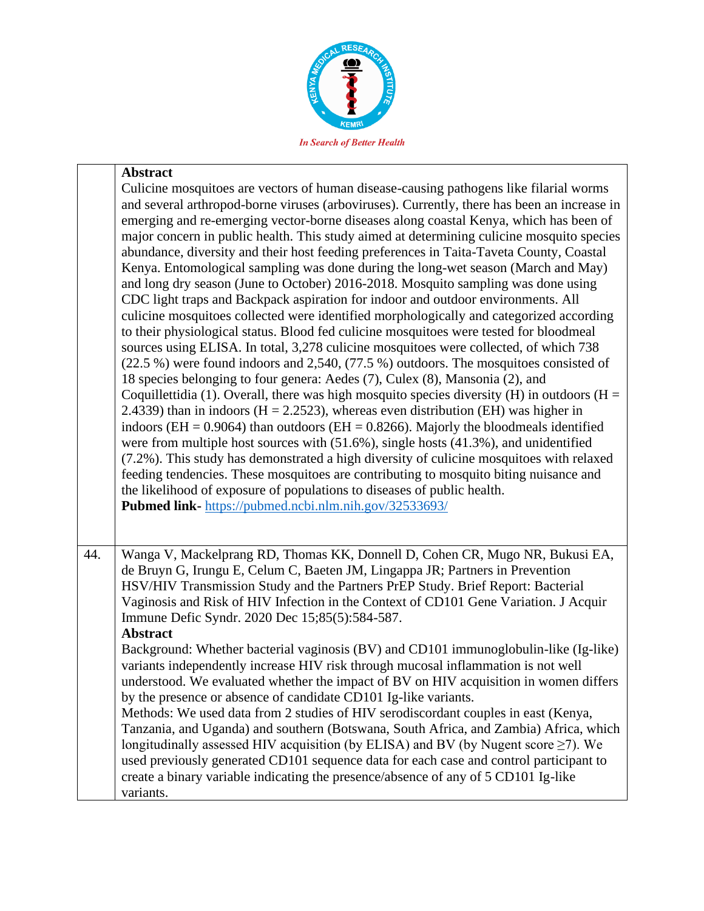| | |
|---|---|
| | **Abstract**<br>Culicine mosquitoes are vectors of human disease-causing pathogens like filarial worms and several arthropod-borne viruses (arboviruses). Currently, there has been an increase in emerging and re-emerging vector-borne diseases along coastal Kenya, which has been of major concern in public health. This study aimed at determining culicine mosquito species abundance, diversity and their host feeding preferences in Taita-Taveta County, Coastal Kenya. Entomological sampling was done during the long-wet season (March and May) and long dry season (June to October) 2016-2018. Mosquito sampling was done using CDC light traps and Backpack aspiration for indoor and outdoor environments. All culicine mosquitoes collected were identified morphologically and categorized according to their physiological status. Blood fed culicine mosquitoes were tested for bloodmeal sources using ELISA. In total, 3,278 culicine mosquitoes were collected, of which 738 (22.5 %) were found indoors and 2,540, (77.5 %) outdoors. The mosquitoes consisted of 18 species belonging to four genera: Aedes (7), Culex (8), Mansonia (2), and Coquillettidia (1). Overall, there was high mosquito species diversity (H) in outdoors (H = 2.4339) than in indoors (H = 2.2523), whereas even distribution (EH) was higher in indoors (EH = 0.9064) than outdoors (EH = 0.8266). Majorly the bloodmeals identified were from multiple host sources with (51.6%), single hosts (41.3%), and unidentified (7.2%). This study has demonstrated a high diversity of culicine mosquitoes with relaxed feeding tendencies. These mosquitoes are contributing to mosquito biting nuisance and the likelihood of exposure of populations to diseases of public health.<br>**Pubmed link-** https://pubmed.ncbi.nlm.nih.gov/32533693/ |
| 44. | Wanga V, Mackelprang RD, Thomas KK, Donnell D, Cohen CR, Mugo NR, Bukusi EA, de Bruyn G, Irungu E, Celum C, Baeten JM, Lingappa JR; Partners in Prevention HSV/HIV Transmission Study and the Partners PrEP Study. Brief Report: Bacterial Vaginosis and Risk of HIV Infection in the Context of CD101 Gene Variation. J Acquir Immune Defic Syndr. 2020 Dec 15;85(5):584-587.<br>**Abstract**<br>Background: Whether bacterial vaginosis (BV) and CD101 immunoglobulin-like (Ig-like) variants independently increase HIV risk through mucosal inflammation is not well understood. We evaluated whether the impact of BV on HIV acquisition in women differs by the presence or absence of candidate CD101 Ig-like variants.<br>Methods: We used data from 2 studies of HIV serodiscordant couples in east (Kenya, Tanzania, and Uganda) and southern (Botswana, South Africa, and Zambia) Africa, which longitudinally assessed HIV acquisition (by ELISA) and BV (by Nugent score ≥7). We used previously generated CD101 sequence data for each case and control participant to create a binary variable indicating the presence/absence of any of 5 CD101 Ig-like variants. |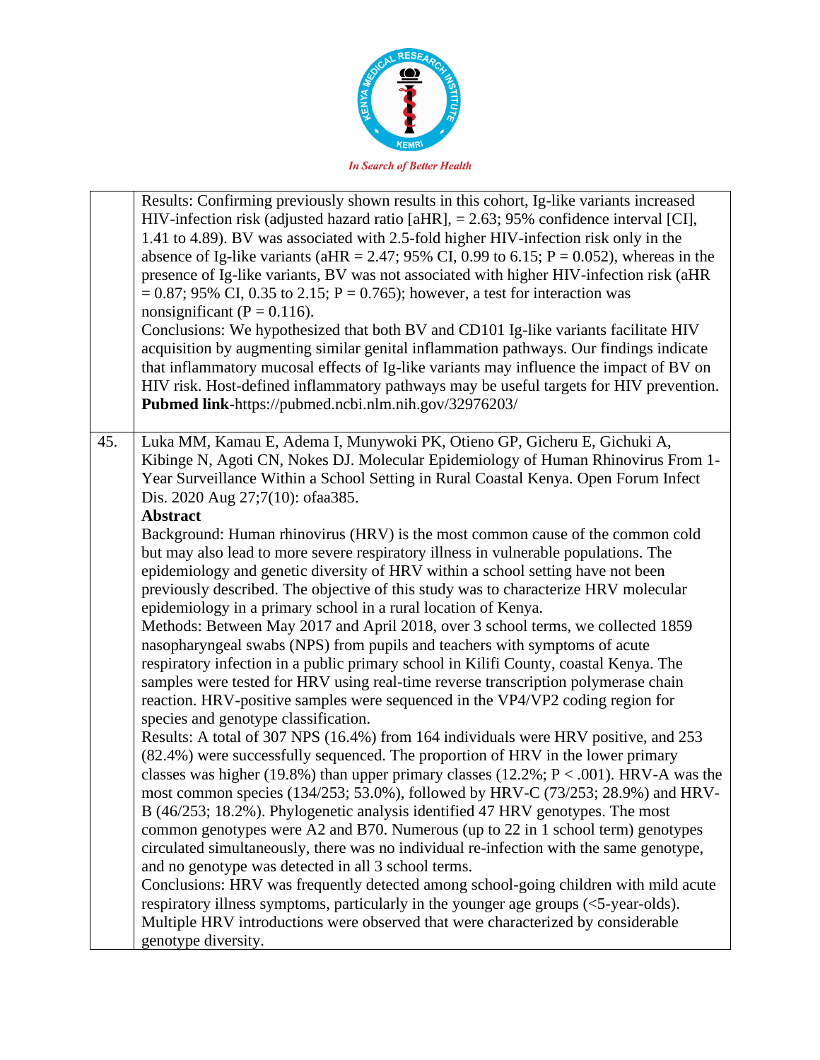| | |
|---|---|
| | Results: Confirming previously shown results in this cohort, Ig-like variants increased HIV-infection risk (adjusted hazard ratio [aHR], = 2.63; 95% confidence interval [CI], 1.41 to 4.89). BV was associated with 2.5-fold higher HIV-infection risk only in the absence of Ig-like variants (aHR = 2.47; 95% CI, 0.99 to 6.15; P = 0.052), whereas in the presence of Ig-like variants, BV was not associated with higher HIV-infection risk (aHR = 0.87; 95% CI, 0.35 to 2.15; P = 0.765); however, a test for interaction was nonsignificant (P = 0.116).<br>Conclusions: We hypothesized that both BV and CD101 Ig-like variants facilitate HIV acquisition by augmenting similar genital inflammation pathways. Our findings indicate that inflammatory mucosal effects of Ig-like variants may influence the impact of BV on HIV risk. Host-defined inflammatory pathways may be useful targets for HIV prevention.<br>**Pubmed link**-https://pubmed.ncbi.nlm.nih.gov/32976203/ |
| 45. | Luka MM, Kamau E, Adema I, Munywoki PK, Otieno GP, Gicheru E, Gichuki A, Kibinge N, Agoti CN, Nokes DJ. Molecular Epidemiology of Human Rhinovirus From 1-Year Surveillance Within a School Setting in Rural Coastal Kenya. Open Forum Infect Dis. 2020 Aug 27;7(10): ofaa385.<br>**Abstract**<br>Background: Human rhinovirus (HRV) is the most common cause of the common cold but may also lead to more severe respiratory illness in vulnerable populations. The epidemiology and genetic diversity of HRV within a school setting have not been previously described. The objective of this study was to characterize HRV molecular epidemiology in a primary school in a rural location of Kenya.<br>Methods: Between May 2017 and April 2018, over 3 school terms, we collected 1859 nasopharyngeal swabs (NPS) from pupils and teachers with symptoms of acute respiratory infection in a public primary school in Kilifi County, coastal Kenya. The samples were tested for HRV using real-time reverse transcription polymerase chain reaction. HRV-positive samples were sequenced in the VP4/VP2 coding region for species and genotype classification.<br>Results: A total of 307 NPS (16.4%) from 164 individuals were HRV positive, and 253 (82.4%) were successfully sequenced. The proportion of HRV in the lower primary classes was higher (19.8%) than upper primary classes (12.2%; P < .001). HRV-A was the most common species (134/253; 53.0%), followed by HRV-C (73/253; 28.9%) and HRV-B (46/253; 18.2%). Phylogenetic analysis identified 47 HRV genotypes. The most common genotypes were A2 and B70. Numerous (up to 22 in 1 school term) genotypes circulated simultaneously, there was no individual re-infection with the same genotype, and no genotype was detected in all 3 school terms.<br>Conclusions: HRV was frequently detected among school-going children with mild acute respiratory illness symptoms, particularly in the younger age groups (<5-year-olds). Multiple HRV introductions were observed that were characterized by considerable genotype diversity. |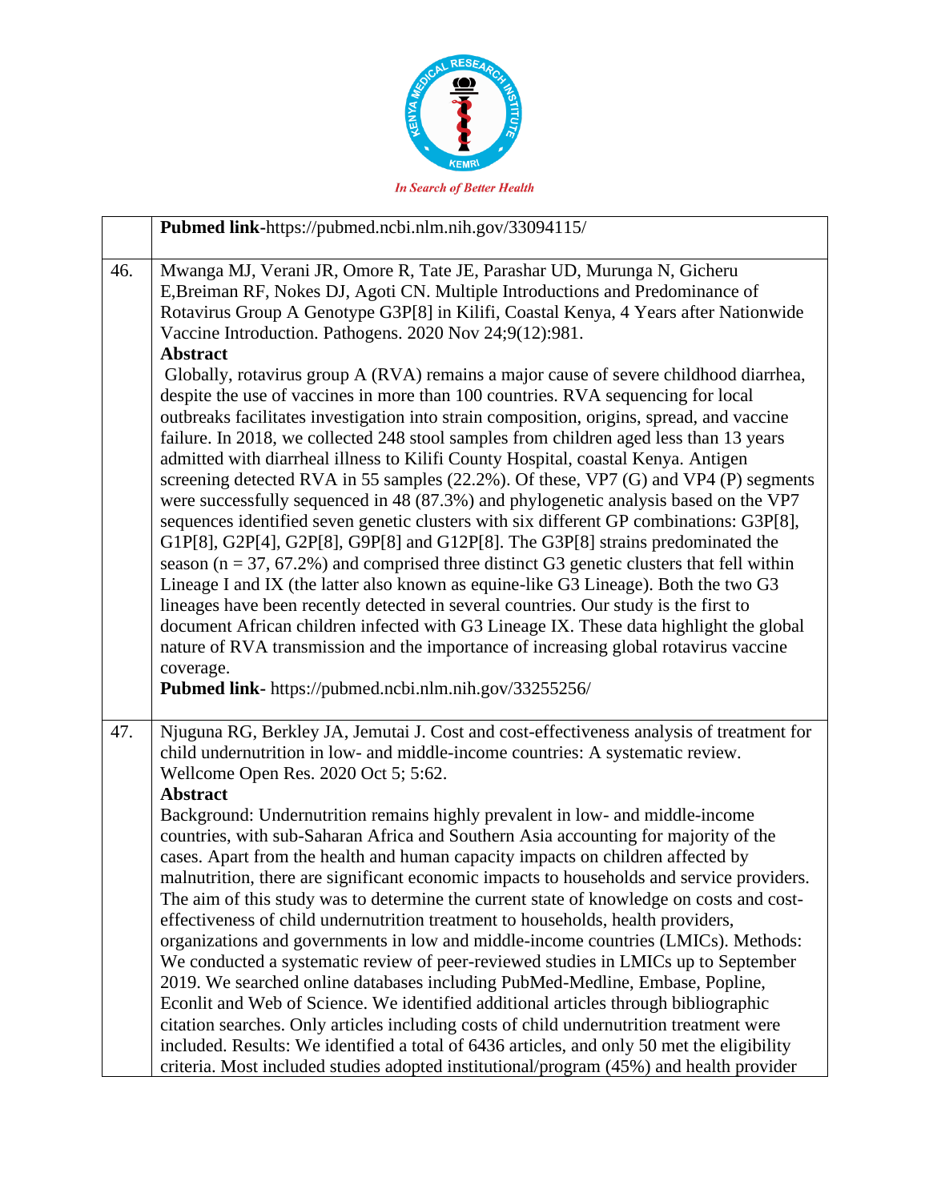| | |
|---|---|
| | **Pubmed link**-https://pubmed.ncbi.nlm.nih.gov/33094115/ |
| 46. | Mwanga MJ, Verani JR, Omore R, Tate JE, Parashar UD, Murunga N, Gicheru E,Breiman RF, Nokes DJ, Agoti CN. Multiple Introductions and Predominance of Rotavirus Group A Genotype G3P[8] in Kilifi, Coastal Kenya, 4 Years after Nationwide Vaccine Introduction. Pathogens. 2020 Nov 24;9(12):981.<br>**Abstract**<br>Globally, rotavirus group A (RVA) remains a major cause of severe childhood diarrhea, despite the use of vaccines in more than 100 countries. RVA sequencing for local outbreaks facilitates investigation into strain composition, origins, spread, and vaccine failure. In 2018, we collected 248 stool samples from children aged less than 13 years admitted with diarrheal illness to Kilifi County Hospital, coastal Kenya. Antigen screening detected RVA in 55 samples (22.2%). Of these, VP7 (G) and VP4 (P) segments were successfully sequenced in 48 (87.3%) and phylogenetic analysis based on the VP7 sequences identified seven genetic clusters with six different GP combinations: G3P[8], G1P[8], G2P[4], G2P[8], G9P[8] and G12P[8]. The G3P[8] strains predominated the season (n = 37, 67.2%) and comprised three distinct G3 genetic clusters that fell within Lineage I and IX (the latter also known as equine-like G3 Lineage). Both the two G3 lineages have been recently detected in several countries. Our study is the first to document African children infected with G3 Lineage IX. These data highlight the global nature of RVA transmission and the importance of increasing global rotavirus vaccine coverage.<br>**Pubmed link**- https://pubmed.ncbi.nlm.nih.gov/33255256/ |
| 47. | Njuguna RG, Berkley JA, Jemutai J. Cost and cost-effectiveness analysis of treatment for child undernutrition in low- and middle-income countries: A systematic review. Wellcome Open Res. 2020 Oct 5; 5:62.<br>**Abstract**<br>Background: Undernutrition remains highly prevalent in low- and middle-income countries, with sub-Saharan Africa and Southern Asia accounting for majority of the cases. Apart from the health and human capacity impacts on children affected by malnutrition, there are significant economic impacts to households and service providers. The aim of this study was to determine the current state of knowledge on costs and cost-effectiveness of child undernutrition treatment to households, health providers, organizations and governments in low and middle-income countries (LMICs). Methods: We conducted a systematic review of peer-reviewed studies in LMICs up to September 2019. We searched online databases including PubMed-Medline, Embase, Popline, Econlit and Web of Science. We identified additional articles through bibliographic citation searches. Only articles including costs of child undernutrition treatment were included. Results: We identified a total of 6436 articles, and only 50 met the eligibility criteria. Most included studies adopted institutional/program (45%) and health provider |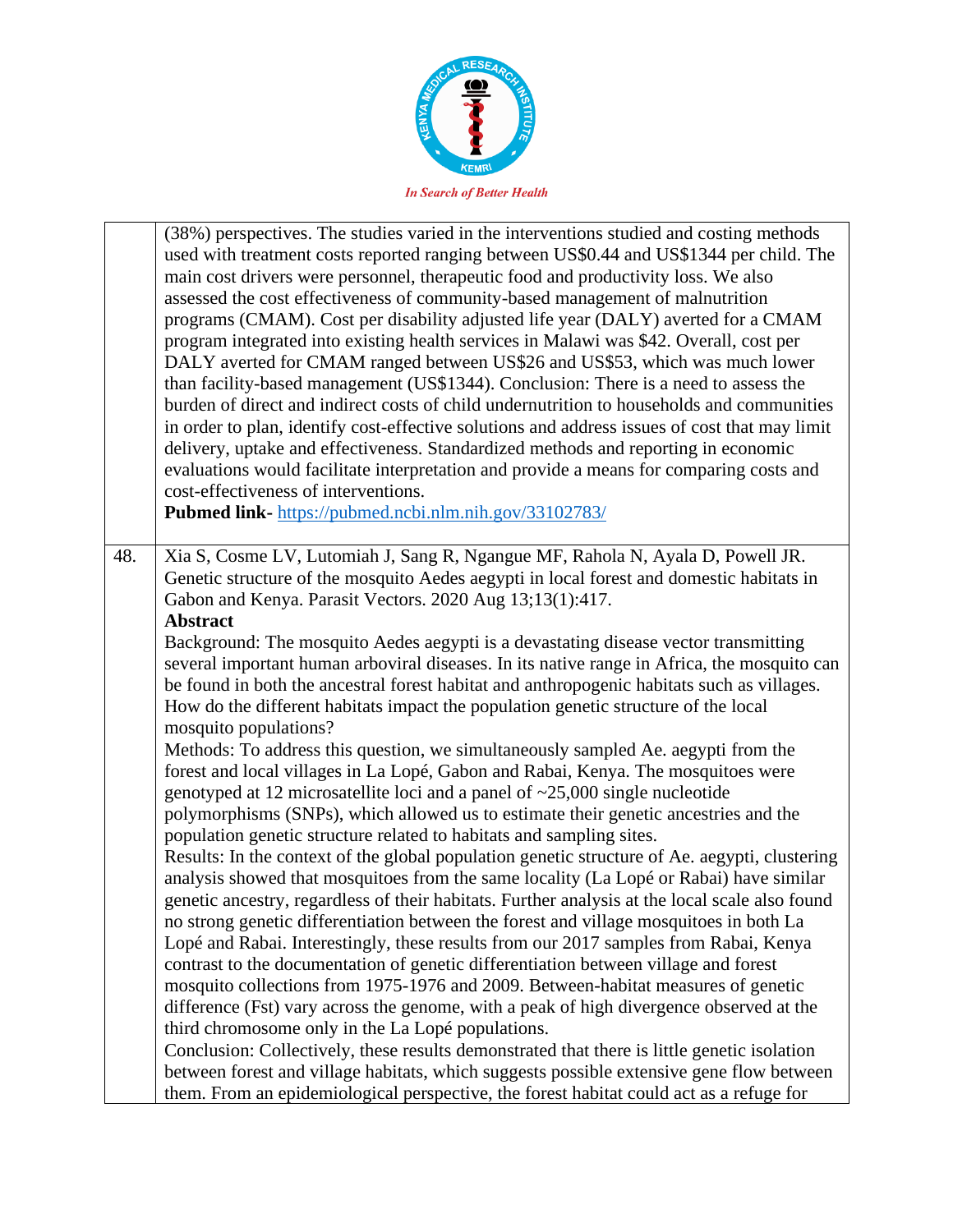| | |
|---|---|
| | (38%) perspectives. The studies varied in the interventions studied and costing methods used with treatment costs reported ranging between US$0.44 and US$1344 per child. The main cost drivers were personnel, therapeutic food and productivity loss. We also assessed the cost effectiveness of community-based management of malnutrition programs (CMAM). Cost per disability adjusted life year (DALY) averted for a CMAM program integrated into existing health services in Malawi was $42. Overall, cost per DALY averted for CMAM ranged between US$26 and US$53, which was much lower than facility-based management (US$1344). Conclusion: There is a need to assess the burden of direct and indirect costs of child undernutrition to households and communities in order to plan, identify cost-effective solutions and address issues of cost that may limit delivery, uptake and effectiveness. Standardized methods and reporting in economic evaluations would facilitate interpretation and provide a means for comparing costs and cost-effectiveness of interventions.<br>**Pubmed link-** https://pubmed.ncbi.nlm.nih.gov/33102783/ |
| 48. | Xia S, Cosme LV, Lutomiah J, Sang R, Ngangue MF, Rahola N, Ayala D, Powell JR. Genetic structure of the mosquito Aedes aegypti in local forest and domestic habitats in Gabon and Kenya. Parasit Vectors. 2020 Aug 13;13(1):417.<br>**Abstract**<br>Background: The mosquito Aedes aegypti is a devastating disease vector transmitting several important human arboviral diseases. In its native range in Africa, the mosquito can be found in both the ancestral forest habitat and anthropogenic habitats such as villages. How do the different habitats impact the population genetic structure of the local mosquito populations?<br>Methods: To address this question, we simultaneously sampled Ae. aegypti from the forest and local villages in La Lopé, Gabon and Rabai, Kenya. The mosquitoes were genotyped at 12 microsatellite loci and a panel of ~25,000 single nucleotide polymorphisms (SNPs), which allowed us to estimate their genetic ancestries and the population genetic structure related to habitats and sampling sites.<br>Results: In the context of the global population genetic structure of Ae. aegypti, clustering analysis showed that mosquitoes from the same locality (La Lopé or Rabai) have similar genetic ancestry, regardless of their habitats. Further analysis at the local scale also found no strong genetic differentiation between the forest and village mosquitoes in both La Lopé and Rabai. Interestingly, these results from our 2017 samples from Rabai, Kenya contrast to the documentation of genetic differentiation between village and forest mosquito collections from 1975-1976 and 2009. Between-habitat measures of genetic difference (Fst) vary across the genome, with a peak of high divergence observed at the third chromosome only in the La Lopé populations.<br>Conclusion: Collectively, these results demonstrated that there is little genetic isolation between forest and village habitats, which suggests possible extensive gene flow between them. From an epidemiological perspective, the forest habitat could act as a refuge for |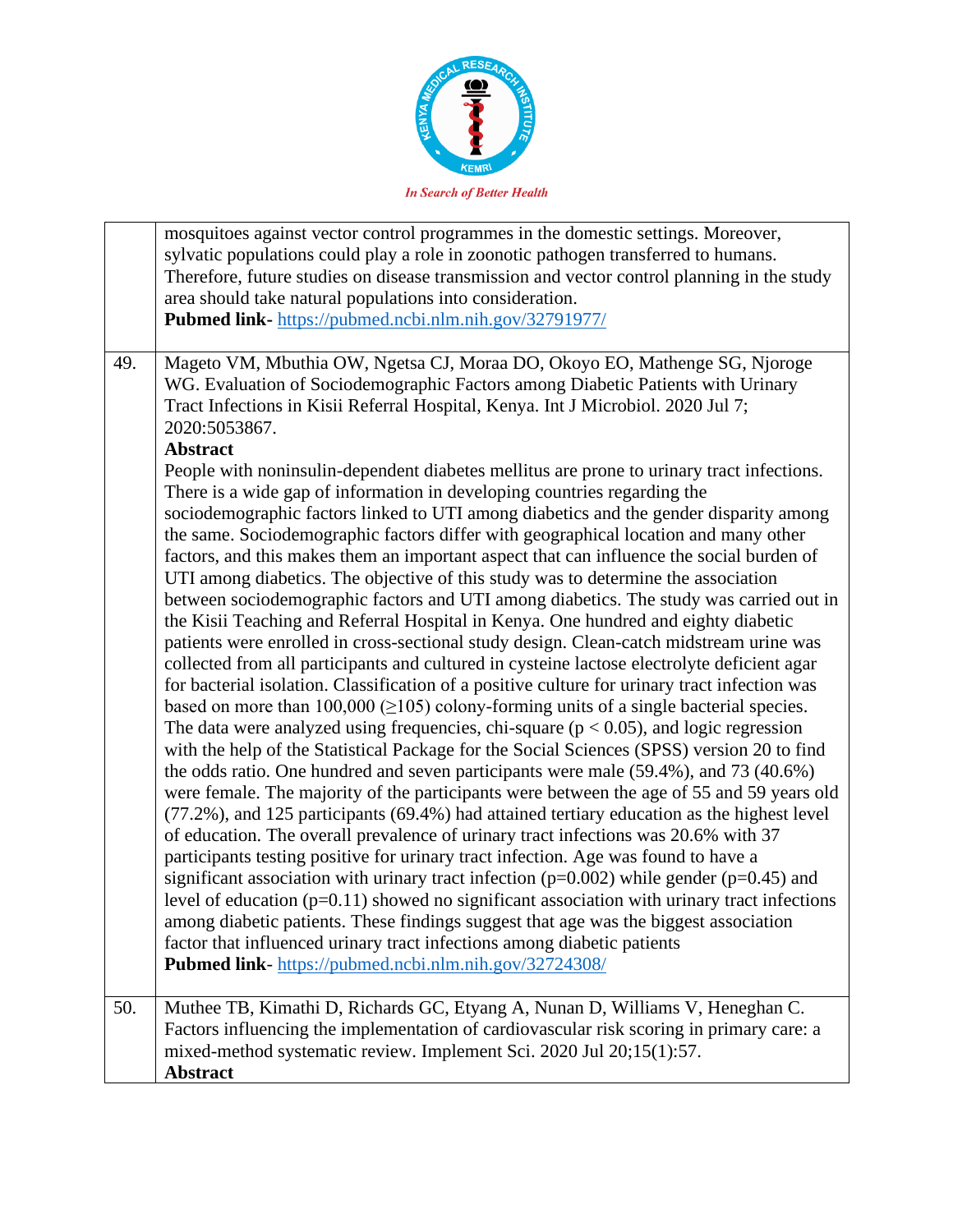| | |
|---|---|
| | mosquitoes against vector control programmes in the domestic settings. Moreover, sylvatic populations could play a role in zoonotic pathogen transferred to humans. Therefore, future studies on disease transmission and vector control planning in the study area should take natural populations into consideration.<br>**Pubmed link-** https://pubmed.ncbi.nlm.nih.gov/32791977/ |
| 49. | Mageto VM, Mbuthia OW, Ngetsa CJ, Moraa DO, Okoyo EO, Mathenge SG, Njoroge WG. Evaluation of Sociodemographic Factors among Diabetic Patients with Urinary Tract Infections in Kisii Referral Hospital, Kenya. Int J Microbiol. 2020 Jul 7; 2020:5053867.<br>**Abstract**<br>People with noninsulin-dependent diabetes mellitus are prone to urinary tract infections. There is a wide gap of information in developing countries regarding the sociodemographic factors linked to UTI among diabetics and the gender disparity among the same. Sociodemographic factors differ with geographical location and many other factors, and this makes them an important aspect that can influence the social burden of UTI among diabetics. The objective of this study was to determine the association between sociodemographic factors and UTI among diabetics. The study was carried out in the Kisii Teaching and Referral Hospital in Kenya. One hundred and eighty diabetic patients were enrolled in cross-sectional study design. Clean-catch midstream urine was collected from all participants and cultured in cysteine lactose electrolyte deficient agar for bacterial isolation. Classification of a positive culture for urinary tract infection was based on more than 100,000 (≥105) colony-forming units of a single bacterial species. The data were analyzed using frequencies, chi-square ($p < 0.05$), and logic regression with the help of the Statistical Package for the Social Sciences (SPSS) version 20 to find the odds ratio. One hundred and seven participants were male (59.4%), and 73 (40.6%) were female. The majority of the participants were between the age of 55 and 59 years old (77.2%), and 125 participants (69.4%) had attained tertiary education as the highest level of education. The overall prevalence of urinary tract infections was 20.6% with 37 participants testing positive for urinary tract infection. Age was found to have a significant association with urinary tract infection ($p=0.002$) while gender ($p=0.45$) and level of education ($p=0.11$) showed no significant association with urinary tract infections among diabetic patients. These findings suggest that age was the biggest association factor that influenced urinary tract infections among diabetic patients<br>**Pubmed link**- https://pubmed.ncbi.nlm.nih.gov/32724308/ |
| 50. | Muthee TB, Kimathi D, Richards GC, Etyang A, Nunan D, Williams V, Heneghan C. Factors influencing the implementation of cardiovascular risk scoring in primary care: a mixed-method systematic review. Implement Sci. 2020 Jul 20;15(1):57.<br>**Abstract** |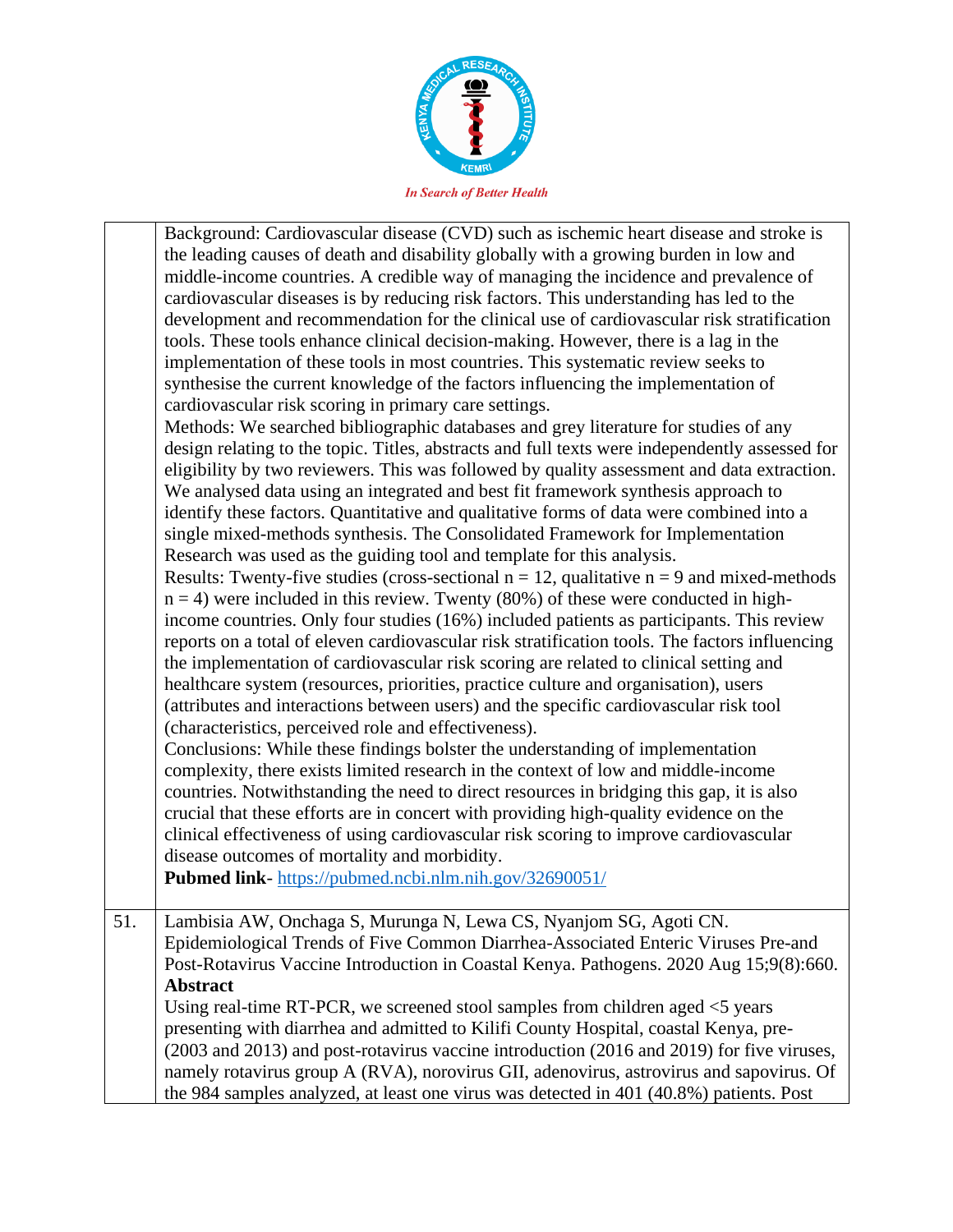| | |
|---|---|
| | Background: Cardiovascular disease (CVD) such as ischemic heart disease and stroke is the leading causes of death and disability globally with a growing burden in low and middle-income countries. A credible way of managing the incidence and prevalence of cardiovascular diseases is by reducing risk factors. This understanding has led to the development and recommendation for the clinical use of cardiovascular risk stratification tools. These tools enhance clinical decision-making. However, there is a lag in the implementation of these tools in most countries. This systematic review seeks to synthesise the current knowledge of the factors influencing the implementation of cardiovascular risk scoring in primary care settings.<br>Methods: We searched bibliographic databases and grey literature for studies of any design relating to the topic. Titles, abstracts and full texts were independently assessed for eligibility by two reviewers. This was followed by quality assessment and data extraction. We analysed data using an integrated and best fit framework synthesis approach to identify these factors. Quantitative and qualitative forms of data were combined into a single mixed-methods synthesis. The Consolidated Framework for Implementation Research was used as the guiding tool and template for this analysis.<br>Results: Twenty-five studies (cross-sectional n = 12, qualitative n = 9 and mixed-methods n = 4) were included in this review. Twenty (80%) of these were conducted in high-income countries. Only four studies (16%) included patients as participants. This review reports on a total of eleven cardiovascular risk stratification tools. The factors influencing the implementation of cardiovascular risk scoring are related to clinical setting and healthcare system (resources, priorities, practice culture and organisation), users (attributes and interactions between users) and the specific cardiovascular risk tool (characteristics, perceived role and effectiveness).<br>Conclusions: While these findings bolster the understanding of implementation complexity, there exists limited research in the context of low and middle-income countries. Notwithstanding the need to direct resources in bridging this gap, it is also crucial that these efforts are in concert with providing high-quality evidence on the clinical effectiveness of using cardiovascular risk scoring to improve cardiovascular disease outcomes of mortality and morbidity.<br>**Pubmed link**- https://pubmed.ncbi.nlm.nih.gov/32690051/ |
| 51. | Lambisia AW, Onchaga S, Murunga N, Lewa CS, Nyanjom SG, Agoti CN. Epidemiological Trends of Five Common Diarrhea-Associated Enteric Viruses Pre-and Post-Rotavirus Vaccine Introduction in Coastal Kenya. Pathogens. 2020 Aug 15;9(8):660.<br>**Abstract**<br>Using real-time RT-PCR, we screened stool samples from children aged <5 years presenting with diarrhea and admitted to Kilifi County Hospital, coastal Kenya, pre-(2003 and 2013) and post-rotavirus vaccine introduction (2016 and 2019) for five viruses, namely rotavirus group A (RVA), norovirus GII, adenovirus, astrovirus and sapovirus. Of the 984 samples analyzed, at least one virus was detected in 401 (40.8%) patients. Post |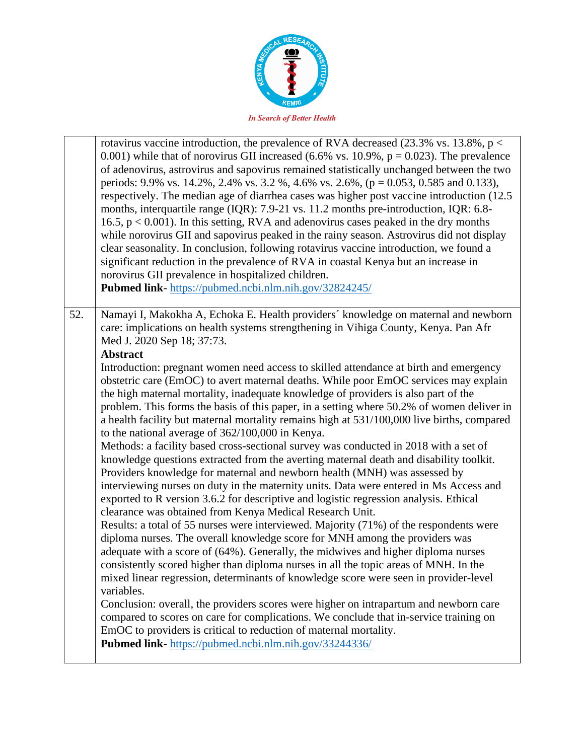| | |
|---|---|
| | rotavirus vaccine introduction, the prevalence of RVA decreased (23.3% vs. 13.8%, $p < 0.001$) while that of norovirus GII increased (6.6% vs. 10.9%, $p = 0.023$). The prevalence of adenovirus, astrovirus and sapovirus remained statistically unchanged between the two periods: 9.9% vs. 14.2%, 2.4% vs. 3.2 %, 4.6% vs. 2.6%, ($p = 0.053$, 0.585 and 0.133), respectively. The median age of diarrhea cases was higher post vaccine introduction (12.5 months, interquartile range (IQR): 7.9-21 vs. 11.2 months pre-introduction, IQR: 6.8-16.5, $p < 0.001$). In this setting, RVA and adenovirus cases peaked in the dry months while norovirus GII and sapovirus peaked in the rainy season. Astrovirus did not display clear seasonality. In conclusion, following rotavirus vaccine introduction, we found a significant reduction in the prevalence of RVA in coastal Kenya but an increase in norovirus GII prevalence in hospitalized children.<br>**Pubmed link**- https://pubmed.ncbi.nlm.nih.gov/32824245/ |
| 52. | Namayi I, Makokha A, Echoka E. Health providers´ knowledge on maternal and newborn care: implications on health systems strengthening in Vihiga County, Kenya. Pan Afr Med J. 2020 Sep 18; 37:73.<br>**Abstract**<br>Introduction: pregnant women need access to skilled attendance at birth and emergency obstetric care (EmOC) to avert maternal deaths. While poor EmOC services may explain the high maternal mortality, inadequate knowledge of providers is also part of the problem. This forms the basis of this paper, in a setting where 50.2% of women deliver in a health facility but maternal mortality remains high at 531/100,000 live births, compared to the national average of 362/100,000 in Kenya.<br>Methods: a facility based cross-sectional survey was conducted in 2018 with a set of knowledge questions extracted from the averting maternal death and disability toolkit. Providers knowledge for maternal and newborn health (MNH) was assessed by interviewing nurses on duty in the maternity units. Data were entered in Ms Access and exported to R version 3.6.2 for descriptive and logistic regression analysis. Ethical clearance was obtained from Kenya Medical Research Unit.<br>Results: a total of 55 nurses were interviewed. Majority (71%) of the respondents were diploma nurses. The overall knowledge score for MNH among the providers was adequate with a score of (64%). Generally, the midwives and higher diploma nurses consistently scored higher than diploma nurses in all the topic areas of MNH. In the mixed linear regression, determinants of knowledge score were seen in provider-level variables.<br>Conclusion: overall, the providers scores were higher on intrapartum and newborn care compared to scores on care for complications. We conclude that in-service training on EmOC to providers is critical to reduction of maternal mortality.<br>**Pubmed link**- https://pubmed.ncbi.nlm.nih.gov/33244336/ |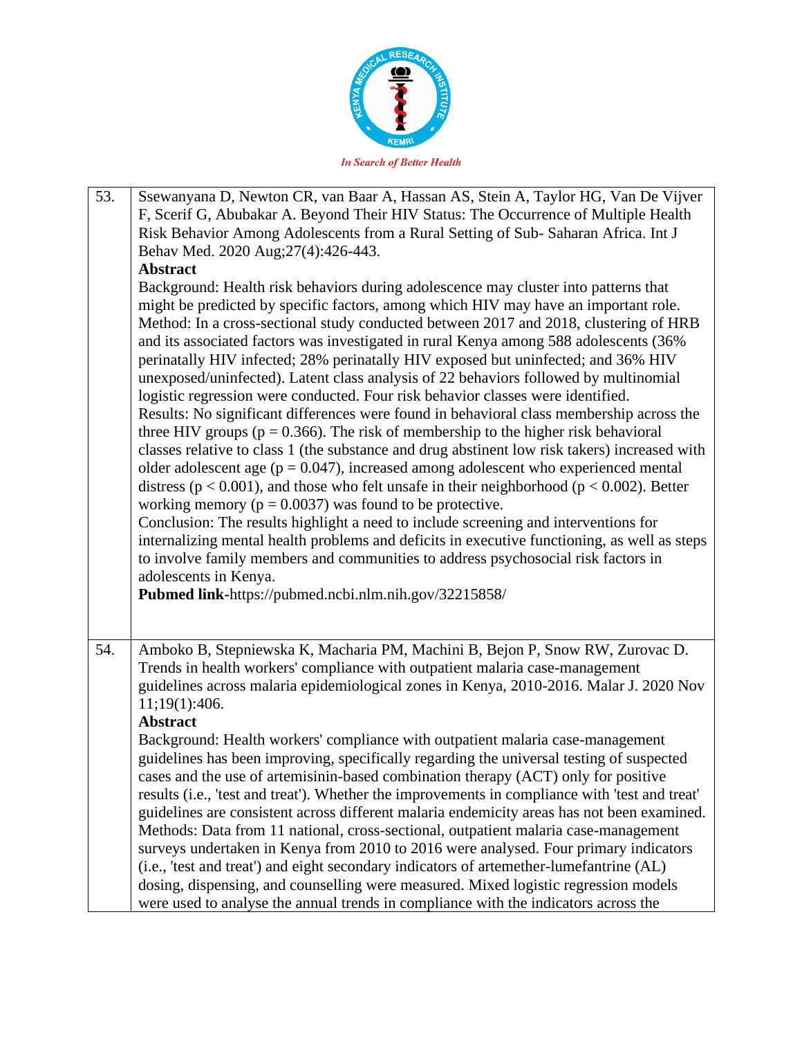| | |
|---|---|
| 53. | Ssewanyana D, Newton CR, van Baar A, Hassan AS, Stein A, Taylor HG, Van De Vijver F, Scerif G, Abubakar A. Beyond Their HIV Status: The Occurrence of Multiple Health Risk Behavior Among Adolescents from a Rural Setting of Sub- Saharan Africa. Int J Behav Med. 2020 Aug;27(4):426-443.<br>**Abstract**<br>Background: Health risk behaviors during adolescence may cluster into patterns that might be predicted by specific factors, among which HIV may have an important role. Method: In a cross-sectional study conducted between 2017 and 2018, clustering of HRB and its associated factors was investigated in rural Kenya among 588 adolescents (36% perinatally HIV infected; 28% perinatally HIV exposed but uninfected; and 36% HIV unexposed/uninfected). Latent class analysis of 22 behaviors followed by multinomial logistic regression were conducted. Four risk behavior classes were identified.<br>Results: No significant differences were found in behavioral class membership across the three HIV groups ($p = 0.366$). The risk of membership to the higher risk behavioral classes relative to class 1 (the substance and drug abstinent low risk takers) increased with older adolescent age ($p = 0.047$), increased among adolescent who experienced mental distress ($p < 0.001$), and those who felt unsafe in their neighborhood ($p < 0.002$). Better working memory ($p = 0.0037$) was found to be protective.<br>Conclusion: The results highlight a need to include screening and interventions for internalizing mental health problems and deficits in executive functioning, as well as steps to involve family members and communities to address psychosocial risk factors in adolescents in Kenya.<br>**Pubmed link**-https://pubmed.ncbi.nlm.nih.gov/32215858/ |
| 54. | Amboko B, Stepniewska K, Macharia PM, Machini B, Bejon P, Snow RW, Zurovac D. Trends in health workers' compliance with outpatient malaria case-management guidelines across malaria epidemiological zones in Kenya, 2010-2016. Malar J. 2020 Nov 11;19(1):406.<br>**Abstract**<br>Background: Health workers' compliance with outpatient malaria case-management guidelines has been improving, specifically regarding the universal testing of suspected cases and the use of artemisinin-based combination therapy (ACT) only for positive results (i.e., 'test and treat'). Whether the improvements in compliance with 'test and treat' guidelines are consistent across different malaria endemicity areas has not been examined. Methods: Data from 11 national, cross-sectional, outpatient malaria case-management surveys undertaken in Kenya from 2010 to 2016 were analysed. Four primary indicators (i.e., 'test and treat') and eight secondary indicators of artemether-lumefantrine (AL) dosing, dispensing, and counselling were measured. Mixed logistic regression models were used to analyse the annual trends in compliance with the indicators across the |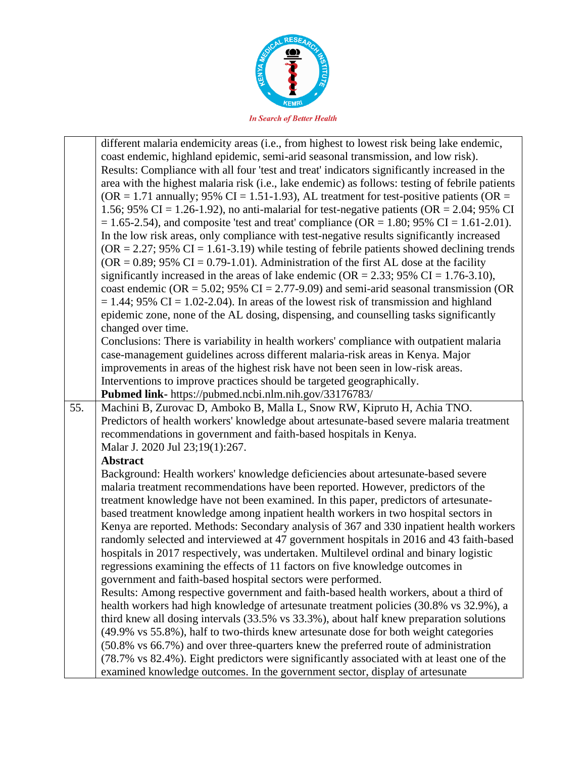| | |
|---|---|
| | different malaria endemicity areas (i.e., from highest to lowest risk being lake endemic, coast endemic, highland epidemic, semi-arid seasonal transmission, and low risk).<br>Results: Compliance with all four 'test and treat' indicators significantly increased in the area with the highest malaria risk (i.e., lake endemic) as follows: testing of febrile patients (OR = 1.71 annually; 95% CI = 1.51-1.93), AL treatment for test-positive patients (OR = 1.56; 95% CI = 1.26-1.92), no anti-malarial for test-negative patients (OR = 2.04; 95% CI = 1.65-2.54), and composite 'test and treat' compliance (OR = 1.80; 95% CI = 1.61-2.01). In the low risk areas, only compliance with test-negative results significantly increased (OR = 2.27; 95% CI = 1.61-3.19) while testing of febrile patients showed declining trends (OR = 0.89; 95% CI = 0.79-1.01). Administration of the first AL dose at the facility significantly increased in the areas of lake endemic (OR = 2.33; 95% CI = 1.76-3.10), coast endemic (OR = 5.02; 95% CI = 2.77-9.09) and semi-arid seasonal transmission (OR = 1.44; 95% CI = 1.02-2.04). In areas of the lowest risk of transmission and highland epidemic zone, none of the AL dosing, dispensing, and counselling tasks significantly changed over time.<br>Conclusions: There is variability in health workers' compliance with outpatient malaria case-management guidelines across different malaria-risk areas in Kenya. Major improvements in areas of the highest risk have not been seen in low-risk areas. Interventions to improve practices should be targeted geographically.<br>**Pubmed link-** https://pubmed.ncbi.nlm.nih.gov/33176783/ |
| 55. | Machini B, Zurovac D, Amboko B, Malla L, Snow RW, Kipruto H, Achia TNO. Predictors of health workers' knowledge about artesunate-based severe malaria treatment recommendations in government and faith-based hospitals in Kenya.<br>Malar J. 2020 Jul 23;19(1):267.<br>**Abstract**<br>Background: Health workers' knowledge deficiencies about artesunate-based severe malaria treatment recommendations have been reported. However, predictors of the treatment knowledge have not been examined. In this paper, predictors of artesunate-based treatment knowledge among inpatient health workers in two hospital sectors in Kenya are reported. Methods: Secondary analysis of 367 and 330 inpatient health workers randomly selected and interviewed at 47 government hospitals in 2016 and 43 faith-based hospitals in 2017 respectively, was undertaken. Multilevel ordinal and binary logistic regressions examining the effects of 11 factors on five knowledge outcomes in government and faith-based hospital sectors were performed.<br>Results: Among respective government and faith-based health workers, about a third of health workers had high knowledge of artesunate treatment policies (30.8% vs 32.9%), a third knew all dosing intervals (33.5% vs 33.3%), about half knew preparation solutions (49.9% vs 55.8%), half to two-thirds knew artesunate dose for both weight categories (50.8% vs 66.7%) and over three-quarters knew the preferred route of administration (78.7% vs 82.4%). Eight predictors were significantly associated with at least one of the examined knowledge outcomes. In the government sector, display of artesunate |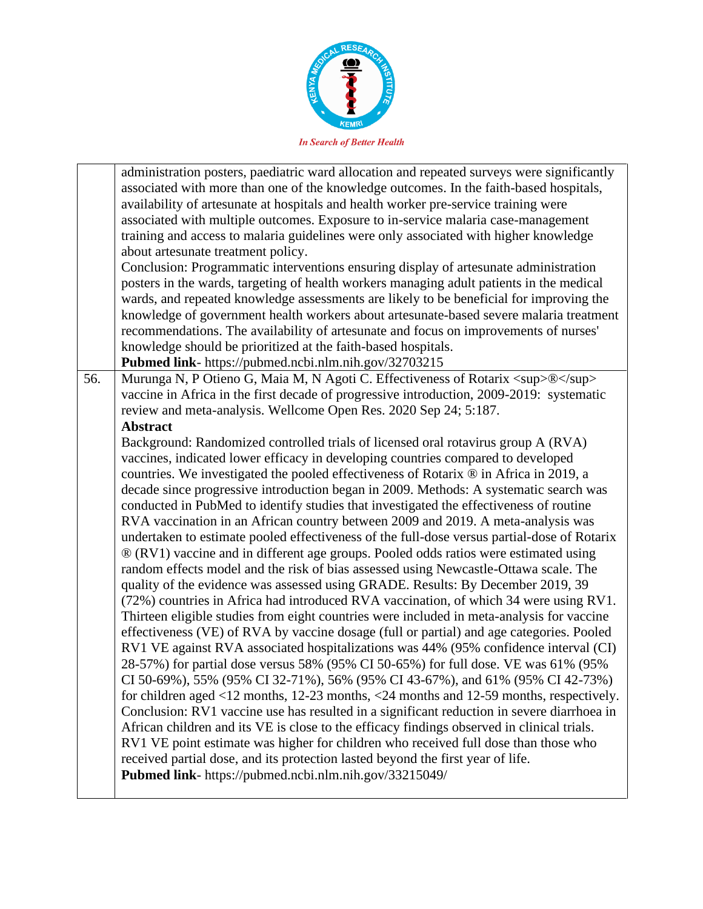|  |  |
|---|---|
|  | administration posters, paediatric ward allocation and repeated surveys were significantly associated with more than one of the knowledge outcomes. In the faith-based hospitals, availability of artesunate at hospitals and health worker pre-service training were associated with multiple outcomes. Exposure to in-service malaria case-management training and access to malaria guidelines were only associated with higher knowledge about artesunate treatment policy.<br>Conclusion: Programmatic interventions ensuring display of artesunate administration posters in the wards, targeting of health workers managing adult patients in the medical wards, and repeated knowledge assessments are likely to be beneficial for improving the knowledge of government health workers about artesunate-based severe malaria treatment recommendations. The availability of artesunate and focus on improvements of nurses' knowledge should be prioritized at the faith-based hospitals.<br>**Pubmed link**- https://pubmed.ncbi.nlm.nih.gov/32703215 |
| 56. | Murunga N, P Otieno G, Maia M, N Agoti C. Effectiveness of Rotarix &lt;sup&gt;®&lt;/sup&gt; vaccine in Africa in the first decade of progressive introduction, 2009-2019: systematic review and meta-analysis. Wellcome Open Res. 2020 Sep 24; 5:187.<br>**Abstract**<br>Background: Randomized controlled trials of licensed oral rotavirus group A (RVA) vaccines, indicated lower efficacy in developing countries compared to developed countries. We investigated the pooled effectiveness of Rotarix ® in Africa in 2019, a decade since progressive introduction began in 2009. Methods: A systematic search was conducted in PubMed to identify studies that investigated the effectiveness of routine RVA vaccination in an African country between 2009 and 2019. A meta-analysis was undertaken to estimate pooled effectiveness of the full-dose versus partial-dose of Rotarix ® (RV1) vaccine and in different age groups. Pooled odds ratios were estimated using random effects model and the risk of bias assessed using Newcastle-Ottawa scale. The quality of the evidence was assessed using GRADE. Results: By December 2019, 39 (72%) countries in Africa had introduced RVA vaccination, of which 34 were using RV1. Thirteen eligible studies from eight countries were included in meta-analysis for vaccine effectiveness (VE) of RVA by vaccine dosage (full or partial) and age categories. Pooled RV1 VE against RVA associated hospitalizations was 44% (95% confidence interval (CI) 28-57%) for partial dose versus 58% (95% CI 50-65%) for full dose. VE was 61% (95% CI 50-69%), 55% (95% CI 32-71%), 56% (95% CI 43-67%), and 61% (95% CI 42-73%) for children aged &lt;12 months, 12-23 months, &lt;24 months and 12-59 months, respectively. Conclusion: RV1 vaccine use has resulted in a significant reduction in severe diarrhoea in African children and its VE is close to the efficacy findings observed in clinical trials. RV1 VE point estimate was higher for children who received full dose than those who received partial dose, and its protection lasted beyond the first year of life.<br>**Pubmed link**- https://pubmed.ncbi.nlm.nih.gov/33215049/ |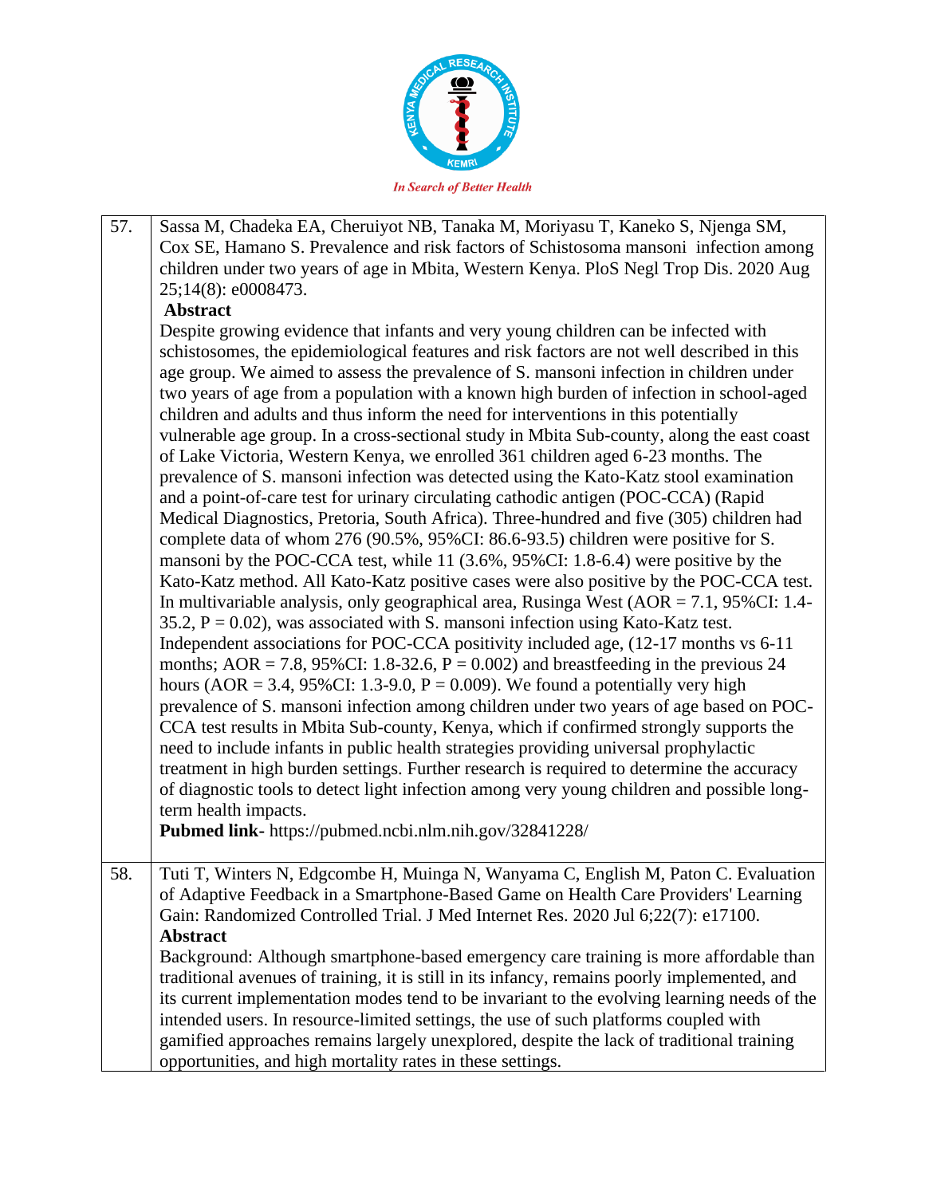| | |
|---|---|
| 57. | Sassa M, Chadeka EA, Cheruiyot NB, Tanaka M, Moriyasu T, Kaneko S, Njenga SM, Cox SE, Hamano S. Prevalence and risk factors of Schistosoma mansoni infection among children under two years of age in Mbita, Western Kenya. PloS Negl Trop Dis. 2020 Aug 25;14(8): e0008473.<br>**Abstract**<br>Despite growing evidence that infants and very young children can be infected with schistosomes, the epidemiological features and risk factors are not well described in this age group. We aimed to assess the prevalence of S. mansoni infection in children under two years of age from a population with a known high burden of infection in school-aged children and adults and thus inform the need for interventions in this potentially vulnerable age group. In a cross-sectional study in Mbita Sub-county, along the east coast of Lake Victoria, Western Kenya, we enrolled 361 children aged 6-23 months. The prevalence of S. mansoni infection was detected using the Kato-Katz stool examination and a point-of-care test for urinary circulating cathodic antigen (POC-CCA) (Rapid Medical Diagnostics, Pretoria, South Africa). Three-hundred and five (305) children had complete data of whom 276 (90.5%, 95%CI: 86.6-93.5) children were positive for S. mansoni by the POC-CCA test, while 11 (3.6%, 95%CI: 1.8-6.4) were positive by the Kato-Katz method. All Kato-Katz positive cases were also positive by the POC-CCA test. In multivariable analysis, only geographical area, Rusinga West (AOR = 7.1, 95%CI: 1.4-35.2, P = 0.02), was associated with S. mansoni infection using Kato-Katz test. Independent associations for POC-CCA positivity included age, (12-17 months vs 6-11 months; AOR = 7.8, 95%CI: 1.8-32.6, P = 0.002) and breastfeeding in the previous 24 hours (AOR = 3.4, 95%CI: 1.3-9.0, P = 0.009). We found a potentially very high prevalence of S. mansoni infection among children under two years of age based on POC-CCA test results in Mbita Sub-county, Kenya, which if confirmed strongly supports the need to include infants in public health strategies providing universal prophylactic treatment in high burden settings. Further research is required to determine the accuracy of diagnostic tools to detect light infection among very young children and possible long-term health impacts.<br>**Pubmed link-** https://pubmed.ncbi.nlm.nih.gov/32841228/ |
| 58. | Tuti T, Winters N, Edgcombe H, Muinga N, Wanyama C, English M, Paton C. Evaluation of Adaptive Feedback in a Smartphone-Based Game on Health Care Providers' Learning Gain: Randomized Controlled Trial. J Med Internet Res. 2020 Jul 6;22(7): e17100.<br>**Abstract**<br>Background: Although smartphone-based emergency care training is more affordable than traditional avenues of training, it is still in its infancy, remains poorly implemented, and its current implementation modes tend to be invariant to the evolving learning needs of the intended users. In resource-limited settings, the use of such platforms coupled with gamified approaches remains largely unexplored, despite the lack of traditional training opportunities, and high mortality rates in these settings. |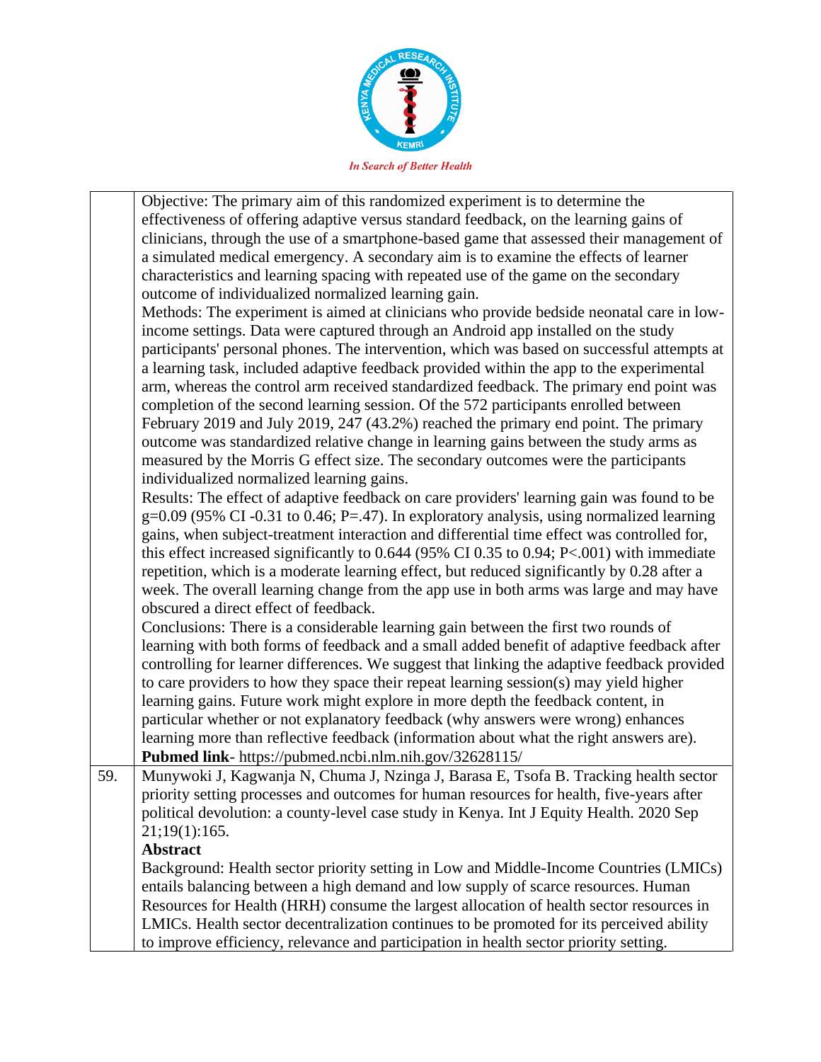| | |
|---|---|
| | Objective: The primary aim of this randomized experiment is to determine the effectiveness of offering adaptive versus standard feedback, on the learning gains of clinicians, through the use of a smartphone-based game that assessed their management of a simulated medical emergency. A secondary aim is to examine the effects of learner characteristics and learning spacing with repeated use of the game on the secondary outcome of individualized normalized learning gain.<br>Methods: The experiment is aimed at clinicians who provide bedside neonatal care in low-income settings. Data were captured through an Android app installed on the study participants' personal phones. The intervention, which was based on successful attempts at a learning task, included adaptive feedback provided within the app to the experimental arm, whereas the control arm received standardized feedback. The primary end point was completion of the second learning session. Of the 572 participants enrolled between February 2019 and July 2019, 247 (43.2%) reached the primary end point. The primary outcome was standardized relative change in learning gains between the study arms as measured by the Morris G effect size. The secondary outcomes were the participants individualized normalized learning gains.<br>Results: The effect of adaptive feedback on care providers' learning gain was found to be g=0.09 (95% CI -0.31 to 0.46; P=.47). In exploratory analysis, using normalized learning gains, when subject-treatment interaction and differential time effect was controlled for, this effect increased significantly to 0.644 (95% CI 0.35 to 0.94; P<.001) with immediate repetition, which is a moderate learning effect, but reduced significantly by 0.28 after a week. The overall learning change from the app use in both arms was large and may have obscured a direct effect of feedback.<br>Conclusions: There is a considerable learning gain between the first two rounds of learning with both forms of feedback and a small added benefit of adaptive feedback after controlling for learner differences. We suggest that linking the adaptive feedback provided to care providers to how they space their repeat learning session(s) may yield higher learning gains. Future work might explore in more depth the feedback content, in particular whether or not explanatory feedback (why answers were wrong) enhances learning more than reflective feedback (information about what the right answers are).<br>**Pubmed link**- https://pubmed.ncbi.nlm.nih.gov/32628115/ |
| 59. | Munywoki J, Kagwanja N, Chuma J, Nzinga J, Barasa E, Tsofa B. Tracking health sector priority setting processes and outcomes for human resources for health, five-years after political devolution: a county-level case study in Kenya. Int J Equity Health. 2020 Sep 21;19(1):165.<br>**Abstract**<br>Background: Health sector priority setting in Low and Middle-Income Countries (LMICs) entails balancing between a high demand and low supply of scarce resources. Human Resources for Health (HRH) consume the largest allocation of health sector resources in LMICs. Health sector decentralization continues to be promoted for its perceived ability to improve efficiency, relevance and participation in health sector priority setting. |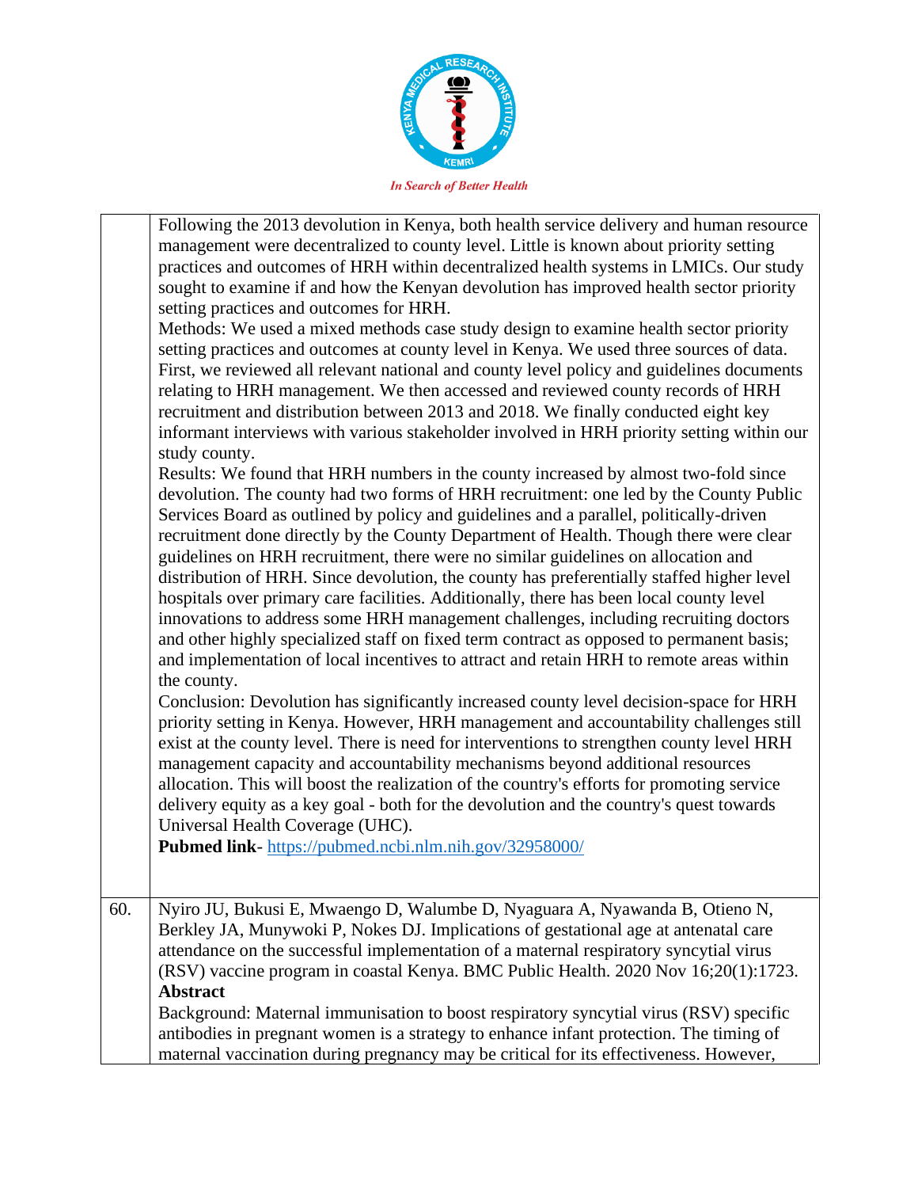| | |
|---|---|
| | Following the 2013 devolution in Kenya, both health service delivery and human resource management were decentralized to county level. Little is known about priority setting practices and outcomes of HRH within decentralized health systems in LMICs. Our study sought to examine if and how the Kenyan devolution has improved health sector priority setting practices and outcomes for HRH.<br>Methods: We used a mixed methods case study design to examine health sector priority setting practices and outcomes at county level in Kenya. We used three sources of data. First, we reviewed all relevant national and county level policy and guidelines documents relating to HRH management. We then accessed and reviewed county records of HRH recruitment and distribution between 2013 and 2018. We finally conducted eight key informant interviews with various stakeholder involved in HRH priority setting within our study county.<br>Results: We found that HRH numbers in the county increased by almost two-fold since devolution. The county had two forms of HRH recruitment: one led by the County Public Services Board as outlined by policy and guidelines and a parallel, politically-driven recruitment done directly by the County Department of Health. Though there were clear guidelines on HRH recruitment, there were no similar guidelines on allocation and distribution of HRH. Since devolution, the county has preferentially staffed higher level hospitals over primary care facilities. Additionally, there has been local county level innovations to address some HRH management challenges, including recruiting doctors and other highly specialized staff on fixed term contract as opposed to permanent basis; and implementation of local incentives to attract and retain HRH to remote areas within the county.<br>Conclusion: Devolution has significantly increased county level decision-space for HRH priority setting in Kenya. However, HRH management and accountability challenges still exist at the county level. There is need for interventions to strengthen county level HRH management capacity and accountability mechanisms beyond additional resources allocation. This will boost the realization of the country's efforts for promoting service delivery equity as a key goal - both for the devolution and the country's quest towards Universal Health Coverage (UHC).<br>**Pubmed link**- https://pubmed.ncbi.nlm.nih.gov/32958000/ |
| 60. | Nyiro JU, Bukusi E, Mwaengo D, Walumbe D, Nyaguara A, Nyawanda B, Otieno N, Berkley JA, Munywoki P, Nokes DJ. Implications of gestational age at antenatal care attendance on the successful implementation of a maternal respiratory syncytial virus (RSV) vaccine program in coastal Kenya. BMC Public Health. 2020 Nov 16;20(1):1723.<br>**Abstract**<br>Background: Maternal immunisation to boost respiratory syncytial virus (RSV) specific antibodies in pregnant women is a strategy to enhance infant protection. The timing of maternal vaccination during pregnancy may be critical for its effectiveness. However, |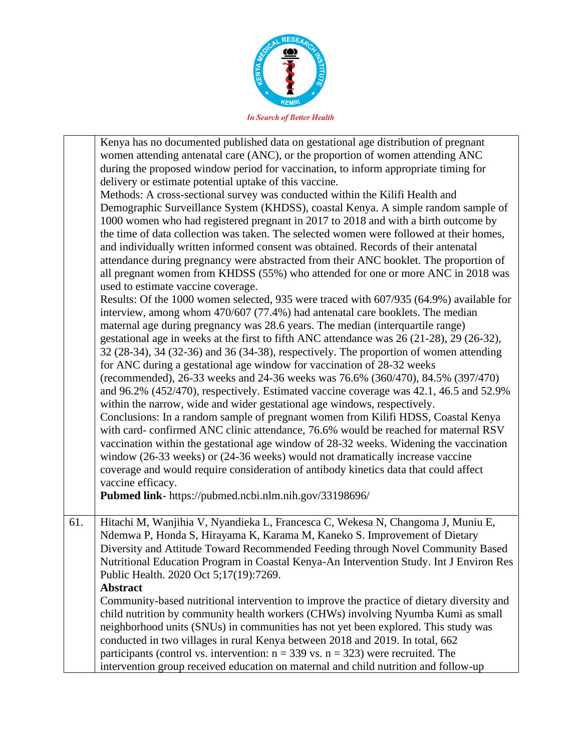| | |
|---|---|
| | Kenya has no documented published data on gestational age distribution of pregnant women attending antenatal care (ANC), or the proportion of women attending ANC during the proposed window period for vaccination, to inform appropriate timing for delivery or estimate potential uptake of this vaccine.<br>Methods: A cross-sectional survey was conducted within the Kilifi Health and Demographic Surveillance System (KHDSS), coastal Kenya. A simple random sample of 1000 women who had registered pregnant in 2017 to 2018 and with a birth outcome by the time of data collection was taken. The selected women were followed at their homes, and individually written informed consent was obtained. Records of their antenatal attendance during pregnancy were abstracted from their ANC booklet. The proportion of all pregnant women from KHDSS (55%) who attended for one or more ANC in 2018 was used to estimate vaccine coverage.<br>Results: Of the 1000 women selected, 935 were traced with 607/935 (64.9%) available for interview, among whom 470/607 (77.4%) had antenatal care booklets. The median maternal age during pregnancy was 28.6 years. The median (interquartile range) gestational age in weeks at the first to fifth ANC attendance was 26 (21-28), 29 (26-32), 32 (28-34), 34 (32-36) and 36 (34-38), respectively. The proportion of women attending for ANC during a gestational age window for vaccination of 28-32 weeks (recommended), 26-33 weeks and 24-36 weeks was 76.6% (360/470), 84.5% (397/470) and 96.2% (452/470), respectively. Estimated vaccine coverage was 42.1, 46.5 and 52.9% within the narrow, wide and wider gestational age windows, respectively.<br>Conclusions: In a random sample of pregnant women from Kilifi HDSS, Coastal Kenya with card- confirmed ANC clinic attendance, 76.6% would be reached for maternal RSV vaccination within the gestational age window of 28-32 weeks. Widening the vaccination window (26-33 weeks) or (24-36 weeks) would not dramatically increase vaccine coverage and would require consideration of antibody kinetics data that could affect vaccine efficacy.<br>**Pubmed link**- https://pubmed.ncbi.nlm.nih.gov/33198696/ |
| 61. | Hitachi M, Wanjihia V, Nyandieka L, Francesca C, Wekesa N, Changoma J, Muniu E, Ndemwa P, Honda S, Hirayama K, Karama M, Kaneko S. Improvement of Dietary Diversity and Attitude Toward Recommended Feeding through Novel Community Based Nutritional Education Program in Coastal Kenya-An Intervention Study. Int J Environ Res Public Health. 2020 Oct 5;17(19):7269.<br>**Abstract**<br>Community-based nutritional intervention to improve the practice of dietary diversity and child nutrition by community health workers (CHWs) involving Nyumba Kumi as small neighborhood units (SNUs) in communities has not yet been explored. This study was conducted in two villages in rural Kenya between 2018 and 2019. In total, 662 participants (control vs. intervention: n = 339 vs. n = 323) were recruited. The intervention group received education on maternal and child nutrition and follow-up |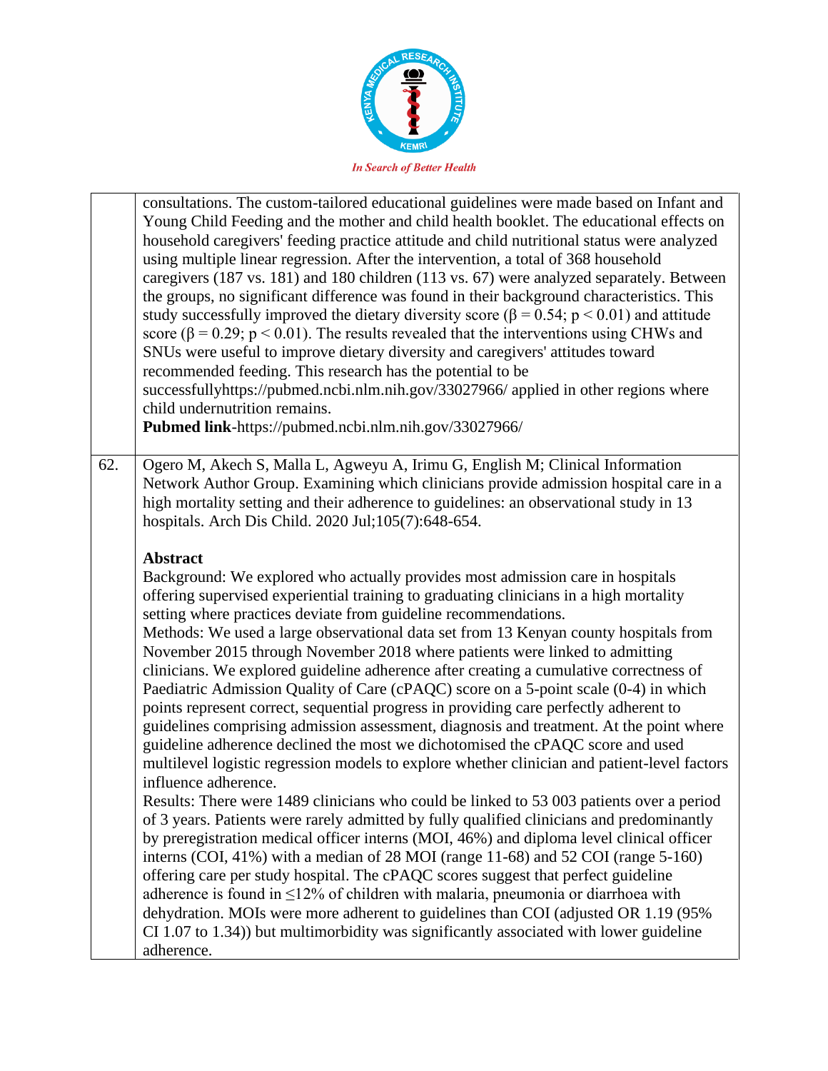| | |
|---|---|
| | consultations. The custom-tailored educational guidelines were made based on Infant and Young Child Feeding and the mother and child health booklet. The educational effects on household caregivers' feeding practice attitude and child nutritional status were analyzed using multiple linear regression. After the intervention, a total of 368 household caregivers (187 vs. 181) and 180 children (113 vs. 67) were analyzed separately. Between the groups, no significant difference was found in their background characteristics. This study successfully improved the dietary diversity score ($\beta = 0.54$; $p < 0.01$) and attitude score ($\beta = 0.29$; $p < 0.01$). The results revealed that the interventions using CHWs and SNUs were useful to improve dietary diversity and caregivers' attitudes toward recommended feeding. This research has the potential to be successfullyhttps://pubmed.ncbi.nlm.nih.gov/33027966/ applied in other regions where child undernutrition remains.<br>**Pubmed link**-https://pubmed.ncbi.nlm.nih.gov/33027966/ |
| 62. | Ogero M, Akech S, Malla L, Agweyu A, Irimu G, English M; Clinical Information Network Author Group. Examining which clinicians provide admission hospital care in a high mortality setting and their adherence to guidelines: an observational study in 13 hospitals. Arch Dis Child. 2020 Jul;105(7):648-654.<br><br>**Abstract**<br>Background: We explored who actually provides most admission care in hospitals offering supervised experiential training to graduating clinicians in a high mortality setting where practices deviate from guideline recommendations.<br>Methods: We used a large observational data set from 13 Kenyan county hospitals from November 2015 through November 2018 where patients were linked to admitting clinicians. We explored guideline adherence after creating a cumulative correctness of Paediatric Admission Quality of Care (cPAQC) score on a 5-point scale (0-4) in which points represent correct, sequential progress in providing care perfectly adherent to guidelines comprising admission assessment, diagnosis and treatment. At the point where guideline adherence declined the most we dichotomised the cPAQC score and used multilevel logistic regression models to explore whether clinician and patient-level factors influence adherence.<br>Results: There were 1489 clinicians who could be linked to 53 003 patients over a period of 3 years. Patients were rarely admitted by fully qualified clinicians and predominantly by preregistration medical officer interns (MOI, 46%) and diploma level clinical officer interns (COI, 41%) with a median of 28 MOI (range 11-68) and 52 COI (range 5-160) offering care per study hospital. The cPAQC scores suggest that perfect guideline adherence is found in ≤12% of children with malaria, pneumonia or diarrhoea with dehydration. MOIs were more adherent to guidelines than COI (adjusted OR 1.19 (95% CI 1.07 to 1.34)) but multimorbidity was significantly associated with lower guideline adherence. |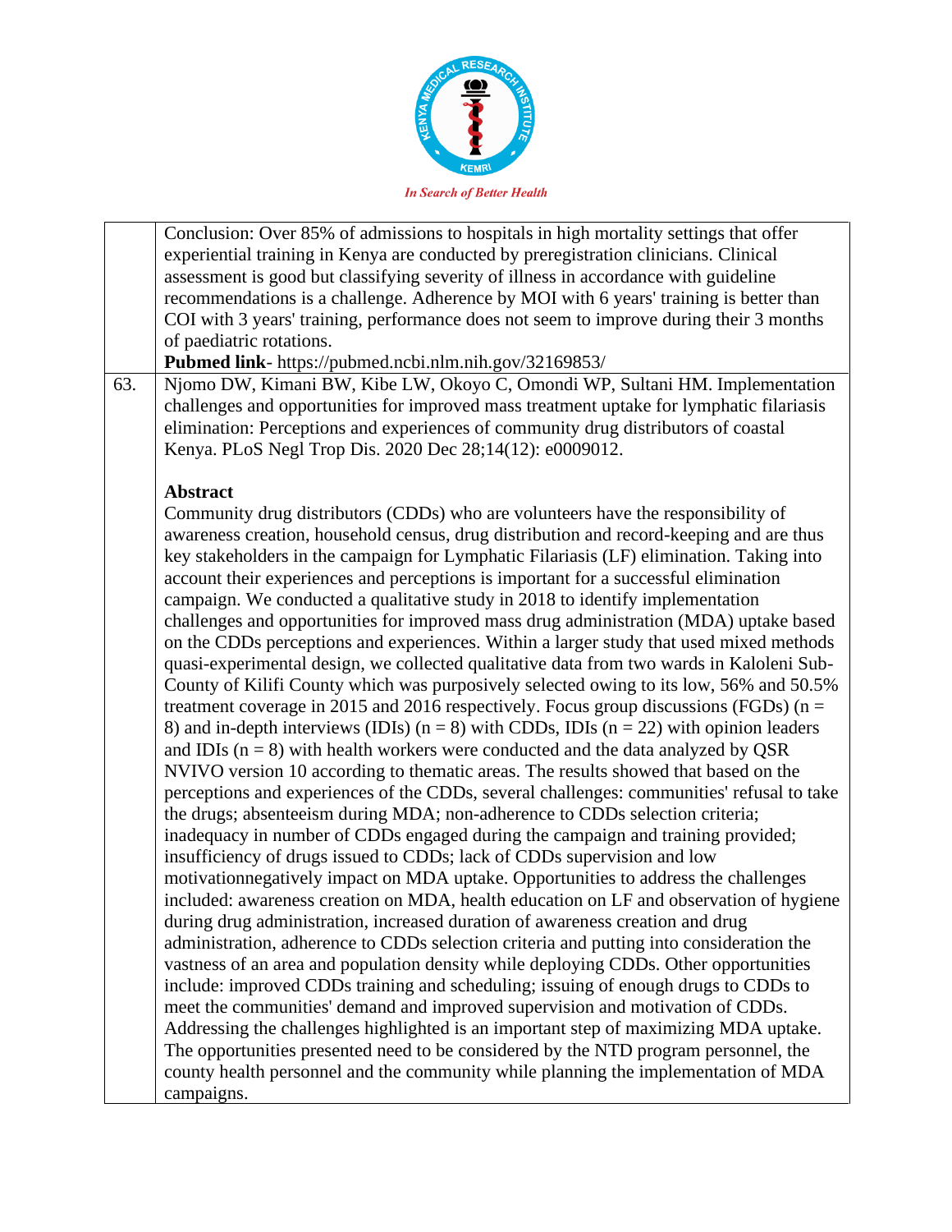| | |
|---|---|
| | Conclusion: Over 85% of admissions to hospitals in high mortality settings that offer experiential training in Kenya are conducted by preregistration clinicians. Clinical assessment is good but classifying severity of illness in accordance with guideline recommendations is a challenge. Adherence by MOI with 6 years' training is better than COI with 3 years' training, performance does not seem to improve during their 3 months of paediatric rotations.<br>**Pubmed link**- https://pubmed.ncbi.nlm.nih.gov/32169853/ |
| 63. | Njomo DW, Kimani BW, Kibe LW, Okoyo C, Omondi WP, Sultani HM. Implementation challenges and opportunities for improved mass treatment uptake for lymphatic filariasis elimination: Perceptions and experiences of community drug distributors of coastal Kenya. PLoS Negl Trop Dis. 2020 Dec 28;14(12): e0009012.<br><br>**Abstract**<br>Community drug distributors (CDDs) who are volunteers have the responsibility of awareness creation, household census, drug distribution and record-keeping and are thus key stakeholders in the campaign for Lymphatic Filariasis (LF) elimination. Taking into account their experiences and perceptions is important for a successful elimination campaign. We conducted a qualitative study in 2018 to identify implementation challenges and opportunities for improved mass drug administration (MDA) uptake based on the CDDs perceptions and experiences. Within a larger study that used mixed methods quasi-experimental design, we collected qualitative data from two wards in Kaloleni Sub-County of Kilifi County which was purposively selected owing to its low, 56% and 50.5% treatment coverage in 2015 and 2016 respectively. Focus group discussions (FGDs) (n = 8) and in-depth interviews (IDIs) (n = 8) with CDDs, IDIs (n = 22) with opinion leaders and IDIs (n = 8) with health workers were conducted and the data analyzed by QSR NVIVO version 10 according to thematic areas. The results showed that based on the perceptions and experiences of the CDDs, several challenges: communities' refusal to take the drugs; absenteeism during MDA; non-adherence to CDDs selection criteria; inadequacy in number of CDDs engaged during the campaign and training provided; insufficiency of drugs issued to CDDs; lack of CDDs supervision and low motivationnegatively impact on MDA uptake. Opportunities to address the challenges included: awareness creation on MDA, health education on LF and observation of hygiene during drug administration, increased duration of awareness creation and drug administration, adherence to CDDs selection criteria and putting into consideration the vastness of an area and population density while deploying CDDs. Other opportunities include: improved CDDs training and scheduling; issuing of enough drugs to CDDs to meet the communities' demand and improved supervision and motivation of CDDs. Addressing the challenges highlighted is an important step of maximizing MDA uptake. The opportunities presented need to be considered by the NTD program personnel, the county health personnel and the community while planning the implementation of MDA campaigns. |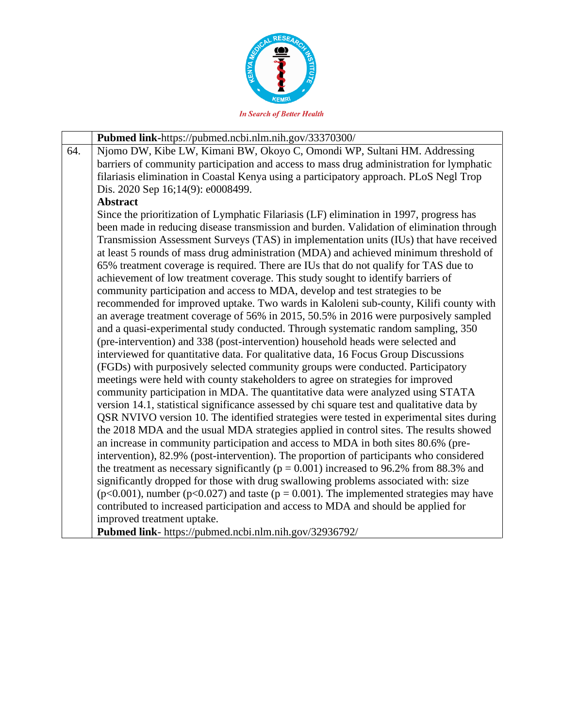|  | **Pubmed link**-https://pubmed.ncbi.nlm.nih.gov/33370300/ |
|---|---|
| 64. | Njomo DW, Kibe LW, Kimani BW, Okoyo C, Omondi WP, Sultani HM. Addressing barriers of community participation and access to mass drug administration for lymphatic filariasis elimination in Coastal Kenya using a participatory approach. PLoS Negl Trop Dis. 2020 Sep 16;14(9): e0008499.<br>**Abstract**<br>Since the prioritization of Lymphatic Filariasis (LF) elimination in 1997, progress has been made in reducing disease transmission and burden. Validation of elimination through Transmission Assessment Surveys (TAS) in implementation units (IUs) that have received at least 5 rounds of mass drug administration (MDA) and achieved minimum threshold of 65% treatment coverage is required. There are IUs that do not qualify for TAS due to achievement of low treatment coverage. This study sought to identify barriers of community participation and access to MDA, develop and test strategies to be recommended for improved uptake. Two wards in Kaloleni sub-county, Kilifi county with an average treatment coverage of 56% in 2015, 50.5% in 2016 were purposively sampled and a quasi-experimental study conducted. Through systematic random sampling, 350 (pre-intervention) and 338 (post-intervention) household heads were selected and interviewed for quantitative data. For qualitative data, 16 Focus Group Discussions (FGDs) with purposively selected community groups were conducted. Participatory meetings were held with county stakeholders to agree on strategies for improved community participation in MDA. The quantitative data were analyzed using STATA version 14.1, statistical significance assessed by chi square test and qualitative data by QSR NVIVO version 10. The identified strategies were tested in experimental sites during the 2018 MDA and the usual MDA strategies applied in control sites. The results showed an increase in community participation and access to MDA in both sites 80.6% (pre-intervention), 82.9% (post-intervention). The proportion of participants who considered the treatment as necessary significantly ($p = 0.001$) increased to 96.2% from 88.3% and significantly dropped for those with drug swallowing problems associated with: size ($p<0.001$), number ($p<0.027$) and taste ($p = 0.001$). The implemented strategies may have contributed to increased participation and access to MDA and should be applied for improved treatment uptake.<br>**Pubmed link**- https://pubmed.ncbi.nlm.nih.gov/32936792/ |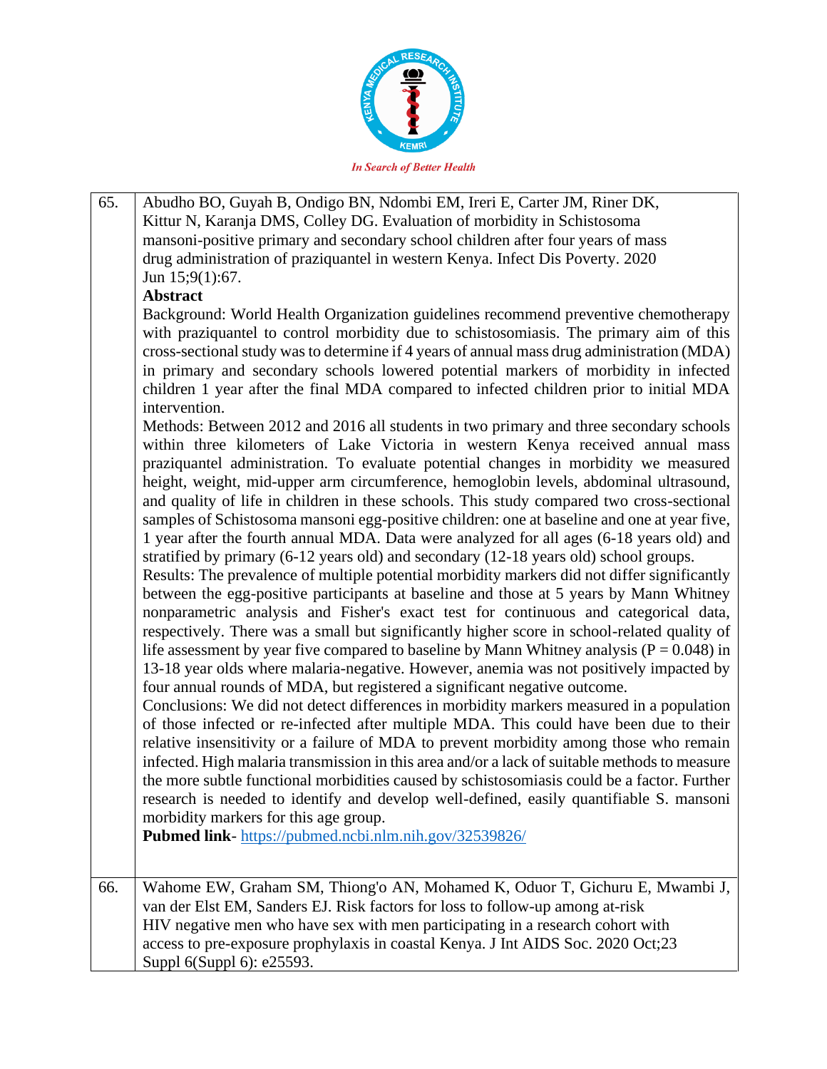| | |
|---|---|
| 65. | Abudho BO, Guyah B, Ondigo BN, Ndombi EM, Ireri E, Carter JM, Riner DK, Kittur N, Karanja DMS, Colley DG. Evaluation of morbidity in Schistosoma mansoni-positive primary and secondary school children after four years of mass drug administration of praziquantel in western Kenya. Infect Dis Poverty. 2020 Jun 15;9(1):67.<br>**Abstract**<br>Background: World Health Organization guidelines recommend preventive chemotherapy with praziquantel to control morbidity due to schistosomiasis. The primary aim of this cross-sectional study was to determine if 4 years of annual mass drug administration (MDA) in primary and secondary schools lowered potential markers of morbidity in infected children 1 year after the final MDA compared to infected children prior to initial MDA intervention.<br>Methods: Between 2012 and 2016 all students in two primary and three secondary schools within three kilometers of Lake Victoria in western Kenya received annual mass praziquantel administration. To evaluate potential changes in morbidity we measured height, weight, mid-upper arm circumference, hemoglobin levels, abdominal ultrasound, and quality of life in children in these schools. This study compared two cross-sectional samples of Schistosoma mansoni egg-positive children: one at baseline and one at year five, 1 year after the fourth annual MDA. Data were analyzed for all ages (6-18 years old) and stratified by primary (6-12 years old) and secondary (12-18 years old) school groups.<br>Results: The prevalence of multiple potential morbidity markers did not differ significantly between the egg-positive participants at baseline and those at 5 years by Mann Whitney nonparametric analysis and Fisher's exact test for continuous and categorical data, respectively. There was a small but significantly higher score in school-related quality of life assessment by year five compared to baseline by Mann Whitney analysis ($P = 0.048$) in 13-18 year olds where malaria-negative. However, anemia was not positively impacted by four annual rounds of MDA, but registered a significant negative outcome.<br>Conclusions: We did not detect differences in morbidity markers measured in a population of those infected or re-infected after multiple MDA. This could have been due to their relative insensitivity or a failure of MDA to prevent morbidity among those who remain infected. High malaria transmission in this area and/or a lack of suitable methods to measure the more subtle functional morbidities caused by schistosomiasis could be a factor. Further research is needed to identify and develop well-defined, easily quantifiable S. mansoni morbidity markers for this age group.<br>**Pubmed link**- https://pubmed.ncbi.nlm.nih.gov/32539826/ |
| 66. | Wahome EW, Graham SM, Thiong'o AN, Mohamed K, Oduor T, Gichuru E, Mwambi J, van der Elst EM, Sanders EJ. Risk factors for loss to follow-up among at-risk HIV negative men who have sex with men participating in a research cohort with access to pre-exposure prophylaxis in coastal Kenya. J Int AIDS Soc. 2020 Oct;23 Suppl 6(Suppl 6): e25593. |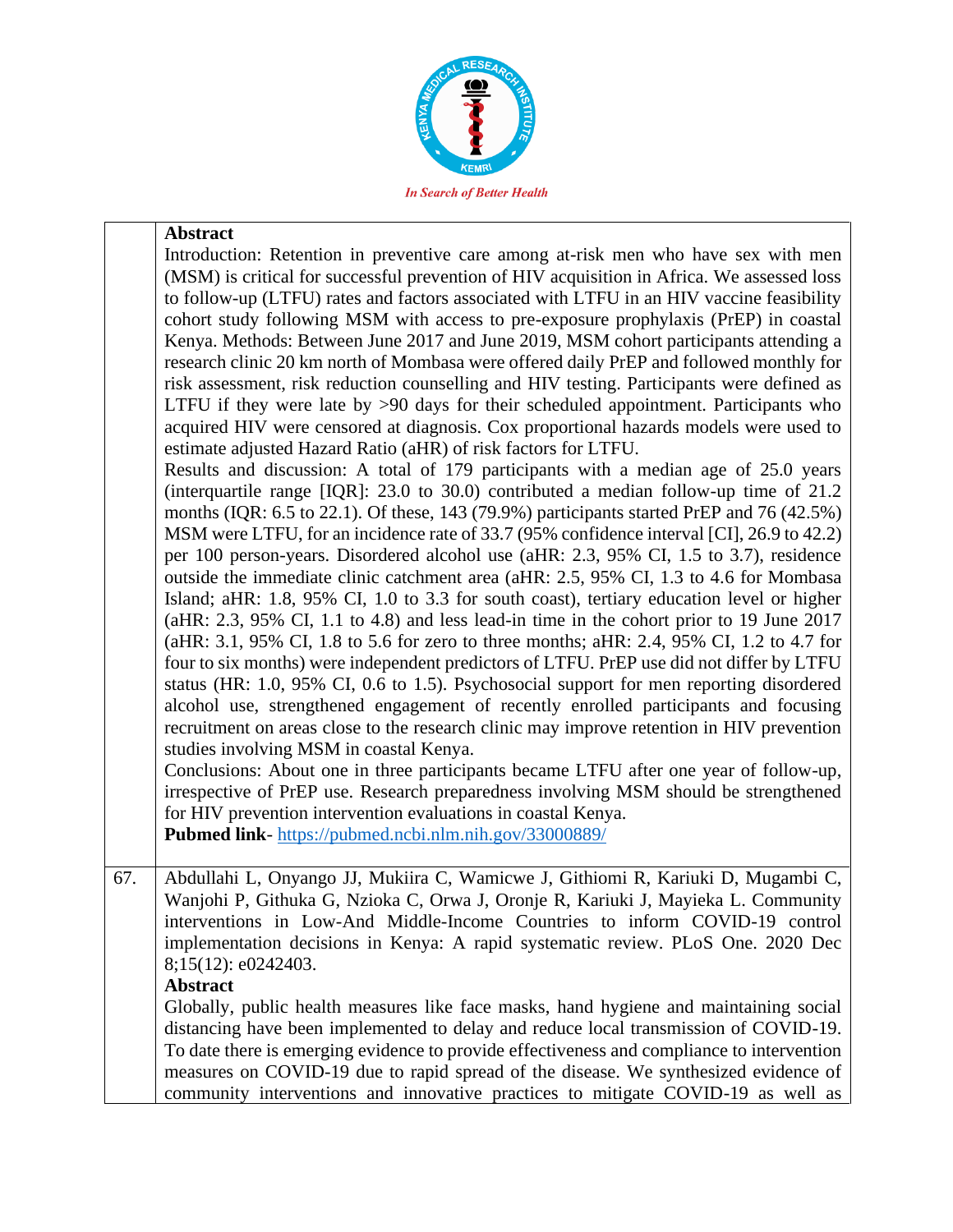**Abstract**

Introduction: Retention in preventive care among at-risk men who have sex with men (MSM) is critical for successful prevention of HIV acquisition in Africa. We assessed loss to follow-up (LTFU) rates and factors associated with LTFU in an HIV vaccine feasibility cohort study following MSM with access to pre-exposure prophylaxis (PrEP) in coastal Kenya. Methods: Between June 2017 and June 2019, MSM cohort participants attending a research clinic 20 km north of Mombasa were offered daily PrEP and followed monthly for risk assessment, risk reduction counselling and HIV testing. Participants were defined as LTFU if they were late by >90 days for their scheduled appointment. Participants who acquired HIV were censored at diagnosis. Cox proportional hazards models were used to estimate adjusted Hazard Ratio (aHR) of risk factors for LTFU.

Results and discussion: A total of 179 participants with a median age of 25.0 years (interquartile range [IQR]: 23.0 to 30.0) contributed a median follow-up time of 21.2 months (IQR: 6.5 to 22.1). Of these, 143 (79.9%) participants started PrEP and 76 (42.5%) MSM were LTFU, for an incidence rate of 33.7 (95% confidence interval [CI], 26.9 to 42.2) per 100 person-years. Disordered alcohol use (aHR: 2.3, 95% CI, 1.5 to 3.7), residence outside the immediate clinic catchment area (aHR: 2.5, 95% CI, 1.3 to 4.6 for Mombasa Island; aHR: 1.8, 95% CI, 1.0 to 3.3 for south coast), tertiary education level or higher (aHR: 2.3, 95% CI, 1.1 to 4.8) and less lead-in time in the cohort prior to 19 June 2017 (aHR: 3.1, 95% CI, 1.8 to 5.6 for zero to three months; aHR: 2.4, 95% CI, 1.2 to 4.7 for four to six months) were independent predictors of LTFU. PrEP use did not differ by LTFU status (HR: 1.0, 95% CI, 0.6 to 1.5). Psychosocial support for men reporting disordered alcohol use, strengthened engagement of recently enrolled participants and focusing recruitment on areas close to the research clinic may improve retention in HIV prevention studies involving MSM in coastal Kenya.

Conclusions: About one in three participants became LTFU after one year of follow-up, irrespective of PrEP use. Research preparedness involving MSM should be strengthened for HIV prevention intervention evaluations in coastal Kenya.

**Pubmed link**- https://pubmed.ncbi.nlm.nih.gov/33000889/

67. Abdullahi L, Onyango JJ, Mukiira C, Wamicwe J, Githiomi R, Kariuki D, Mugambi C, Wanjohi P, Githuka G, Nzioka C, Orwa J, Oronje R, Kariuki J, Mayieka L. Community interventions in Low-And Middle-Income Countries to inform COVID-19 control implementation decisions in Kenya: A rapid systematic review. PLoS One. 2020 Dec 8;15(12): e0242403.

**Abstract**

Globally, public health measures like face masks, hand hygiene and maintaining social distancing have been implemented to delay and reduce local transmission of COVID-19. To date there is emerging evidence to provide effectiveness and compliance to intervention measures on COVID-19 due to rapid spread of the disease. We synthesized evidence of community interventions and innovative practices to mitigate COVID-19 as well as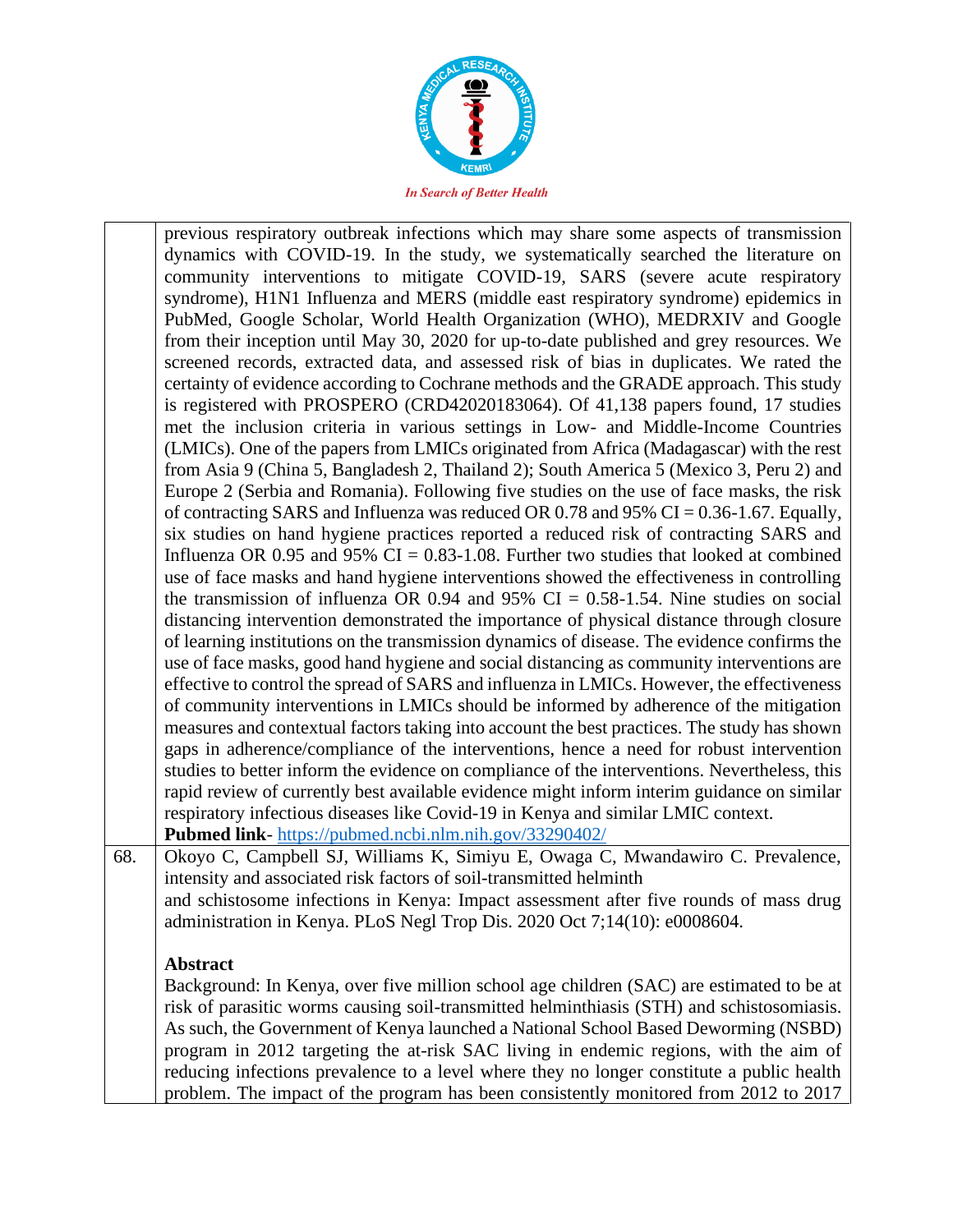| | |
|---|---|
| | previous respiratory outbreak infections which may share some aspects of transmission dynamics with COVID-19. In the study, we systematically searched the literature on community interventions to mitigate COVID-19, SARS (severe acute respiratory syndrome), H1N1 Influenza and MERS (middle east respiratory syndrome) epidemics in PubMed, Google Scholar, World Health Organization (WHO), MEDRXIV and Google from their inception until May 30, 2020 for up-to-date published and grey resources. We screened records, extracted data, and assessed risk of bias in duplicates. We rated the certainty of evidence according to Cochrane methods and the GRADE approach. This study is registered with PROSPERO (CRD42020183064). Of 41,138 papers found, 17 studies met the inclusion criteria in various settings in Low- and Middle-Income Countries (LMICs). One of the papers from LMICs originated from Africa (Madagascar) with the rest from Asia 9 (China 5, Bangladesh 2, Thailand 2); South America 5 (Mexico 3, Peru 2) and Europe 2 (Serbia and Romania). Following five studies on the use of face masks, the risk of contracting SARS and Influenza was reduced OR 0.78 and 95% CI = 0.36-1.67. Equally, six studies on hand hygiene practices reported a reduced risk of contracting SARS and Influenza OR 0.95 and 95% CI = 0.83-1.08. Further two studies that looked at combined use of face masks and hand hygiene interventions showed the effectiveness in controlling the transmission of influenza OR 0.94 and 95% CI = 0.58-1.54. Nine studies on social distancing intervention demonstrated the importance of physical distance through closure of learning institutions on the transmission dynamics of disease. The evidence confirms the use of face masks, good hand hygiene and social distancing as community interventions are effective to control the spread of SARS and influenza in LMICs. However, the effectiveness of community interventions in LMICs should be informed by adherence of the mitigation measures and contextual factors taking into account the best practices. The study has shown gaps in adherence/compliance of the interventions, hence a need for robust intervention studies to better inform the evidence on compliance of the interventions. Nevertheless, this rapid review of currently best available evidence might inform interim guidance on similar respiratory infectious diseases like Covid-19 in Kenya and similar LMIC context.<br>**Pubmed link**- https://pubmed.ncbi.nlm.nih.gov/33290402/ |
| 68. | Okoyo C, Campbell SJ, Williams K, Simiyu E, Owaga C, Mwandawiro C. Prevalence, intensity and associated risk factors of soil-transmitted helminth and schistosome infections in Kenya: Impact assessment after five rounds of mass drug administration in Kenya. PLoS Negl Trop Dis. 2020 Oct 7;14(10): e0008604.<br><br>**Abstract**<br>Background: In Kenya, over five million school age children (SAC) are estimated to be at risk of parasitic worms causing soil-transmitted helminthiasis (STH) and schistosomiasis. As such, the Government of Kenya launched a National School Based Deworming (NSBD) program in 2012 targeting the at-risk SAC living in endemic regions, with the aim of reducing infections prevalence to a level where they no longer constitute a public health problem. The impact of the program has been consistently monitored from 2012 to 2017 |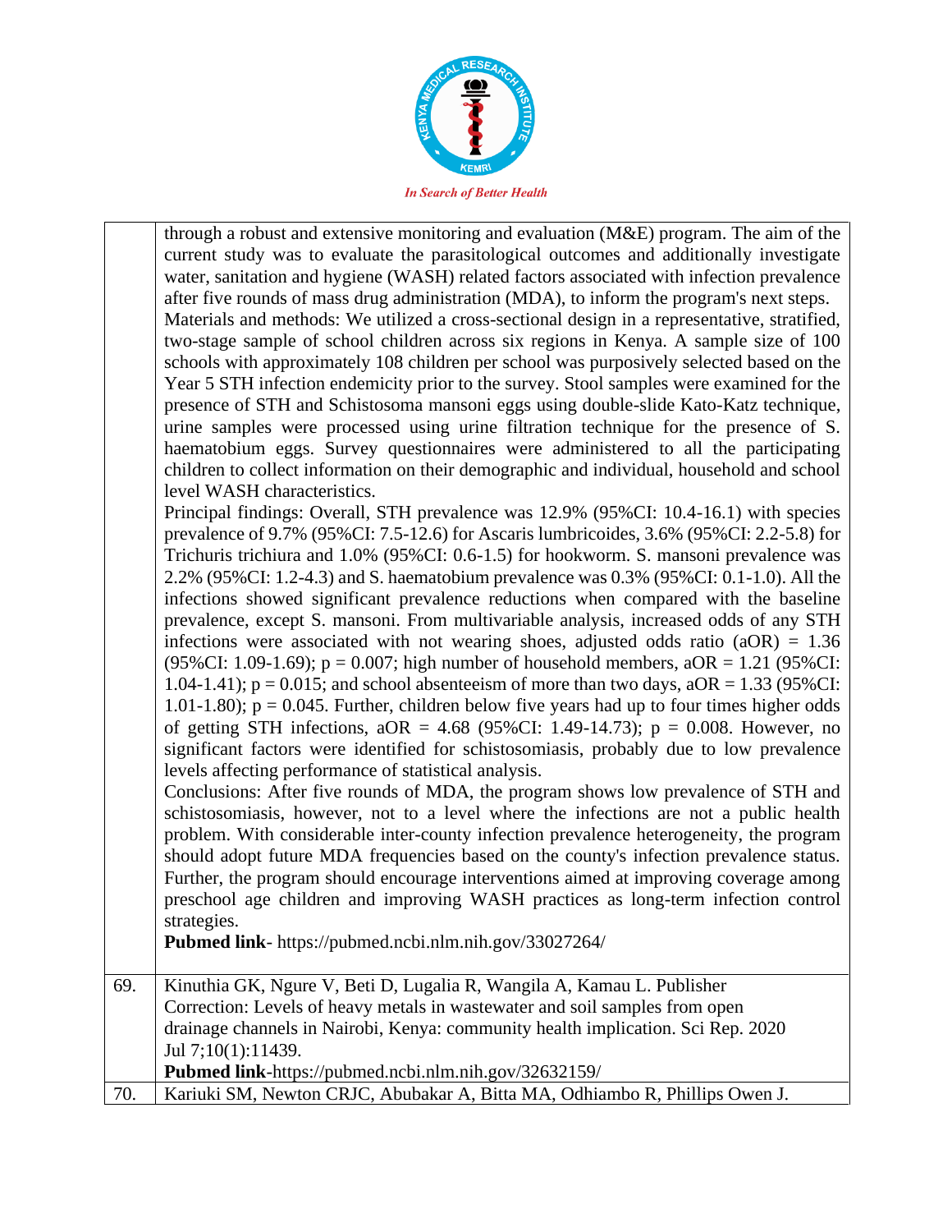| | |
|---|---|
| | through a robust and extensive monitoring and evaluation (M&E) program. The aim of the current study was to evaluate the parasitological outcomes and additionally investigate water, sanitation and hygiene (WASH) related factors associated with infection prevalence after five rounds of mass drug administration (MDA), to inform the program's next steps. Materials and methods: We utilized a cross-sectional design in a representative, stratified, two-stage sample of school children across six regions in Kenya. A sample size of 100 schools with approximately 108 children per school was purposively selected based on the Year 5 STH infection endemicity prior to the survey. Stool samples were examined for the presence of STH and Schistosoma mansoni eggs using double-slide Kato-Katz technique, urine samples were processed using urine filtration technique for the presence of S. haematobium eggs. Survey questionnaires were administered to all the participating children to collect information on their demographic and individual, household and school level WASH characteristics. Principal findings: Overall, STH prevalence was 12.9% (95%CI: 10.4-16.1) with species prevalence of 9.7% (95%CI: 7.5-12.6) for Ascaris lumbricoides, 3.6% (95%CI: 2.2-5.8) for Trichuris trichiura and 1.0% (95%CI: 0.6-1.5) for hookworm. S. mansoni prevalence was 2.2% (95%CI: 1.2-4.3) and S. haematobium prevalence was 0.3% (95%CI: 0.1-1.0). All the infections showed significant prevalence reductions when compared with the baseline prevalence, except S. mansoni. From multivariable analysis, increased odds of any STH infections were associated with not wearing shoes, adjusted odds ratio (aOR) = 1.36 (95%CI: 1.09-1.69); p = 0.007; high number of household members, aOR = 1.21 (95%CI: 1.04-1.41); p = 0.015; and school absenteeism of more than two days, aOR = 1.33 (95%CI: 1.01-1.80); p = 0.045. Further, children below five years had up to four times higher odds of getting STH infections, aOR = 4.68 (95%CI: 1.49-14.73); p = 0.008. However, no significant factors were identified for schistosomiasis, probably due to low prevalence levels affecting performance of statistical analysis. Conclusions: After five rounds of MDA, the program shows low prevalence of STH and schistosomiasis, however, not to a level where the infections are not a public health problem. With considerable inter-county infection prevalence heterogeneity, the program should adopt future MDA frequencies based on the county's infection prevalence status. Further, the program should encourage interventions aimed at improving coverage among preschool age children and improving WASH practices as long-term infection control strategies. **Pubmed link**- https://pubmed.ncbi.nlm.nih.gov/33027264/ |
| 69. | Kinuthia GK, Ngure V, Beti D, Lugalia R, Wangila A, Kamau L. Publisher Correction: Levels of heavy metals in wastewater and soil samples from open drainage channels in Nairobi, Kenya: community health implication. Sci Rep. 2020 Jul 7;10(1):11439. **Pubmed link**-https://pubmed.ncbi.nlm.nih.gov/32632159/ |
| 70. | Kariuki SM, Newton CRJC, Abubakar A, Bitta MA, Odhiambo R, Phillips Owen J. |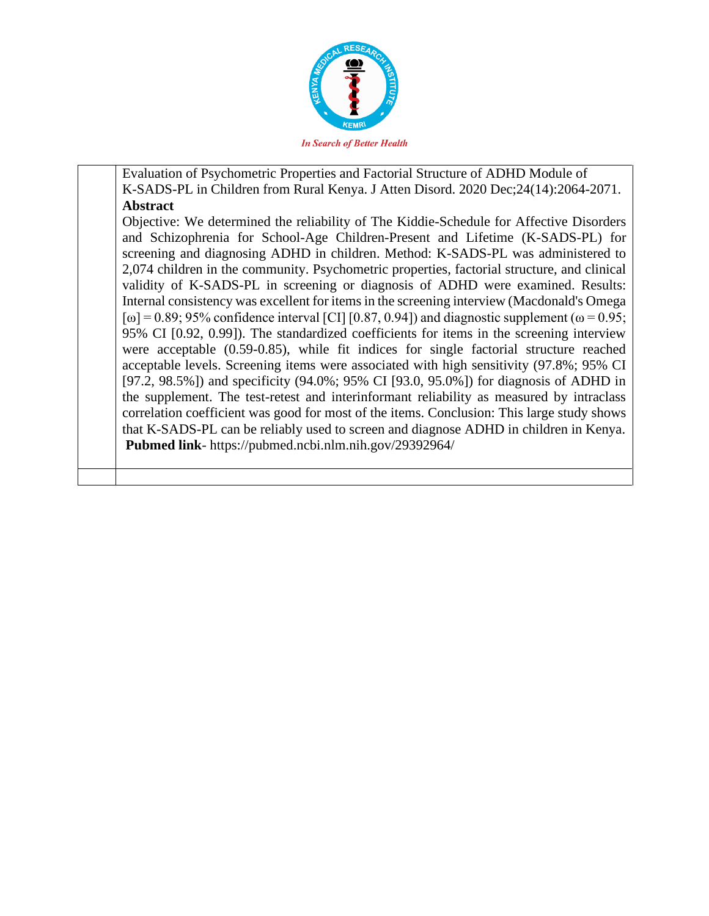Evaluation of Psychometric Properties and Factorial Structure of ADHD Module of K-SADS-PL in Children from Rural Kenya. J Atten Disord. 2020 Dec;24(14):2064-2071.

**Abstract**

Objective: We determined the reliability of The Kiddie-Schedule for Affective Disorders and Schizophrenia for School-Age Children-Present and Lifetime (K-SADS-PL) for screening and diagnosing ADHD in children. Method: K-SADS-PL was administered to 2,074 children in the community. Psychometric properties, factorial structure, and clinical validity of K-SADS-PL in screening or diagnosis of ADHD were examined. Results: Internal consistency was excellent for items in the screening interview (Macdonald's Omega [ω] = 0.89; 95% confidence interval [CI] [0.87, 0.94]) and diagnostic supplement (ω = 0.95; 95% CI [0.92, 0.99]). The standardized coefficients for items in the screening interview were acceptable (0.59-0.85), while fit indices for single factorial structure reached acceptable levels. Screening items were associated with high sensitivity (97.8%; 95% CI [97.2, 98.5%]) and specificity (94.0%; 95% CI [93.0, 95.0%]) for diagnosis of ADHD in the supplement. The test-retest and interinformant reliability as measured by intraclass correlation coefficient was good for most of the items. Conclusion: This large study shows that K-SADS-PL can be reliably used to screen and diagnose ADHD in children in Kenya.

**Pubmed link**- https://pubmed.ncbi.nlm.nih.gov/29392964/